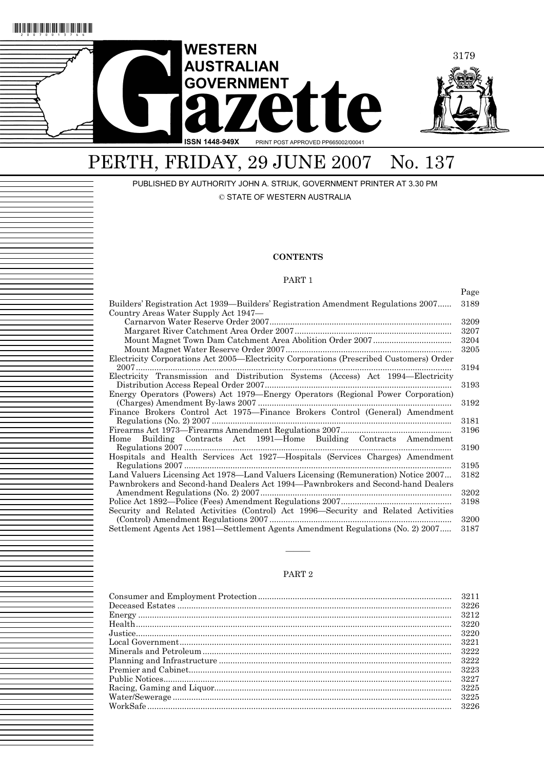# WESTERN AUSTRALIAN GOVERNMENT Gazette

ISSN 1448-949X PRINT POST APPROVED PP665002/00041

# PERTH, FRIDAY, 29 JUNE 2007 No. 137

PUBLISHED BY AUTHORITY JOHN A. STRIJK, GOVERNMENT PRINTER AT 3.30 PM

© STATE OF WESTERN AUSTRALIA

**CONTENTS**

PART 1

| | Page |
|---|---|
| Builders' Registration Act 1939—Builders' Registration Amendment Regulations 2007 | 3189 |
| Country Areas Water Supply Act 1947— | |
| Carnarvon Water Reserve Order 2007 | 3209 |
| Margaret River Catchment Area Order 2007 | 3207 |
| Mount Magnet Town Dam Catchment Area Abolition Order 2007 | 3204 |
| Mount Magnet Water Reserve Order 2007 | 3205 |
| Electricity Corporations Act 2005—Electricity Corporations (Prescribed Customers) Order 2007 | 3194 |
| Electricity Transmission and Distribution Systems (Access) Act 1994—Electricity Distribution Access Repeal Order 2007 | 3193 |
| Energy Operators (Powers) Act 1979—Energy Operators (Regional Power Corporation) (Charges) Amendment By-laws 2007 | 3192 |
| Finance Brokers Control Act 1975—Finance Brokers Control (General) Amendment Regulations (No. 2) 2007 | 3181 |
| Firearms Act 1973—Firearms Amendment Regulations 2007 | 3196 |
| Home Building Contracts Act 1991—Home Building Contracts Amendment Regulations 2007 | 3190 |
| Hospitals and Health Services Act 1927—Hospitals (Services Charges) Amendment Regulations 2007 | 3195 |
| Land Valuers Licensing Act 1978—Land Valuers Licensing (Remuneration) Notice 2007 | 3182 |
| Pawnbrokers and Second-hand Dealers Act 1994—Pawnbrokers and Second-hand Dealers Amendment Regulations (No. 2) 2007 | 3202 |
| Police Act 1892—Police (Fees) Amendment Regulations 2007 | 3198 |
| Security and Related Activities (Control) Act 1996—Security and Related Activities (Control) Amendment Regulations 2007 | 3200 |
| Settlement Agents Act 1981—Settlement Agents Amendment Regulations (No. 2) 2007 | 3187 |

———

PART 2

| | |
|---|---|
| Consumer and Employment Protection | 3211 |
| Deceased Estates | 3226 |
| Energy | 3212 |
| Health | 3220 |
| Justice | 3220 |
| Local Government | 3221 |
| Minerals and Petroleum | 3222 |
| Planning and Infrastructure | 3222 |
| Premier and Cabinet | 3223 |
| Public Notices | 3227 |
| Racing, Gaming and Liquor | 3225 |
| Water/Sewerage | 3225 |
| WorkSafe | 3226 |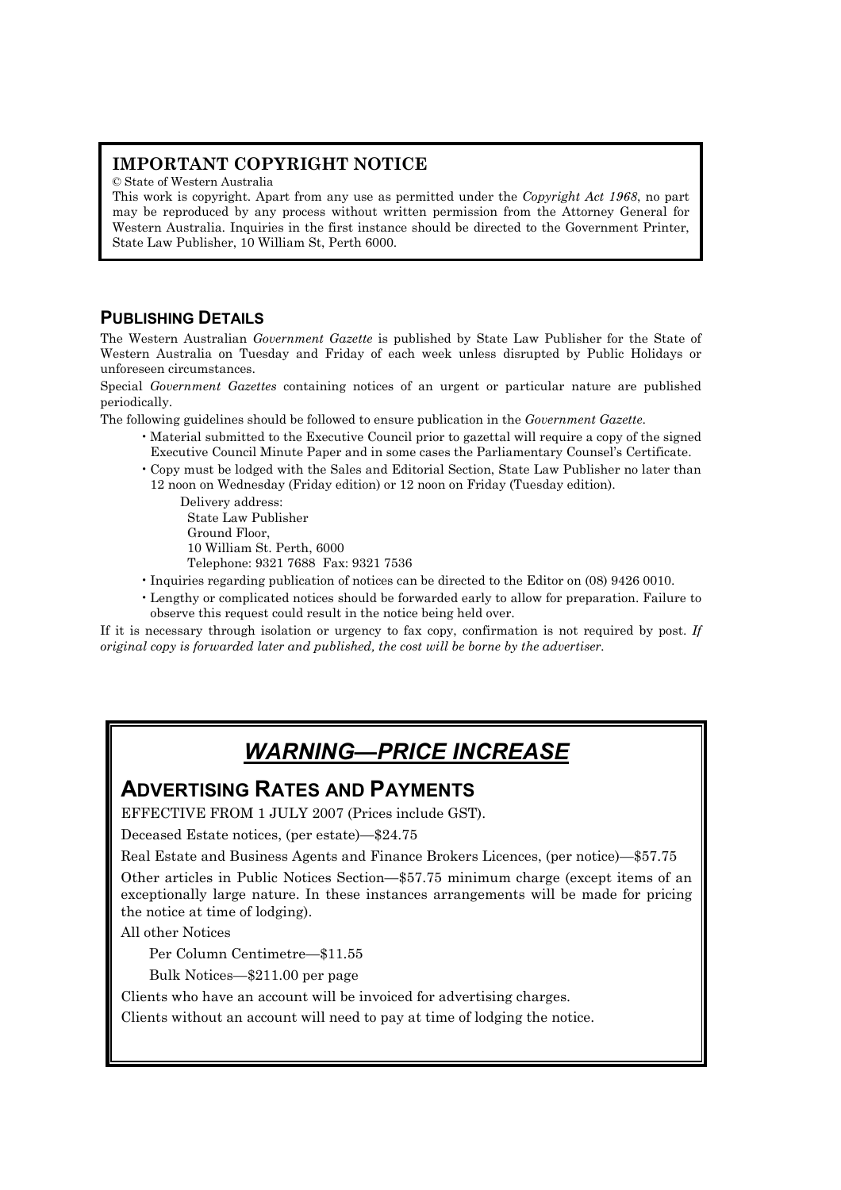## IMPORTANT COPYRIGHT NOTICE

© State of Western Australia

This work is copyright. Apart from any use as permitted under the *Copyright Act 1968*, no part may be reproduced by any process without written permission from the Attorney General for Western Australia. Inquiries in the first instance should be directed to the Government Printer, State Law Publisher, 10 William St, Perth 6000.

## PUBLISHING DETAILS

The Western Australian *Government Gazette* is published by State Law Publisher for the State of Western Australia on Tuesday and Friday of each week unless disrupted by Public Holidays or unforeseen circumstances.

Special *Government Gazettes* containing notices of an urgent or particular nature are published periodically.

The following guidelines should be followed to ensure publication in the *Government Gazette*.

- Material submitted to the Executive Council prior to gazettal will require a copy of the signed Executive Council Minute Paper and in some cases the Parliamentary Counsel's Certificate.
- Copy must be lodged with the Sales and Editorial Section, State Law Publisher no later than 12 noon on Wednesday (Friday edition) or 12 noon on Friday (Tuesday edition).

  Delivery address:
  State Law Publisher
  Ground Floor,
  10 William St. Perth, 6000
  Telephone: 9321 7688 Fax: 9321 7536

- Inquiries regarding publication of notices can be directed to the Editor on (08) 9426 0010.
- Lengthy or complicated notices should be forwarded early to allow for preparation. Failure to observe this request could result in the notice being held over.

If it is necessary through isolation or urgency to fax copy, confirmation is not required by post. *If original copy is forwarded later and published, the cost will be borne by the advertiser.*

# *WARNING—PRICE INCREASE*

## ADVERTISING RATES AND PAYMENTS

EFFECTIVE FROM 1 JULY 2007 (Prices include GST).

Deceased Estate notices, (per estate)—$24.75

Real Estate and Business Agents and Finance Brokers Licences, (per notice)—$57.75

Other articles in Public Notices Section—$57.75 minimum charge (except items of an exceptionally large nature. In these instances arrangements will be made for pricing the notice at time of lodging).

All other Notices

Per Column Centimetre—$11.55

Bulk Notices—$211.00 per page

Clients who have an account will be invoiced for advertising charges.

Clients without an account will need to pay at time of lodging the notice.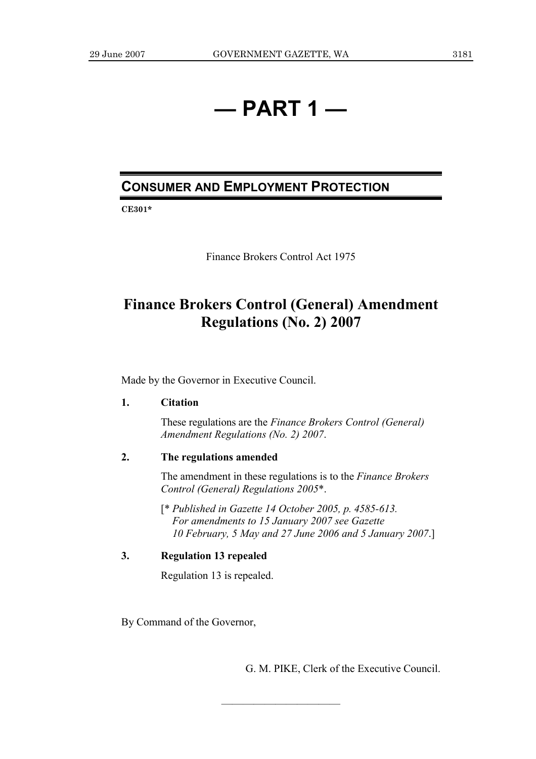# — PART 1 —

## CONSUMER AND EMPLOYMENT PROTECTION

**CE301***

Finance Brokers Control Act 1975

# Finance Brokers Control (General) Amendment Regulations (No. 2) 2007

Made by the Governor in Executive Council.

**1. Citation**

These regulations are the *Finance Brokers Control (General) Amendment Regulations (No. 2) 2007*.

**2. The regulations amended**

The amendment in these regulations is to the *Finance Brokers Control (General) Regulations 2005**.

[* *Published in Gazette 14 October 2005, p. 4585-613. For amendments to 15 January 2007 see Gazette 10 February, 5 May and 27 June 2006 and 5 January 2007*.]

**3. Regulation 13 repealed**

Regulation 13 is repealed.

By Command of the Governor,

G. M. PIKE, Clerk of the Executive Council.

---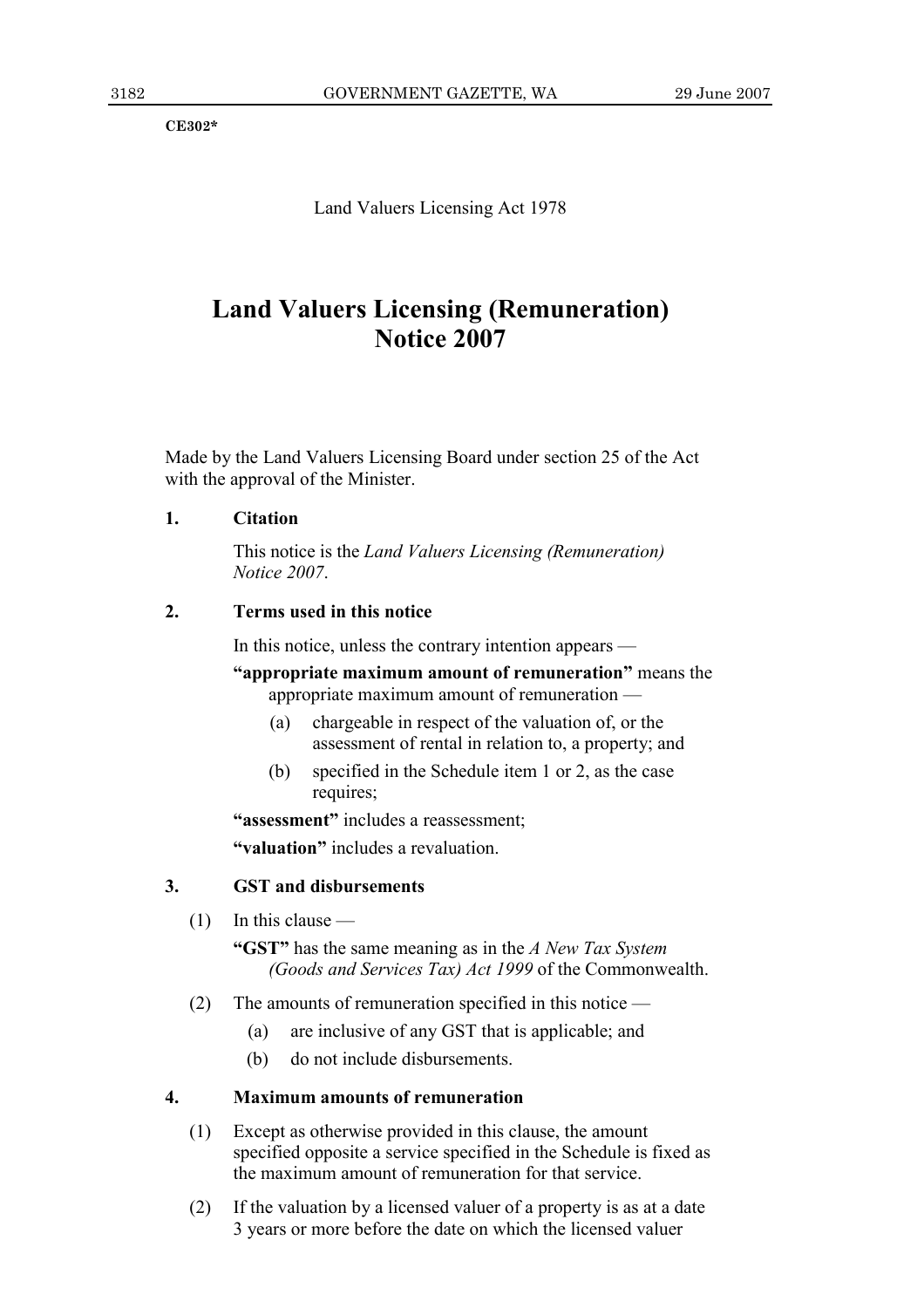CE302*

Land Valuers Licensing Act 1978

# Land Valuers Licensing (Remuneration) Notice 2007

Made by the Land Valuers Licensing Board under section 25 of the Act with the approval of the Minister.

**1. Citation**

This notice is the *Land Valuers Licensing (Remuneration) Notice 2007*.

**2. Terms used in this notice**

In this notice, unless the contrary intention appears —

**"appropriate maximum amount of remuneration"** means the appropriate maximum amount of remuneration —

(a) chargeable in respect of the valuation of, or the assessment of rental in relation to, a property; and

(b) specified in the Schedule item 1 or 2, as the case requires;

**"assessment"** includes a reassessment;

**"valuation"** includes a revaluation.

**3. GST and disbursements**

(1) In this clause —

**"GST"** has the same meaning as in the *A New Tax System (Goods and Services Tax) Act 1999* of the Commonwealth.

(2) The amounts of remuneration specified in this notice —

(a) are inclusive of any GST that is applicable; and

(b) do not include disbursements.

**4. Maximum amounts of remuneration**

(1) Except as otherwise provided in this clause, the amount specified opposite a service specified in the Schedule is fixed as the maximum amount of remuneration for that service.

(2) If the valuation by a licensed valuer of a property is as at a date 3 years or more before the date on which the licensed valuer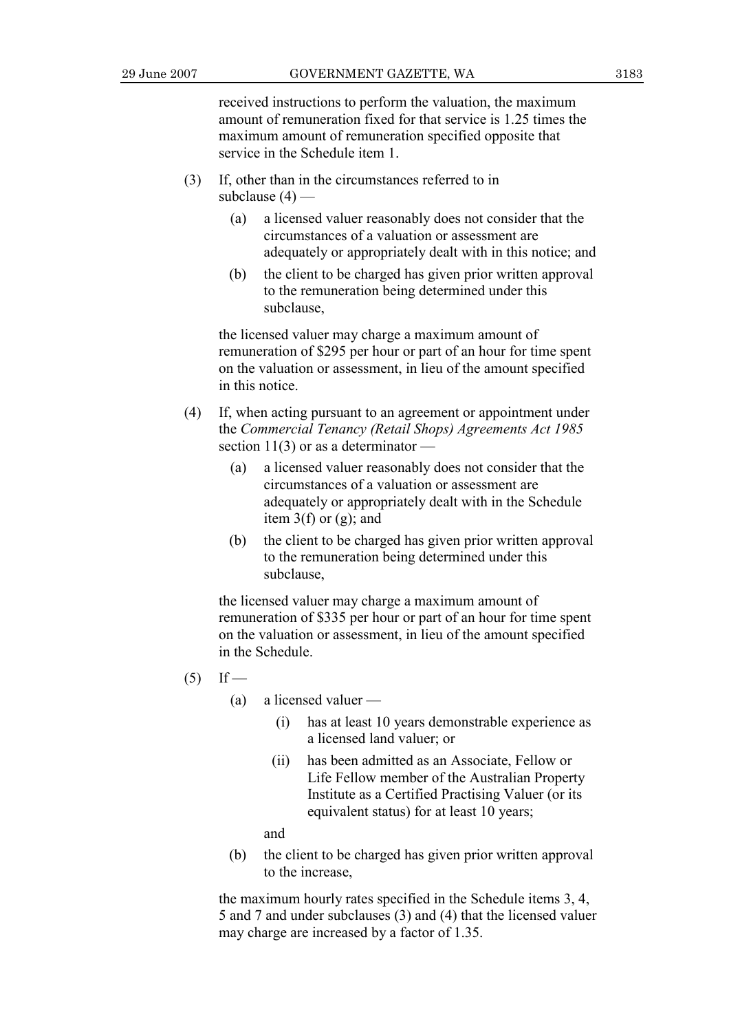received instructions to perform the valuation, the maximum amount of remuneration fixed for that service is 1.25 times the maximum amount of remuneration specified opposite that service in the Schedule item 1.

(3) If, other than in the circumstances referred to in subclause (4) —

(a) a licensed valuer reasonably does not consider that the circumstances of a valuation or assessment are adequately or appropriately dealt with in this notice; and

(b) the client to be charged has given prior written approval to the remuneration being determined under this subclause,

the licensed valuer may charge a maximum amount of remuneration of $295 per hour or part of an hour for time spent on the valuation or assessment, in lieu of the amount specified in this notice.

(4) If, when acting pursuant to an agreement or appointment under the *Commercial Tenancy (Retail Shops) Agreements Act 1985* section 11(3) or as a determinator —

(a) a licensed valuer reasonably does not consider that the circumstances of a valuation or assessment are adequately or appropriately dealt with in the Schedule item 3(f) or (g); and

(b) the client to be charged has given prior written approval to the remuneration being determined under this subclause,

the licensed valuer may charge a maximum amount of remuneration of $335 per hour or part of an hour for time spent on the valuation or assessment, in lieu of the amount specified in the Schedule.

(5) If —

(a) a licensed valuer —

(i) has at least 10 years demonstrable experience as a licensed land valuer; or

(ii) has been admitted as an Associate, Fellow or Life Fellow member of the Australian Property Institute as a Certified Practising Valuer (or its equivalent status) for at least 10 years;

and

(b) the client to be charged has given prior written approval to the increase,

the maximum hourly rates specified in the Schedule items 3, 4, 5 and 7 and under subclauses (3) and (4) that the licensed valuer may charge are increased by a factor of 1.35.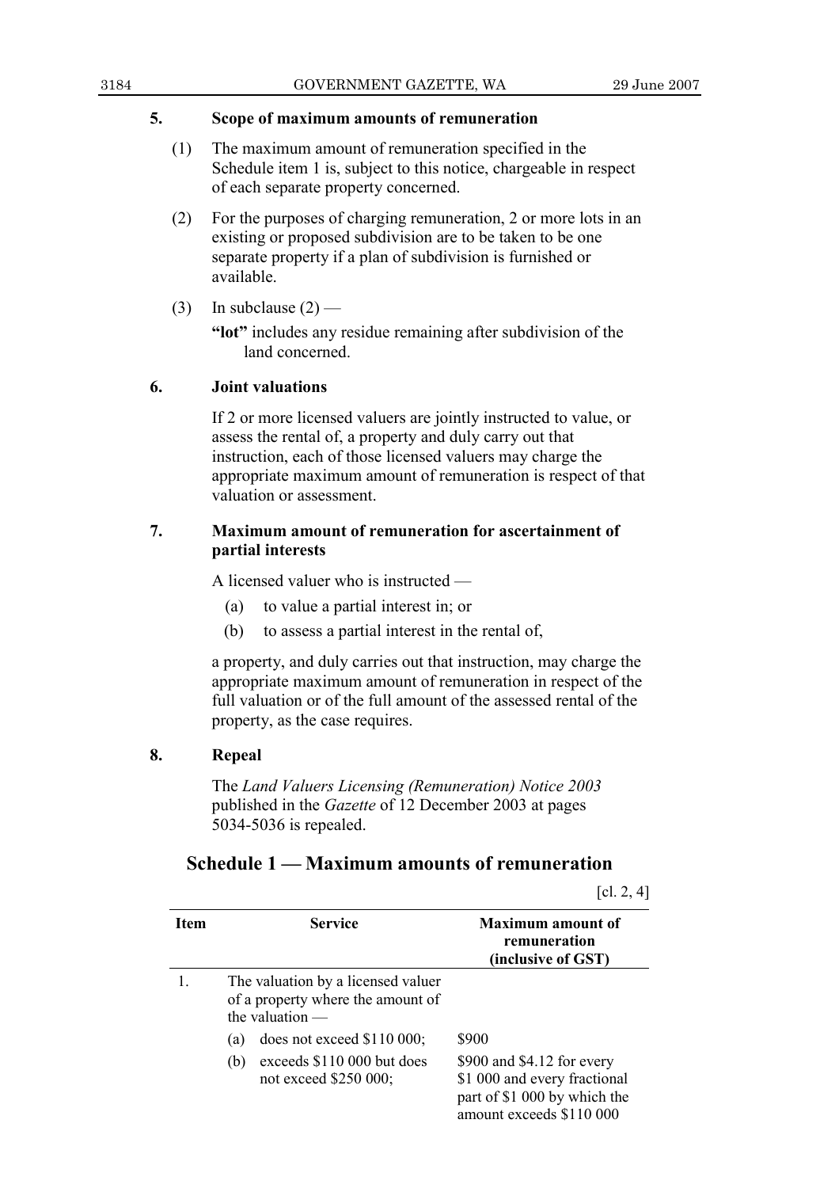**5. Scope of maximum amounts of remuneration**

(1) The maximum amount of remuneration specified in the Schedule item 1 is, subject to this notice, chargeable in respect of each separate property concerned.

(2) For the purposes of charging remuneration, 2 or more lots in an existing or proposed subdivision are to be taken to be one separate property if a plan of subdivision is furnished or available.

(3) In subclause (2) —

**"lot"** includes any residue remaining after subdivision of the land concerned.

**6. Joint valuations**

If 2 or more licensed valuers are jointly instructed to value, or assess the rental of, a property and duly carry out that instruction, each of those licensed valuers may charge the appropriate maximum amount of remuneration is respect of that valuation or assessment.

**7. Maximum amount of remuneration for ascertainment of partial interests**

A licensed valuer who is instructed —

(a) to value a partial interest in; or

(b) to assess a partial interest in the rental of,

a property, and duly carries out that instruction, may charge the appropriate maximum amount of remuneration in respect of the full valuation or of the full amount of the assessed rental of the property, as the case requires.

**8. Repeal**

The *Land Valuers Licensing (Remuneration) Notice 2003* published in the *Gazette* of 12 December 2003 at pages 5034-5036 is repealed.

## Schedule 1 — Maximum amounts of remuneration

[cl. 2, 4]

| Item | Service | Maximum amount of remuneration (inclusive of GST) |
|---|---|---|
| 1. | The valuation by a licensed valuer of a property where the amount of the valuation — | |
| | (a) does not exceed $110 000; | $900 |
| | (b) exceeds $110 000 but does not exceed $250 000; | $900 and $4.12 for every $1 000 and every fractional part of $1 000 by which the amount exceeds $110 000 |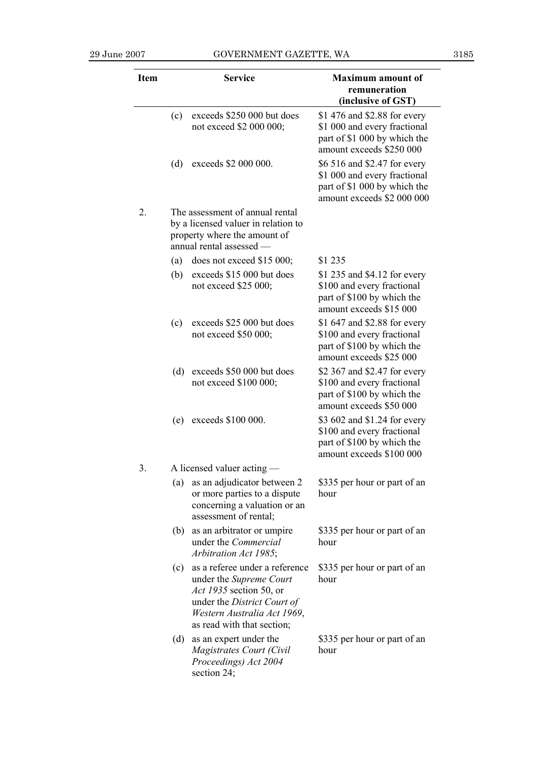| Item | Service | Maximum amount of remuneration (inclusive of GST) |
|---|---|---|
| | (c) exceeds $250 000 but does not exceed $2 000 000; | $1 476 and $2.88 for every $1 000 and every fractional part of $1 000 by which the amount exceeds $250 000 |
| | (d) exceeds $2 000 000. | $6 516 and $2.47 for every $1 000 and every fractional part of $1 000 by which the amount exceeds $2 000 000 |
| 2. | The assessment of annual rental by a licensed valuer in relation to property where the amount of annual rental assessed — | |
| | (a) does not exceed $15 000; | $1 235 |
| | (b) exceeds $15 000 but does not exceed $25 000; | $1 235 and $4.12 for every $100 and every fractional part of $100 by which the amount exceeds $15 000 |
| | (c) exceeds $25 000 but does not exceed $50 000; | $1 647 and $2.88 for every $100 and every fractional part of $100 by which the amount exceeds $25 000 |
| | (d) exceeds $50 000 but does not exceed $100 000; | $2 367 and $2.47 for every $100 and every fractional part of $100 by which the amount exceeds $50 000 |
| | (e) exceeds $100 000. | $3 602 and $1.24 for every $100 and every fractional part of $100 by which the amount exceeds $100 000 |
| 3. | A licensed valuer acting — | |
| | (a) as an adjudicator between 2 or more parties to a dispute concerning a valuation or an assessment of rental; | $335 per hour or part of an hour |
| | (b) as an arbitrator or umpire under the *Commercial Arbitration Act 1985*; | $335 per hour or part of an hour |
| | (c) as a referee under a reference under the *Supreme Court Act 1935* section 50, or under the *District Court of Western Australia Act 1969*, as read with that section; | $335 per hour or part of an hour |
| | (d) as an expert under the *Magistrates Court (Civil Proceedings) Act 2004* section 24; | $335 per hour or part of an hour |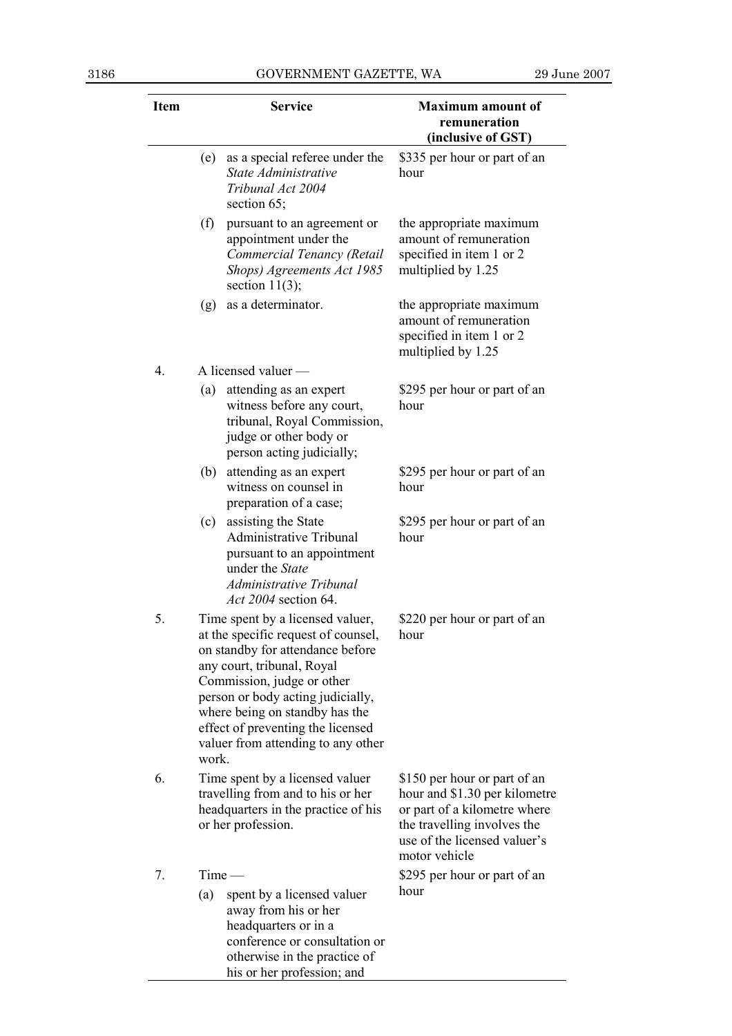| Item | Service | Maximum amount of remuneration (inclusive of GST) |
|---|---|---|
| | (e) as a special referee under the *State Administrative Tribunal Act 2004* section 65; | $335 per hour or part of an hour |
| | (f) pursuant to an agreement or appointment under the *Commercial Tenancy (Retail Shops) Agreements Act 1985* section 11(3); | the appropriate maximum amount of remuneration specified in item 1 or 2 multiplied by 1.25 |
| | (g) as a determinator. | the appropriate maximum amount of remuneration specified in item 1 or 2 multiplied by 1.25 |
| 4. | A licensed valuer — | |
| | (a) attending as an expert witness before any court, tribunal, Royal Commission, judge or other body or person acting judicially; | $295 per hour or part of an hour |
| | (b) attending as an expert witness on counsel in preparation of a case; | $295 per hour or part of an hour |
| | (c) assisting the State Administrative Tribunal pursuant to an appointment under the *State Administrative Tribunal Act 2004* section 64. | $295 per hour or part of an hour |
| 5. | Time spent by a licensed valuer, at the specific request of counsel, on standby for attendance before any court, tribunal, Royal Commission, judge or other person or body acting judicially, where being on standby has the effect of preventing the licensed valuer from attending to any other work. | $220 per hour or part of an hour |
| 6. | Time spent by a licensed valuer travelling from and to his or her headquarters in the practice of his or her profession. | $150 per hour or part of an hour and $1.30 per kilometre or part of a kilometre where the travelling involves the use of the licensed valuer's motor vehicle |
| 7. | Time — | $295 per hour or part of an hour |
| | (a) spent by a licensed valuer away from his or her headquarters or in a conference or consultation or otherwise in the practice of his or her profession; and | |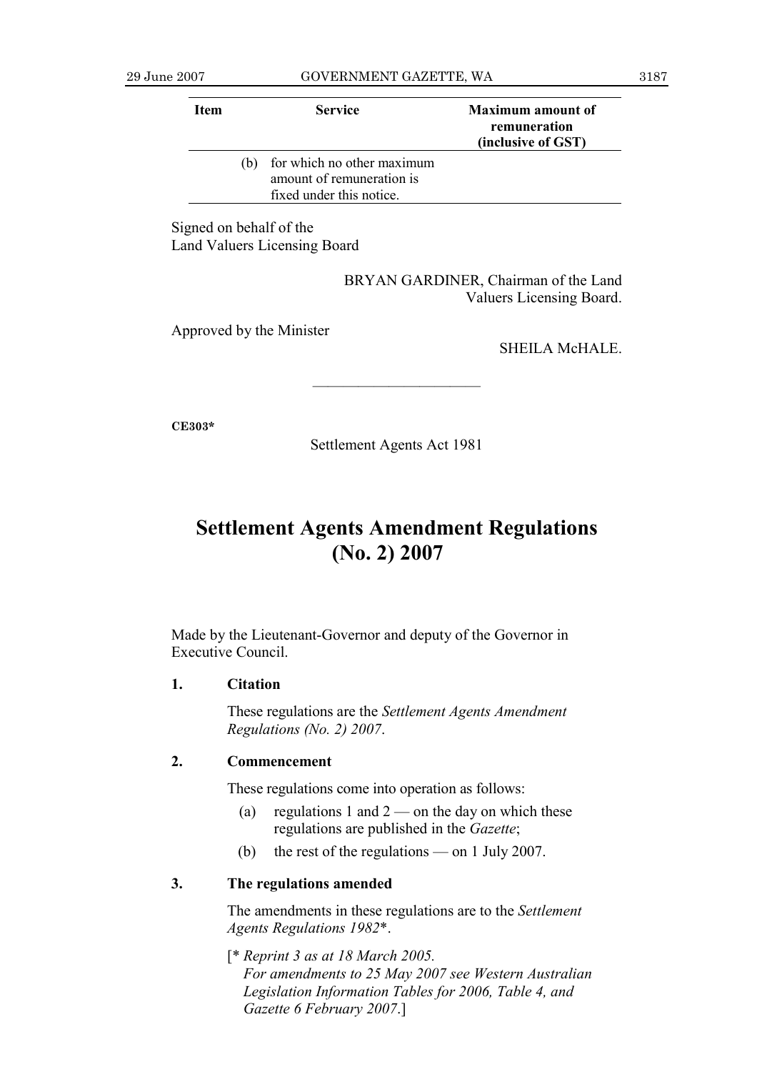| Item | Service | Maximum amount of remuneration (inclusive of GST) |
|---|---|---|
| | (b) for which no other maximum amount of remuneration is fixed under this notice. | |

Signed on behalf of the
Land Valuers Licensing Board

BRYAN GARDINER, Chairman of the Land Valuers Licensing Board.

Approved by the Minister

SHEILA McHALE.

---

**CE303***

Settlement Agents Act 1981

# Settlement Agents Amendment Regulations (No. 2) 2007

Made by the Lieutenant-Governor and deputy of the Governor in Executive Council.

**1. Citation**

These regulations are the *Settlement Agents Amendment Regulations (No. 2) 2007*.

**2. Commencement**

These regulations come into operation as follows:

(a) regulations 1 and 2 — on the day on which these regulations are published in the *Gazette*;

(b) the rest of the regulations — on 1 July 2007.

**3. The regulations amended**

The amendments in these regulations are to the *Settlement Agents Regulations 1982**.

[* *Reprint 3 as at 18 March 2005.*
*For amendments to 25 May 2007 see Western Australian Legislation Information Tables for 2006, Table 4, and Gazette 6 February 2007*.]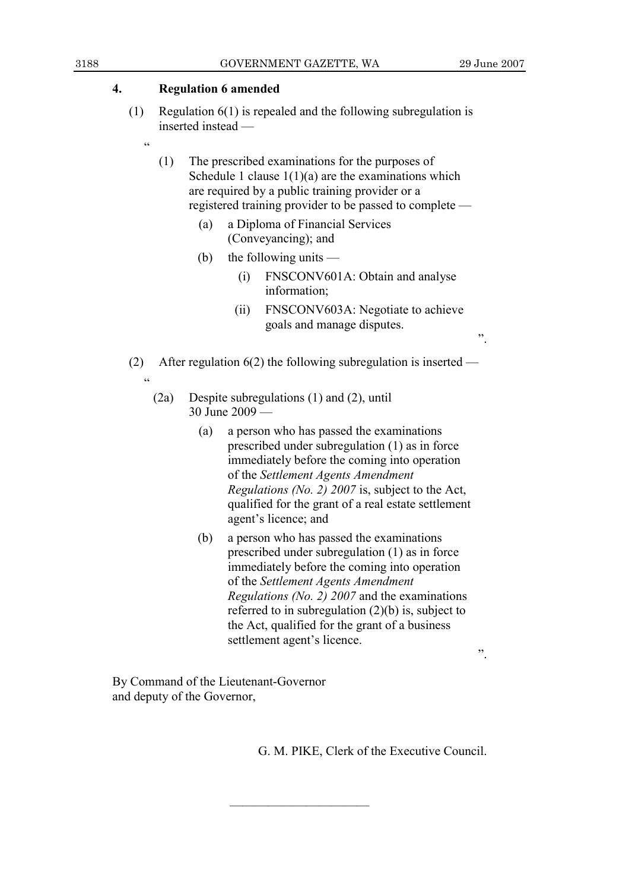## 4. Regulation 6 amended

(1) Regulation 6(1) is repealed and the following subregulation is inserted instead —

"

(1) The prescribed examinations for the purposes of Schedule 1 clause 1(1)(a) are the examinations which are required by a public training provider or a registered training provider to be passed to complete —

(a) a Diploma of Financial Services (Conveyancing); and

(b) the following units —

(i) FNSCONV601A: Obtain and analyse information;

(ii) FNSCONV603A: Negotiate to achieve goals and manage disputes.

".

(2) After regulation 6(2) the following subregulation is inserted —

"

(2a) Despite subregulations (1) and (2), until 30 June 2009 —

(a) a person who has passed the examinations prescribed under subregulation (1) as in force immediately before the coming into operation of the *Settlement Agents Amendment Regulations (No. 2) 2007* is, subject to the Act, qualified for the grant of a real estate settlement agent's licence; and

(b) a person who has passed the examinations prescribed under subregulation (1) as in force immediately before the coming into operation of the *Settlement Agents Amendment Regulations (No. 2) 2007* and the examinations referred to in subregulation (2)(b) is, subject to the Act, qualified for the grant of a business settlement agent's licence.

".

By Command of the Lieutenant-Governor and deputy of the Governor,

G. M. PIKE, Clerk of the Executive Council.

---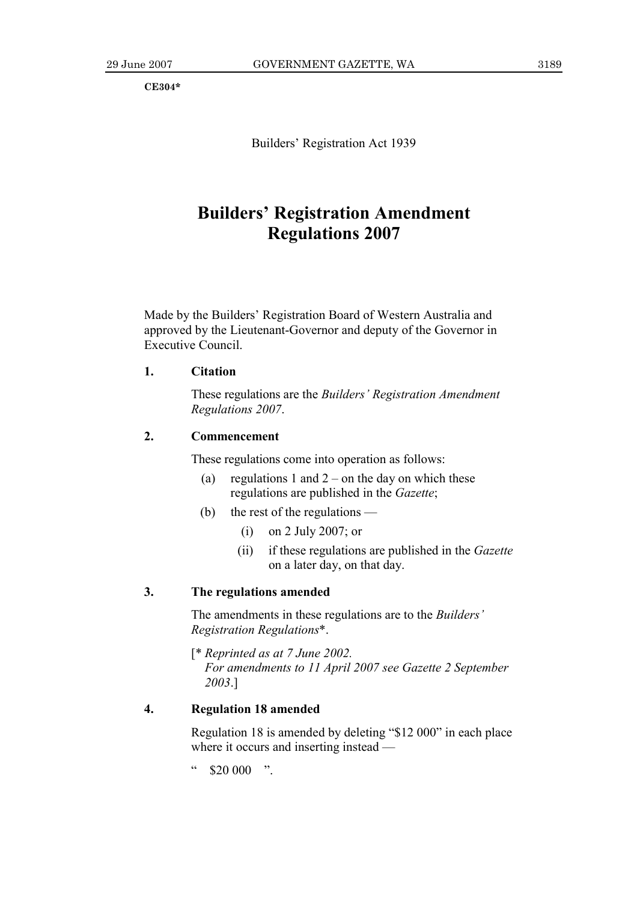**CE304***

Builders' Registration Act 1939

# Builders' Registration Amendment Regulations 2007

Made by the Builders' Registration Board of Western Australia and approved by the Lieutenant-Governor and deputy of the Governor in Executive Council.

**1. Citation**

These regulations are the *Builders' Registration Amendment Regulations 2007*.

**2. Commencement**

These regulations come into operation as follows:

(a) regulations 1 and 2 – on the day on which these regulations are published in the *Gazette*;

(b) the rest of the regulations —

(i) on 2 July 2007; or

(ii) if these regulations are published in the *Gazette* on a later day, on that day.

**3. The regulations amended**

The amendments in these regulations are to the *Builders' Registration Regulations**.

[* *Reprinted as at 7 June 2002.*
*For amendments to 11 April 2007 see Gazette 2 September 2003*.]

**4. Regulation 18 amended**

Regulation 18 is amended by deleting "$12 000" in each place where it occurs and inserting instead —

" $20 000 ".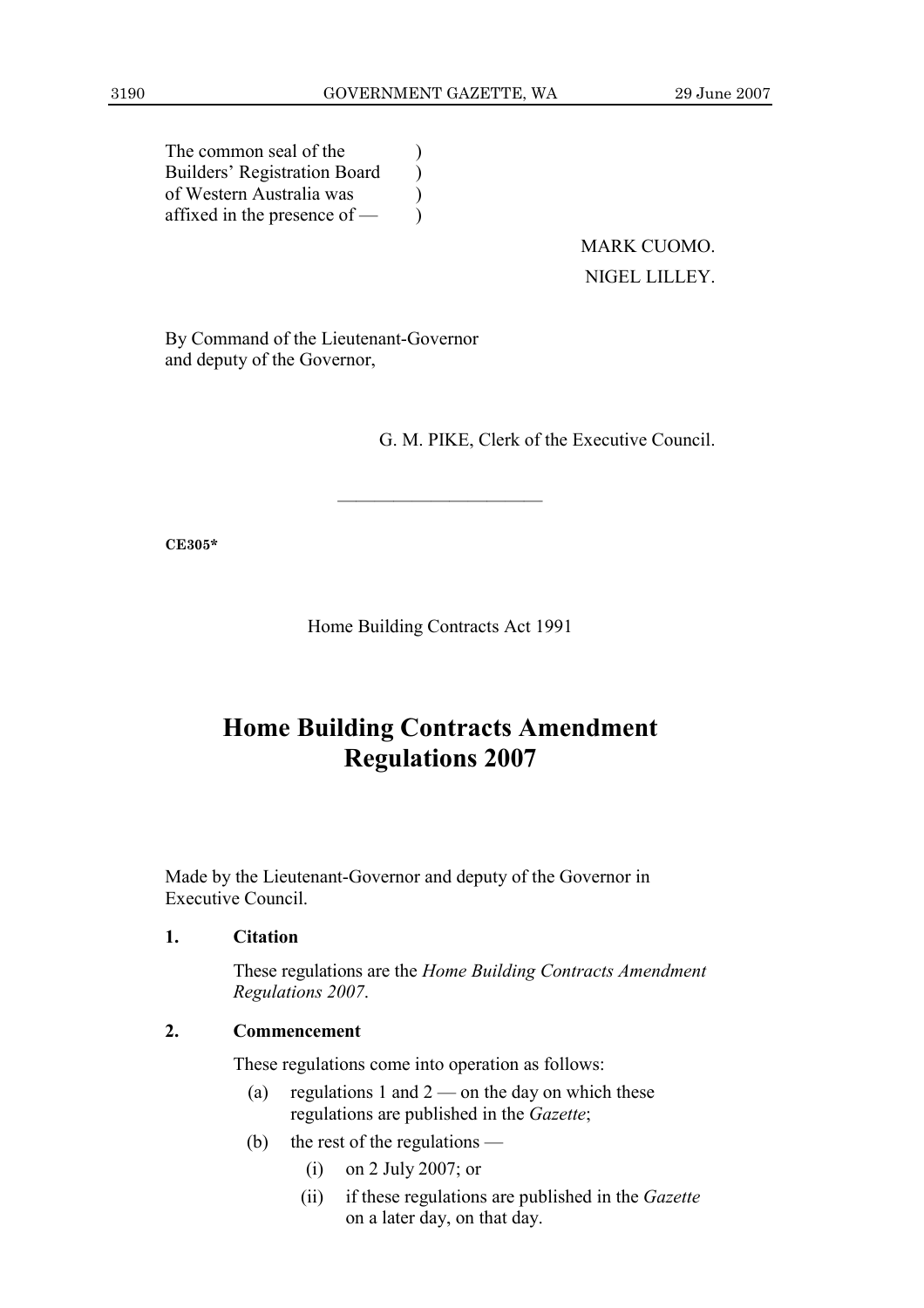The common seal of the Builders' Registration Board of Western Australia was affixed in the presence of —

MARK CUOMO.

NIGEL LILLEY.

By Command of the Lieutenant-Governor and deputy of the Governor,

G. M. PIKE, Clerk of the Executive Council.

---

**CE305***

Home Building Contracts Act 1991

# Home Building Contracts Amendment Regulations 2007

Made by the Lieutenant-Governor and deputy of the Governor in Executive Council.

**1. Citation**

These regulations are the *Home Building Contracts Amendment Regulations 2007*.

**2. Commencement**

These regulations come into operation as follows:

(a) regulations 1 and 2 — on the day on which these regulations are published in the *Gazette*;

(b) the rest of the regulations —

(i) on 2 July 2007; or

(ii) if these regulations are published in the *Gazette* on a later day, on that day.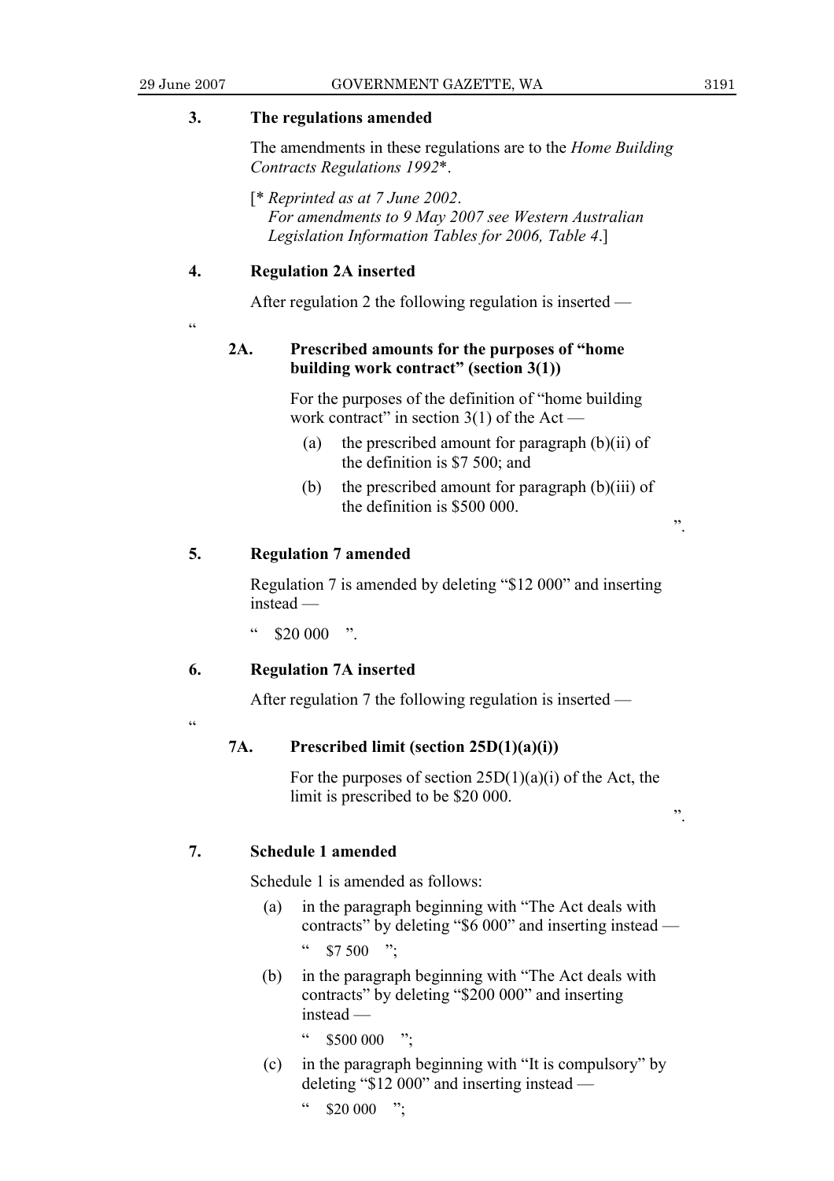### 3. The regulations amended

The amendments in these regulations are to the *Home Building Contracts Regulations 1992*\*.

[\* *Reprinted as at 7 June 2002.*
*For amendments to 9 May 2007 see Western Australian Legislation Information Tables for 2006, Table 4.*]

### 4. Regulation 2A inserted

After regulation 2 the following regulation is inserted —

"

**2A. Prescribed amounts for the purposes of "home building work contract" (section 3(1))**

For the purposes of the definition of "home building work contract" in section 3(1) of the Act —

(a) the prescribed amount for paragraph (b)(ii) of the definition is $7 500; and

(b) the prescribed amount for paragraph (b)(iii) of the definition is $500 000.

".

### 5. Regulation 7 amended

Regulation 7 is amended by deleting "$12 000" and inserting instead —

" $20 000 ".

### 6. Regulation 7A inserted

After regulation 7 the following regulation is inserted —

"

**7A. Prescribed limit (section 25D(1)(a)(i))**

For the purposes of section 25D(1)(a)(i) of the Act, the limit is prescribed to be $20 000.

".

### 7. Schedule 1 amended

Schedule 1 is amended as follows:

(a) in the paragraph beginning with "The Act deals with contracts" by deleting "$6 000" and inserting instead —

" $7 500 ";

(b) in the paragraph beginning with "The Act deals with contracts" by deleting "$200 000" and inserting instead —

" $500 000 ";

(c) in the paragraph beginning with "It is compulsory" by deleting "$12 000" and inserting instead —

" $20 000 ";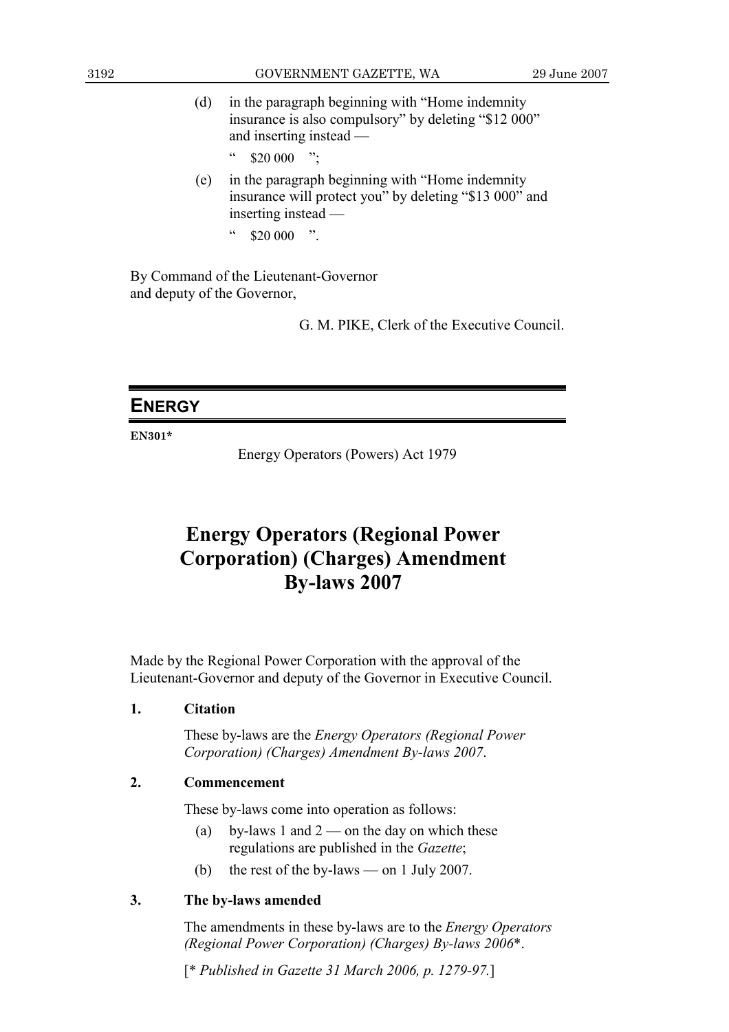(d) in the paragraph beginning with "Home indemnity insurance is also compulsory" by deleting "$12 000" and inserting instead —

" $20 000 ";

(e) in the paragraph beginning with "Home indemnity insurance will protect you" by deleting "$13 000" and inserting instead —

" $20 000 ".

By Command of the Lieutenant-Governor
and deputy of the Governor,

G. M. PIKE, Clerk of the Executive Council.

---

## ENERGY

**EN301***

Energy Operators (Powers) Act 1979

# Energy Operators (Regional Power Corporation) (Charges) Amendment By-laws 2007

Made by the Regional Power Corporation with the approval of the Lieutenant-Governor and deputy of the Governor in Executive Council.

**1. Citation**

These by-laws are the *Energy Operators (Regional Power Corporation) (Charges) Amendment By-laws 2007*.

**2. Commencement**

These by-laws come into operation as follows:

(a) by-laws 1 and 2 — on the day on which these regulations are published in the *Gazette*;

(b) the rest of the by-laws — on 1 July 2007.

**3. The by-laws amended**

The amendments in these by-laws are to the *Energy Operators (Regional Power Corporation) (Charges) By-laws 2006**.

[* *Published in Gazette 31 March 2006, p. 1279-97.*]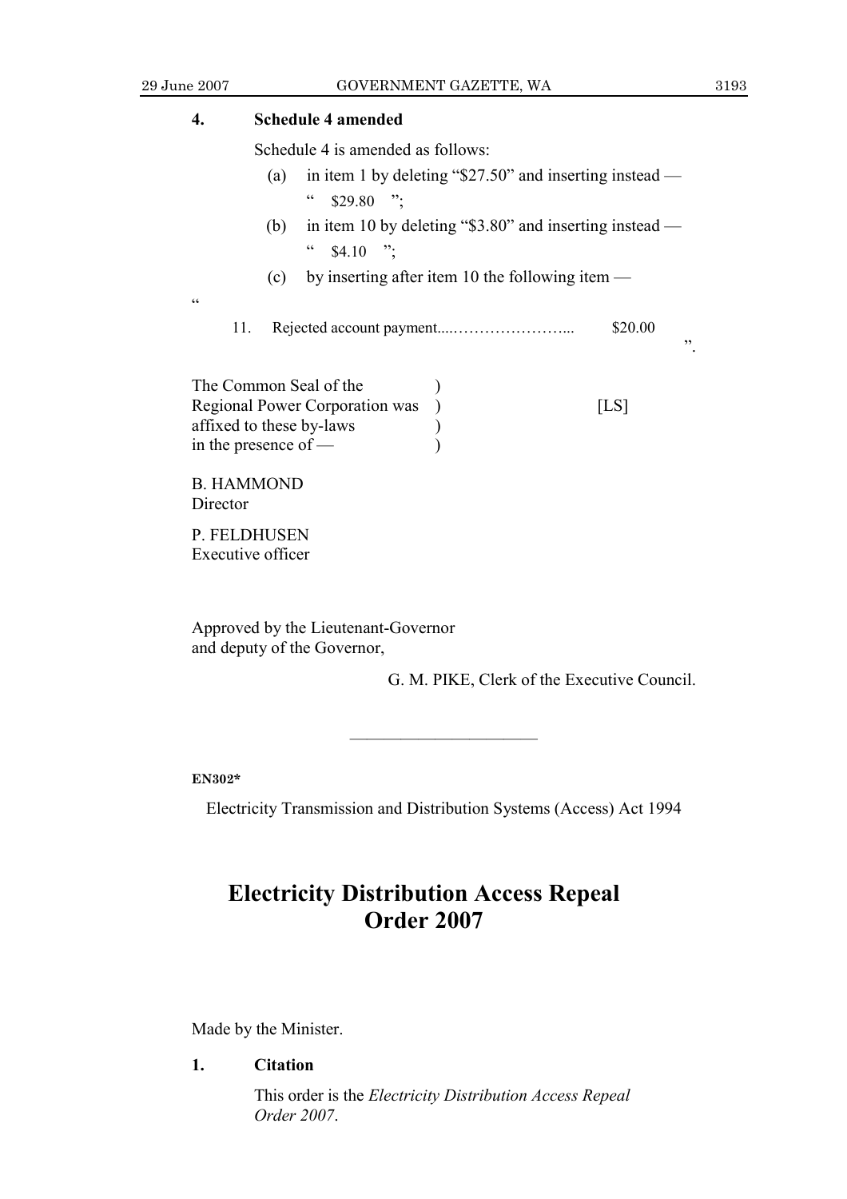**4. Schedule 4 amended**

Schedule 4 is amended as follows:

(a) in item 1 by deleting "$27.50" and inserting instead —

" $29.80 ";

(b) in item 10 by deleting "$3.80" and inserting instead —

" $4.10 ";

(c) by inserting after item 10 the following item —

"

11. Rejected account payment....………………….... $20.00

".

The Common Seal of the Regional Power Corporation was affixed to these by-laws in the presence of — [LS]

B. HAMMOND
Director

P. FELDHUSEN
Executive officer

Approved by the Lieutenant-Governor and deputy of the Governor,

G. M. PIKE, Clerk of the Executive Council.

---

**EN302***

Electricity Transmission and Distribution Systems (Access) Act 1994

# Electricity Distribution Access Repeal Order 2007

Made by the Minister.

**1. Citation**

This order is the *Electricity Distribution Access Repeal Order 2007*.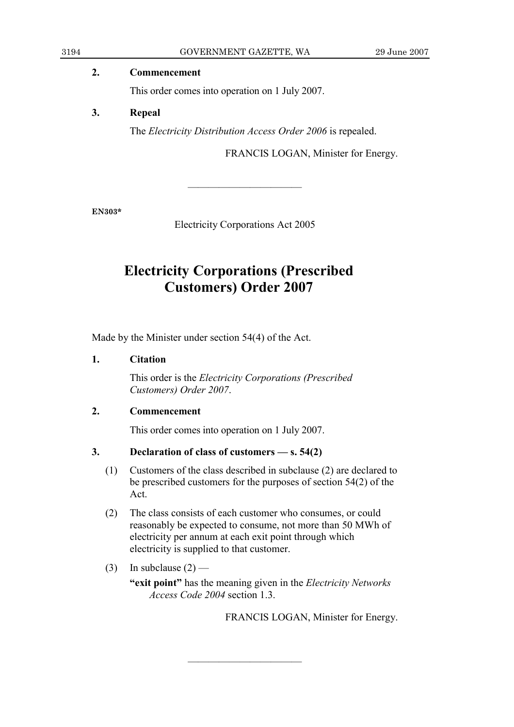**2. Commencement**

This order comes into operation on 1 July 2007.

**3. Repeal**

The *Electricity Distribution Access Order 2006* is repealed.

FRANCIS LOGAN, Minister for Energy.

---

**EN303***

Electricity Corporations Act 2005

# Electricity Corporations (Prescribed Customers) Order 2007

Made by the Minister under section 54(4) of the Act.

**1. Citation**

This order is the *Electricity Corporations (Prescribed Customers) Order 2007*.

**2. Commencement**

This order comes into operation on 1 July 2007.

**3. Declaration of class of customers — s. 54(2)**

(1) Customers of the class described in subclause (2) are declared to be prescribed customers for the purposes of section 54(2) of the Act.

(2) The class consists of each customer who consumes, or could reasonably be expected to consume, not more than 50 MWh of electricity per annum at each exit point through which electricity is supplied to that customer.

(3) In subclause (2) —

**"exit point"** has the meaning given in the *Electricity Networks Access Code 2004* section 1.3.

FRANCIS LOGAN, Minister for Energy.

---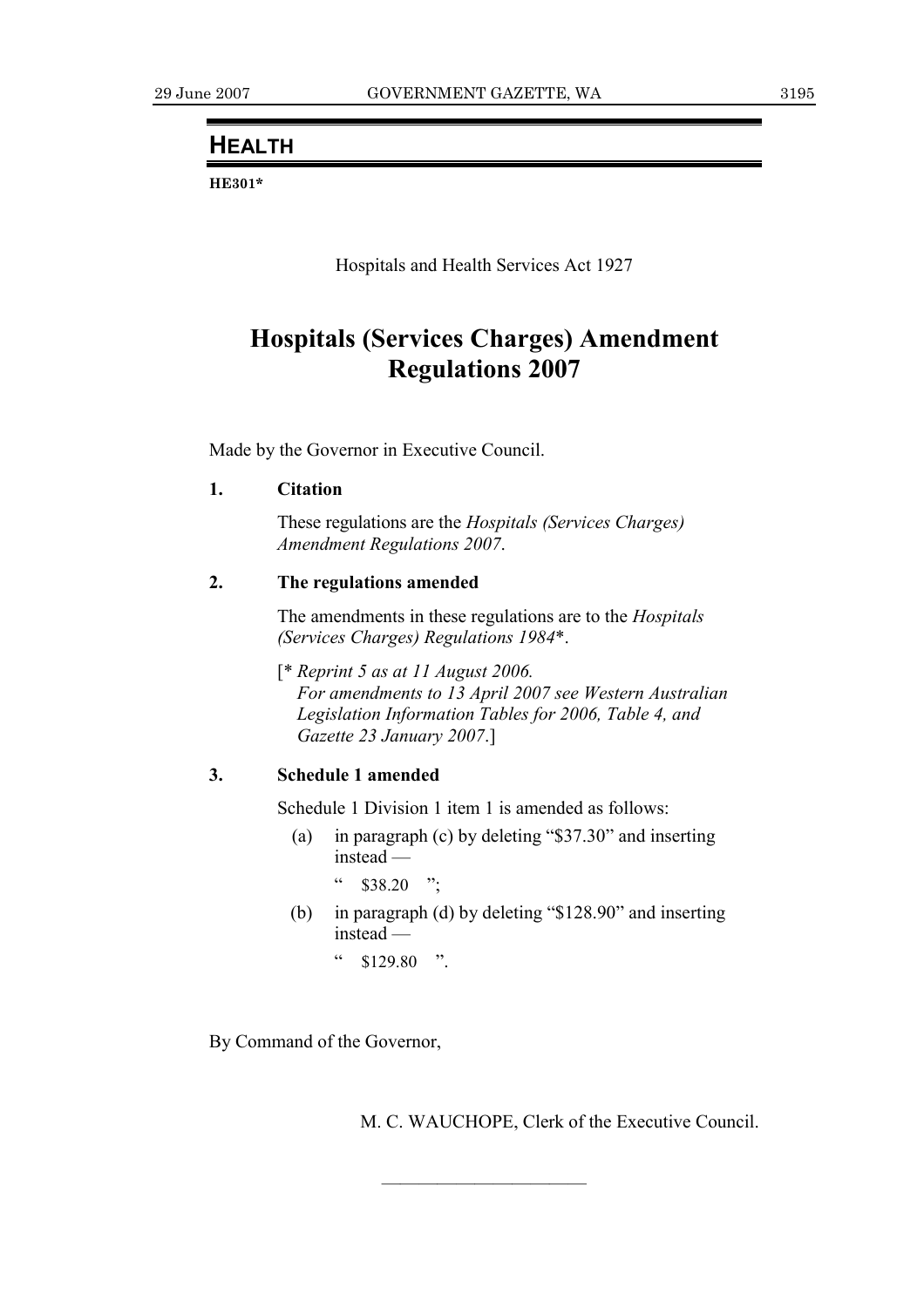## HEALTH

**HE301***

Hospitals and Health Services Act 1927

# Hospitals (Services Charges) Amendment Regulations 2007

Made by the Governor in Executive Council.

**1. Citation**

These regulations are the *Hospitals (Services Charges) Amendment Regulations 2007*.

**2. The regulations amended**

The amendments in these regulations are to the *Hospitals (Services Charges) Regulations 1984**.

[* *Reprint 5 as at 11 August 2006.*
*For amendments to 13 April 2007 see Western Australian Legislation Information Tables for 2006, Table 4, and Gazette 23 January 2007*.]

**3. Schedule 1 amended**

Schedule 1 Division 1 item 1 is amended as follows:

(a) in paragraph (c) by deleting "$37.30" and inserting instead —

" $38.20 ";

(b) in paragraph (d) by deleting "$128.90" and inserting instead —

" $129.80 ".

By Command of the Governor,

M. C. WAUCHOPE, Clerk of the Executive Council.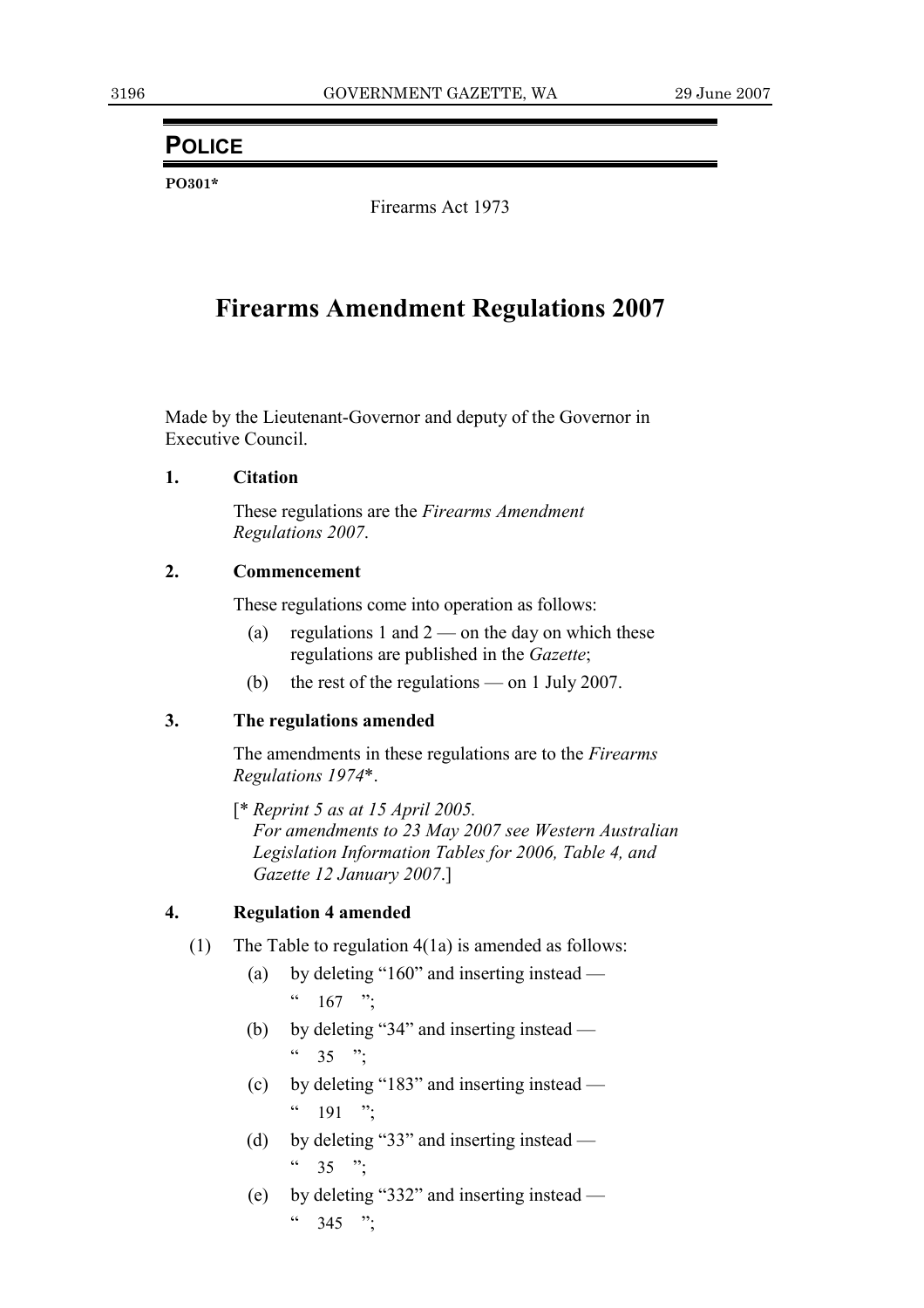## POLICE

**PO301***

Firearms Act 1973

# Firearms Amendment Regulations 2007

Made by the Lieutenant-Governor and deputy of the Governor in Executive Council.

**1. Citation**

These regulations are the *Firearms Amendment Regulations 2007*.

**2. Commencement**

These regulations come into operation as follows:

(a) regulations 1 and 2 — on the day on which these regulations are published in the *Gazette*;

(b) the rest of the regulations — on 1 July 2007.

**3. The regulations amended**

The amendments in these regulations are to the *Firearms Regulations 1974**.

[* *Reprint 5 as at 15 April 2005.*
*For amendments to 23 May 2007 see Western Australian Legislation Information Tables for 2006, Table 4, and Gazette 12 January 2007*.]

**4. Regulation 4 amended**

(1) The Table to regulation 4(1a) is amended as follows:

(a) by deleting "160" and inserting instead —
" 167 ";

(b) by deleting "34" and inserting instead —
" 35 ";

(c) by deleting "183" and inserting instead —
" 191 ";

(d) by deleting "33" and inserting instead —
" 35 ";

(e) by deleting "332" and inserting instead —
" 345 ";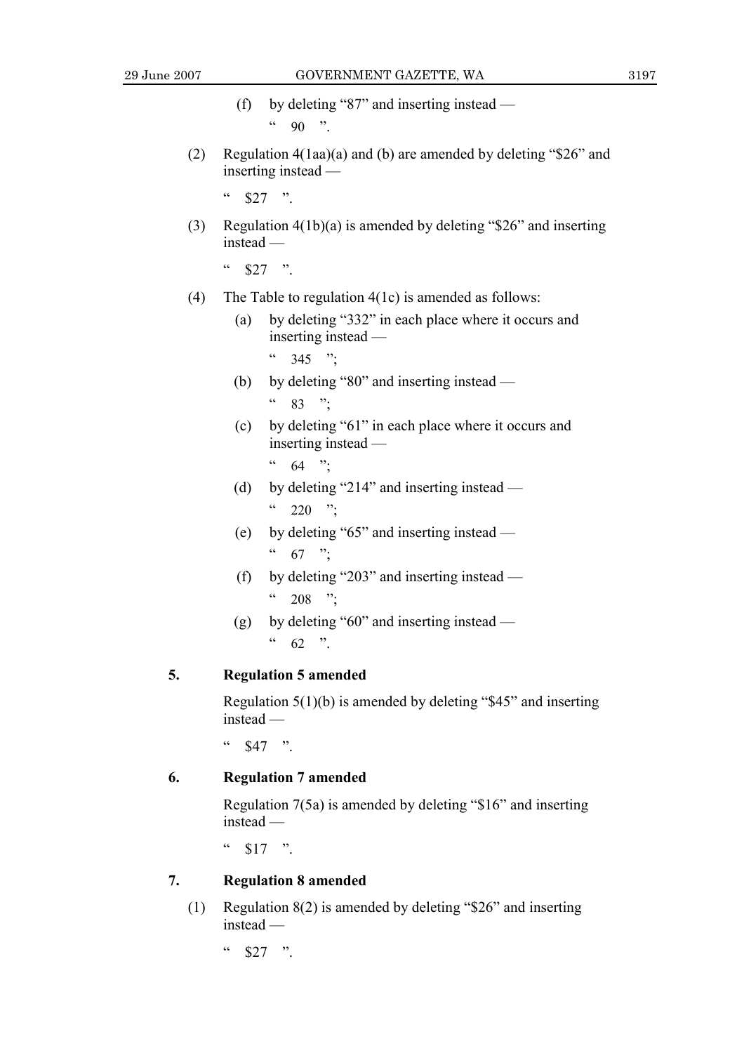(f) by deleting "87" and inserting instead —

" 90 ".

(2) Regulation 4(1aa)(a) and (b) are amended by deleting "$26" and inserting instead —

" $27 ".

(3) Regulation 4(1b)(a) is amended by deleting "$26" and inserting instead —

" $27 ".

(4) The Table to regulation 4(1c) is amended as follows:

(a) by deleting "332" in each place where it occurs and inserting instead —

" 345 ";

(b) by deleting "80" and inserting instead —

" 83 ";

(c) by deleting "61" in each place where it occurs and inserting instead —

" 64 ";

(d) by deleting "214" and inserting instead —

" 220 ";

(e) by deleting "65" and inserting instead —

" 67 ";

(f) by deleting "203" and inserting instead —

" 208 ";

(g) by deleting "60" and inserting instead —

" 62 ".

**5. Regulation 5 amended**

Regulation 5(1)(b) is amended by deleting "$45" and inserting instead —

" $47 ".

**6. Regulation 7 amended**

Regulation 7(5a) is amended by deleting "$16" and inserting instead —

" $17 ".

**7. Regulation 8 amended**

(1) Regulation 8(2) is amended by deleting "$26" and inserting instead —

" $27 ".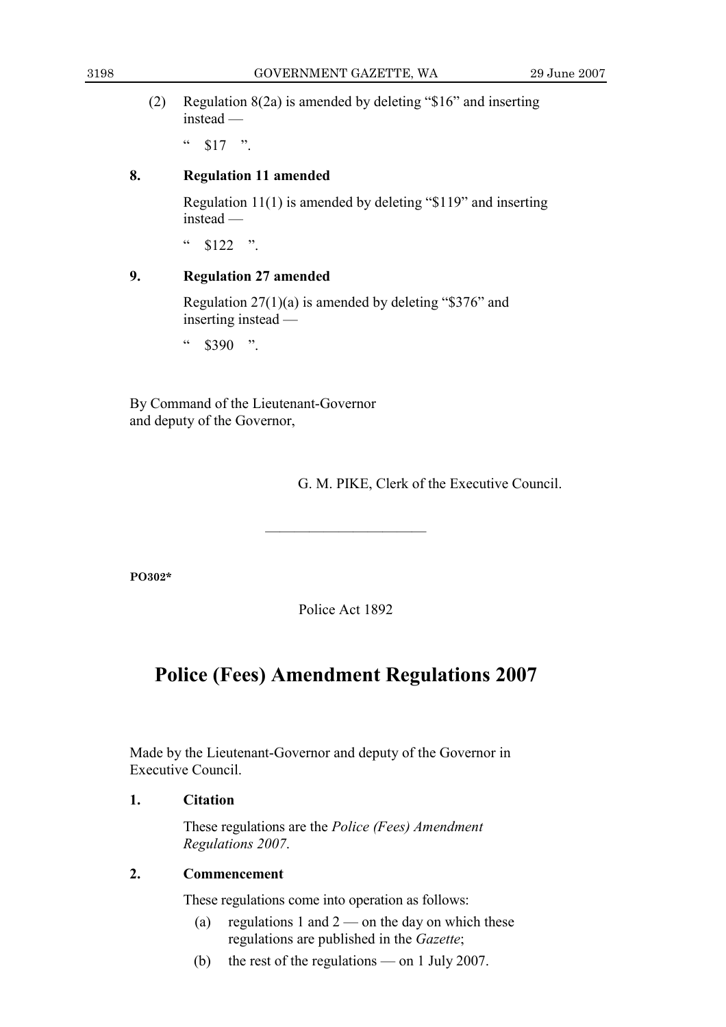(2) Regulation 8(2a) is amended by deleting "$16" and inserting instead —

" $17 ".

**8. Regulation 11 amended**

Regulation 11(1) is amended by deleting "$119" and inserting instead —

" $122 ".

**9. Regulation 27 amended**

Regulation 27(1)(a) is amended by deleting "$376" and inserting instead —

" $390 ".

By Command of the Lieutenant-Governor and deputy of the Governor,

G. M. PIKE, Clerk of the Executive Council.

---

**PO302***

Police Act 1892

# Police (Fees) Amendment Regulations 2007

Made by the Lieutenant-Governor and deputy of the Governor in Executive Council.

**1. Citation**

These regulations are the *Police (Fees) Amendment Regulations 2007*.

**2. Commencement**

These regulations come into operation as follows:

(a) regulations 1 and 2 — on the day on which these regulations are published in the *Gazette*;

(b) the rest of the regulations — on 1 July 2007.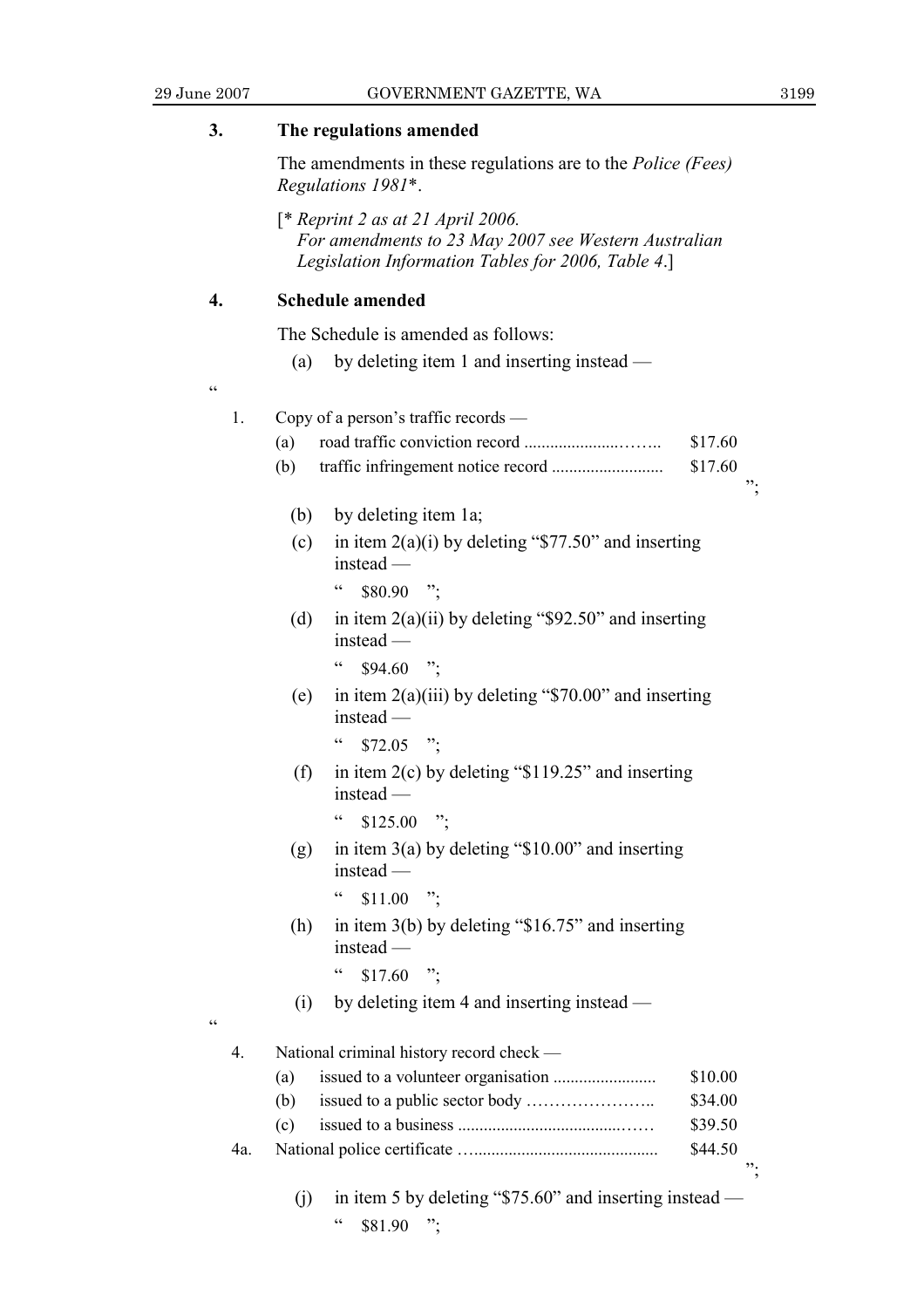### 3. The regulations amended

The amendments in these regulations are to the *Police (Fees) Regulations 1981*\*.

[\* *Reprint 2 as at 21 April 2006.*
*For amendments to 23 May 2007 see Western Australian Legislation Information Tables for 2006, Table 4*.]

### 4. Schedule amended

The Schedule is amended as follows:

(a) by deleting item 1 and inserting instead —

“

| | | | |
|---|---|---|---|
| 1. | Copy of a person’s traffic records — | | |
| | (a) | road traffic conviction record ......................…….. | $17.60 |
| | (b) | traffic infringement notice record .......................... | $17.60 |

”;

(b) by deleting item 1a;

(c) in item 2(a)(i) by deleting “$77.50” and inserting instead —

“ $80.90 ”;

(d) in item 2(a)(ii) by deleting “$92.50” and inserting instead —

“ $94.60 ”;

(e) in item 2(a)(iii) by deleting “$70.00” and inserting instead —

“ $72.05 ”;

(f) in item 2(c) by deleting “$119.25” and inserting instead —

“ $125.00 ”;

(g) in item 3(a) by deleting “$10.00” and inserting instead —

“ $11.00 ”;

(h) in item 3(b) by deleting “$16.75” and inserting instead —

“ $17.60 ”;

(i) by deleting item 4 and inserting instead —

“

| | | | |
|---|---|---|---|
| 4. | National criminal history record check — | | |
| | (a) | issued to a volunteer organisation ........................ | $10.00 |
| | (b) | issued to a public sector body ………………….. | $34.00 |
| | (c) | issued to a business .........................................…… | $39.50 |
| 4a. | National police certificate …........................................ | | $44.50 |

”;

(j) in item 5 by deleting “$75.60” and inserting instead —

“ $81.90 ”;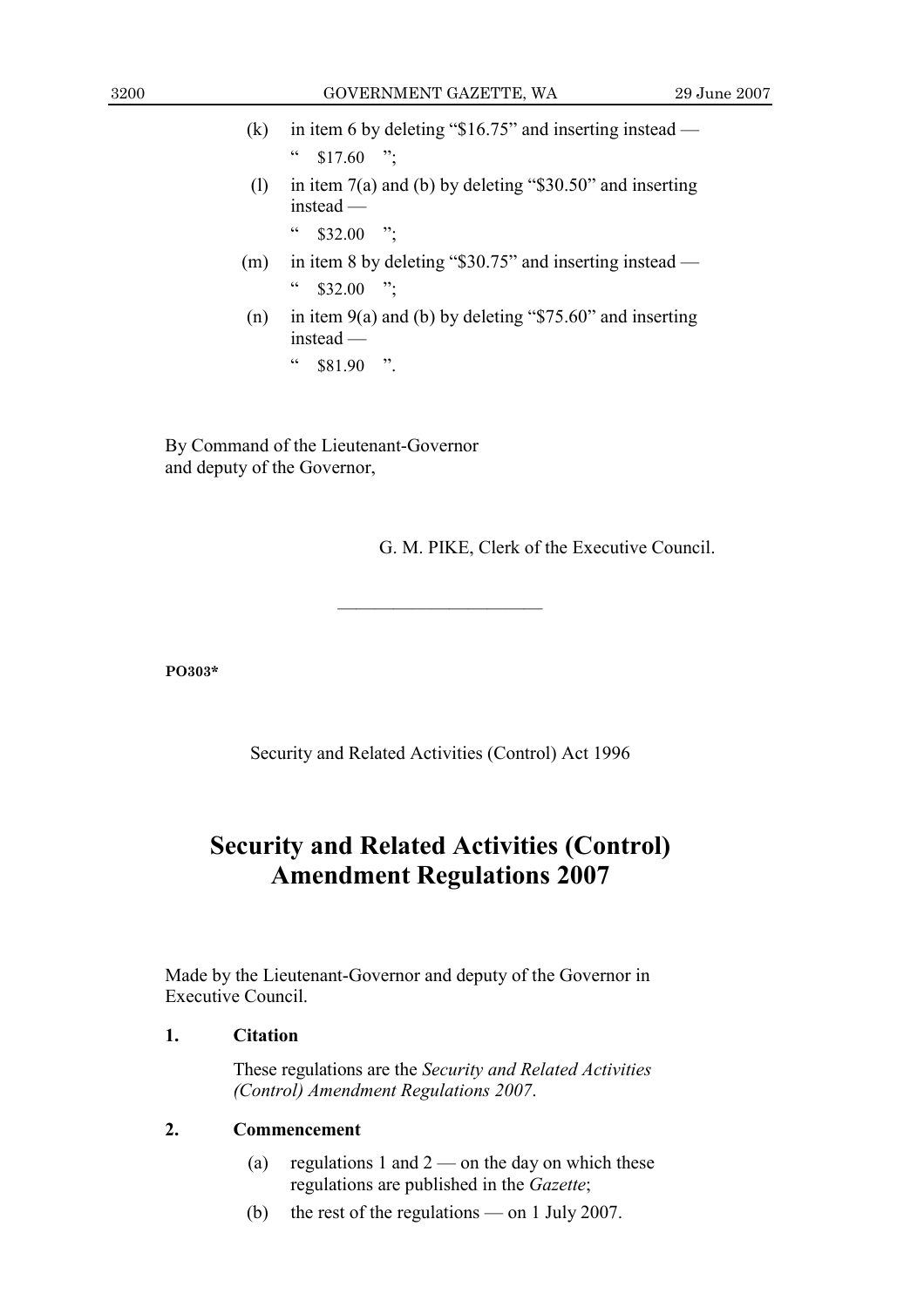(k) in item 6 by deleting "$16.75" and inserting instead —

" $17.60 ";

(l) in item 7(a) and (b) by deleting "$30.50" and inserting instead —

" $32.00 ";

(m) in item 8 by deleting "$30.75" and inserting instead —

" $32.00 ";

(n) in item 9(a) and (b) by deleting "$75.60" and inserting instead —

" $81.90 ".

By Command of the Lieutenant-Governor and deputy of the Governor,

G. M. PIKE, Clerk of the Executive Council.

---

**PO303***

Security and Related Activities (Control) Act 1996

# Security and Related Activities (Control) Amendment Regulations 2007

Made by the Lieutenant-Governor and deputy of the Governor in Executive Council.

**1. Citation**

These regulations are the *Security and Related Activities (Control) Amendment Regulations 2007*.

**2. Commencement**

(a) regulations 1 and 2 — on the day on which these regulations are published in the *Gazette*;

(b) the rest of the regulations — on 1 July 2007.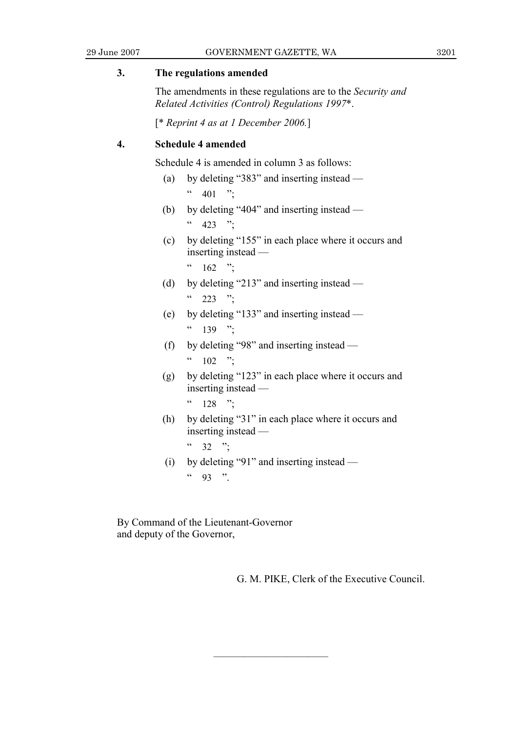**3. The regulations amended**

The amendments in these regulations are to the *Security and Related Activities (Control) Regulations 1997*\*.

[\* *Reprint 4 as at 1 December 2006.*]

**4. Schedule 4 amended**

Schedule 4 is amended in column 3 as follows:

(a) by deleting "383" and inserting instead —

" 401 ";

(b) by deleting "404" and inserting instead —

" 423 ";

(c) by deleting "155" in each place where it occurs and inserting instead —

" 162 ";

(d) by deleting "213" and inserting instead —

" 223 ";

(e) by deleting "133" and inserting instead —

" 139 ";

(f) by deleting "98" and inserting instead —

" 102 ";

(g) by deleting "123" in each place where it occurs and inserting instead —

" 128 ";

(h) by deleting "31" in each place where it occurs and inserting instead —

" 32 ";

(i) by deleting "91" and inserting instead —

" 93 ".

By Command of the Lieutenant-Governor and deputy of the Governor,

G. M. PIKE, Clerk of the Executive Council.

---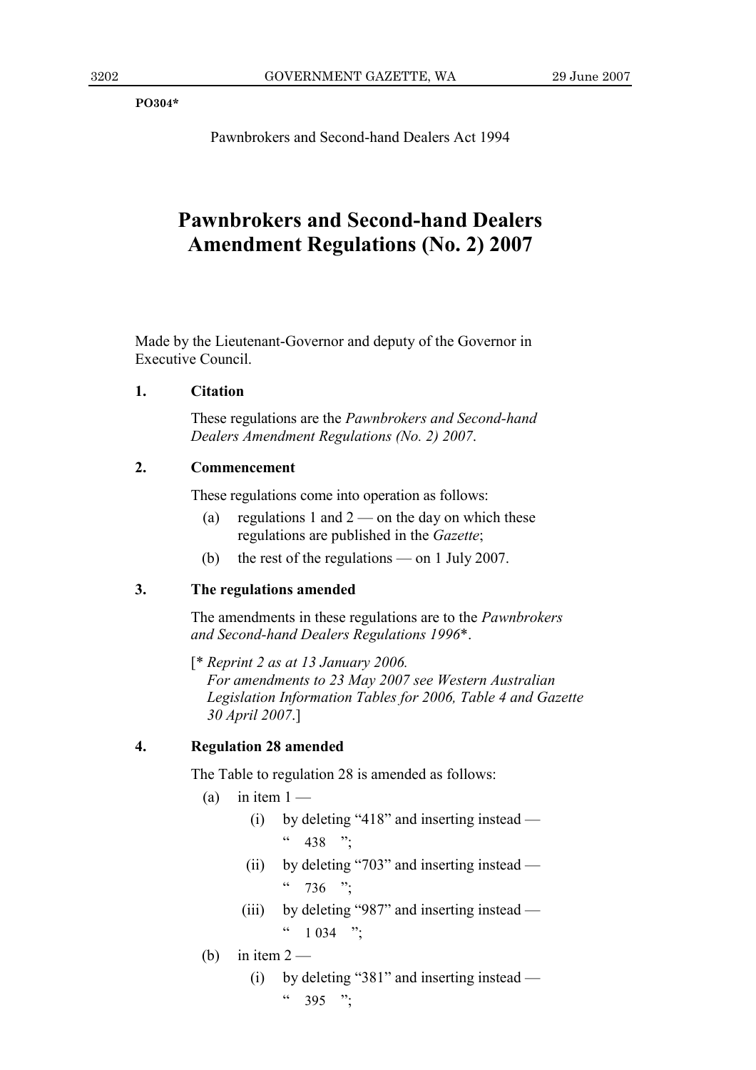PO304*

Pawnbrokers and Second-hand Dealers Act 1994

# Pawnbrokers and Second-hand Dealers Amendment Regulations (No. 2) 2007

Made by the Lieutenant-Governor and deputy of the Governor in Executive Council.

**1. Citation**

These regulations are the *Pawnbrokers and Second-hand Dealers Amendment Regulations (No. 2) 2007*.

**2. Commencement**

These regulations come into operation as follows:

(a) regulations 1 and 2 — on the day on which these regulations are published in the *Gazette*;

(b) the rest of the regulations — on 1 July 2007.

**3. The regulations amended**

The amendments in these regulations are to the *Pawnbrokers and Second-hand Dealers Regulations 1996**.

[* *Reprint 2 as at 13 January 2006.*
*For amendments to 23 May 2007 see Western Australian Legislation Information Tables for 2006, Table 4 and Gazette 30 April 2007*.]

**4. Regulation 28 amended**

The Table to regulation 28 is amended as follows:

(a) in item 1 —

(i) by deleting “418” and inserting instead —
“ 438 ”;

(ii) by deleting “703” and inserting instead —
“ 736 ”;

(iii) by deleting “987” and inserting instead —
“ 1 034 ”;

(b) in item 2 —

(i) by deleting “381” and inserting instead —
“ 395 ”;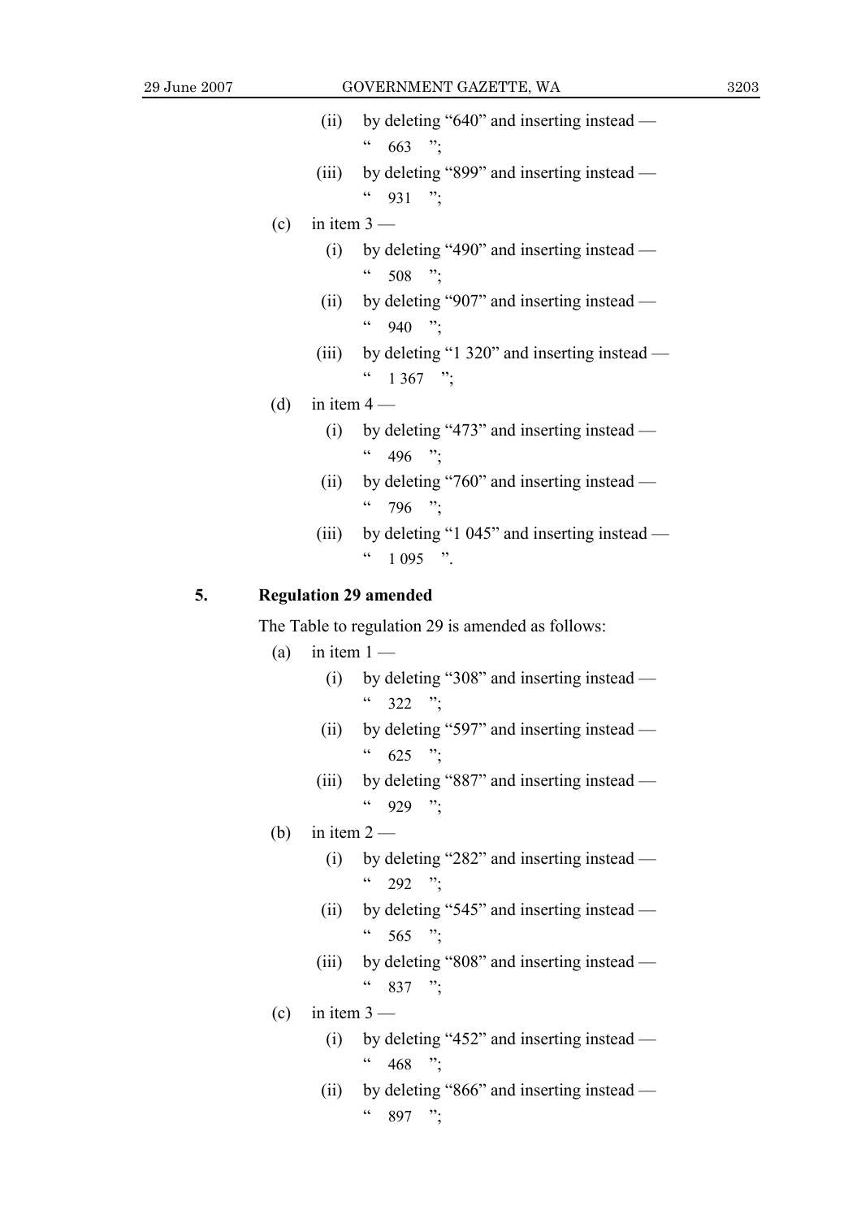(ii) by deleting "640" and inserting instead —

" 663 ";

(iii) by deleting "899" and inserting instead —

" 931 ";

(c) in item 3 —

(i) by deleting "490" and inserting instead —

" 508 ";

(ii) by deleting "907" and inserting instead —

" 940 ";

(iii) by deleting "1 320" and inserting instead —

" 1 367 ";

(d) in item 4 —

(i) by deleting "473" and inserting instead —

" 496 ";

(ii) by deleting "760" and inserting instead —

" 796 ";

(iii) by deleting "1 045" and inserting instead —

" 1 095 ".

## 5. Regulation 29 amended

The Table to regulation 29 is amended as follows:

(a) in item 1 —

(i) by deleting "308" and inserting instead —

" 322 ";

(ii) by deleting "597" and inserting instead —

" 625 ";

(iii) by deleting "887" and inserting instead —

" 929 ";

(b) in item 2 —

(i) by deleting "282" and inserting instead —

" 292 ";

(ii) by deleting "545" and inserting instead —

" 565 ";

(iii) by deleting "808" and inserting instead —

" 837 ";

(c) in item 3 —

(i) by deleting "452" and inserting instead —

" 468 ";

(ii) by deleting "866" and inserting instead —

" 897 ";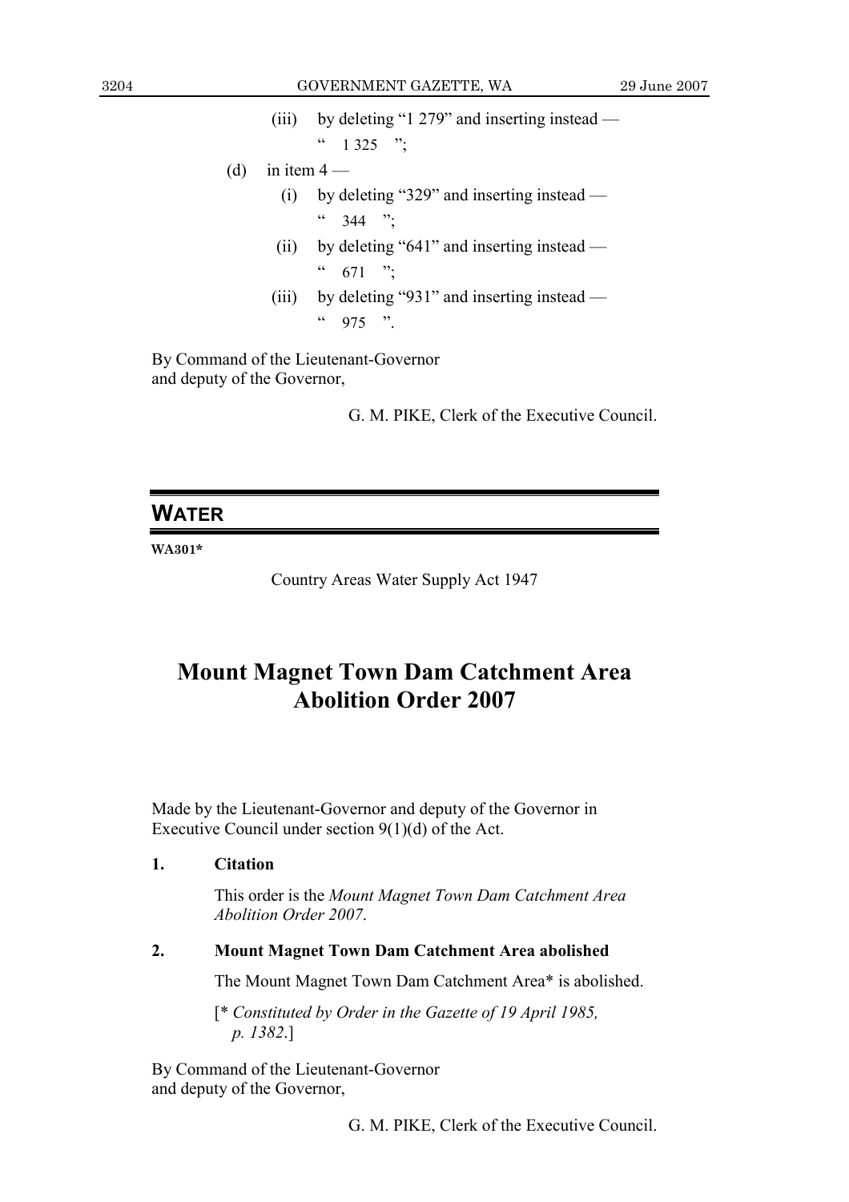(iii) by deleting "1 279" and inserting instead —

" 1 325 ";

(d) in item 4 —

(i) by deleting "329" and inserting instead —

" 344 ";

(ii) by deleting "641" and inserting instead —

" 671 ";

(iii) by deleting "931" and inserting instead —

" 975 ".

By Command of the Lieutenant-Governor
and deputy of the Governor,

G. M. PIKE, Clerk of the Executive Council.

## WATER

**WA301***

Country Areas Water Supply Act 1947

# Mount Magnet Town Dam Catchment Area Abolition Order 2007

Made by the Lieutenant-Governor and deputy of the Governor in Executive Council under section 9(1)(d) of the Act.

**1. Citation**

This order is the *Mount Magnet Town Dam Catchment Area Abolition Order 2007*.

**2. Mount Magnet Town Dam Catchment Area abolished**

The Mount Magnet Town Dam Catchment Area* is abolished.

[* *Constituted by Order in the Gazette of 19 April 1985, p. 1382*.]

By Command of the Lieutenant-Governor
and deputy of the Governor,

G. M. PIKE, Clerk of the Executive Council.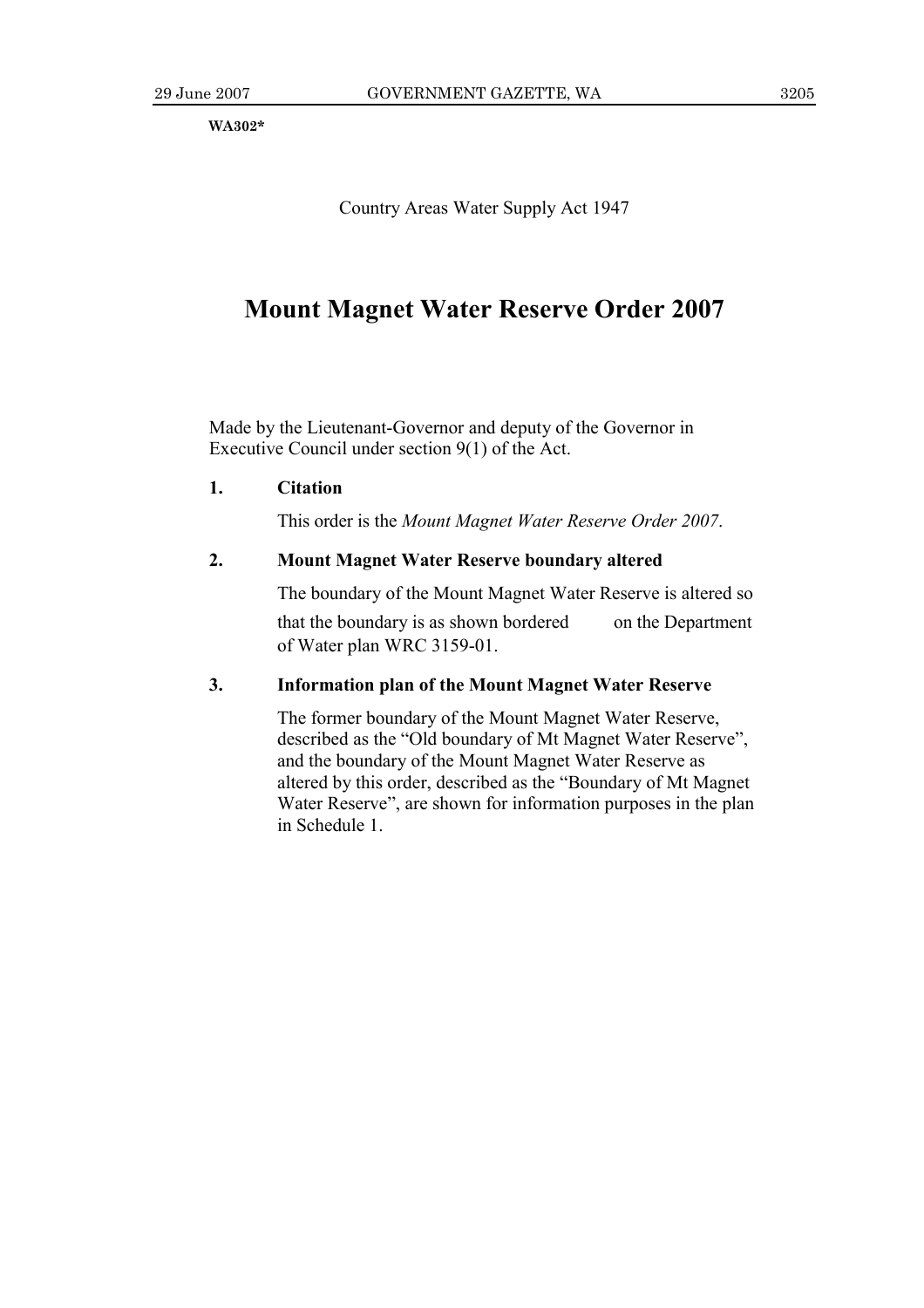WA302*

Country Areas Water Supply Act 1947

# Mount Magnet Water Reserve Order 2007

Made by the Lieutenant-Governor and deputy of the Governor in Executive Council under section 9(1) of the Act.

**1. Citation**

This order is the *Mount Magnet Water Reserve Order 2007*.

**2. Mount Magnet Water Reserve boundary altered**

The boundary of the Mount Magnet Water Reserve is altered so that the boundary is as shown bordered on the Department of Water plan WRC 3159-01.

**3. Information plan of the Mount Magnet Water Reserve**

The former boundary of the Mount Magnet Water Reserve, described as the "Old boundary of Mt Magnet Water Reserve", and the boundary of the Mount Magnet Water Reserve as altered by this order, described as the "Boundary of Mt Magnet Water Reserve", are shown for information purposes in the plan in Schedule 1.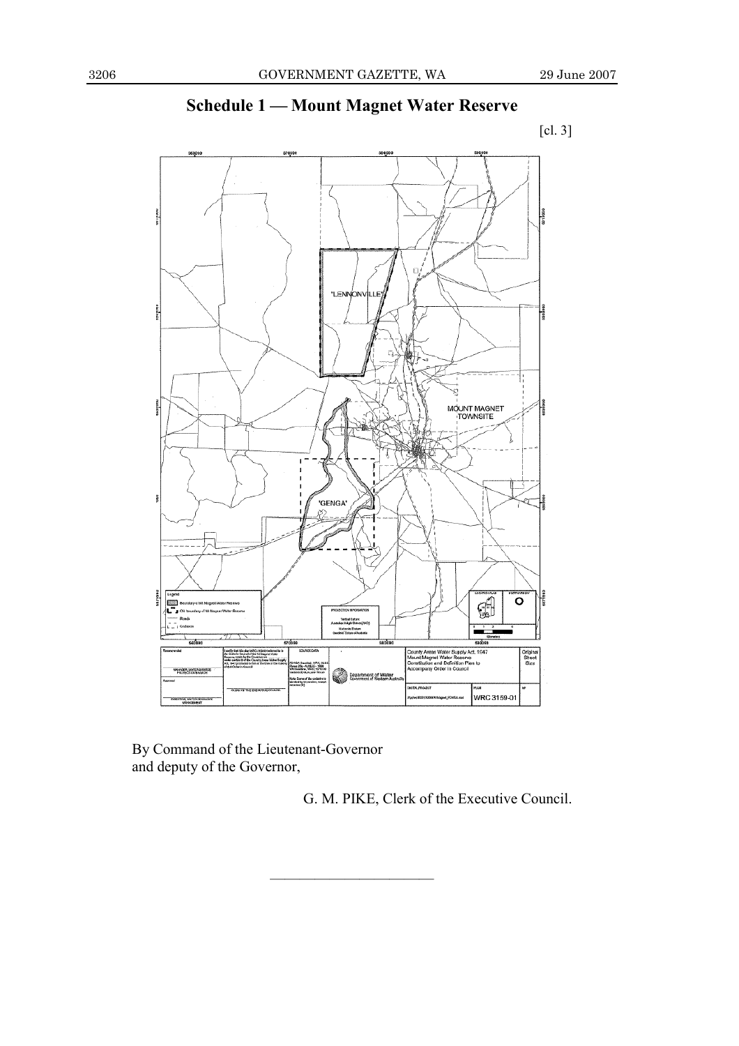## Schedule 1 — Mount Magnet Water Reserve

[cl. 3]

By Command of the Lieutenant-Governor
and deputy of the Governor,

G. M. PIKE, Clerk of the Executive Council.

---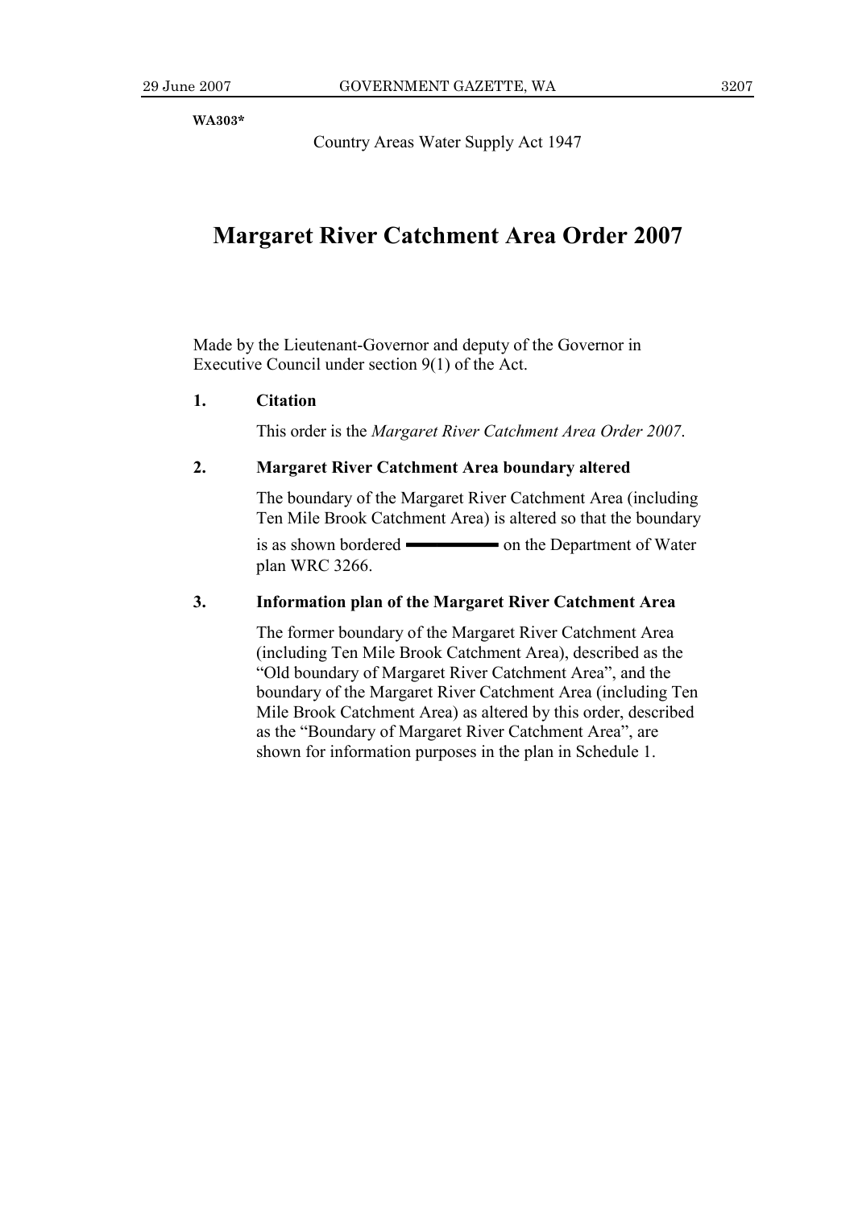**WA303***

Country Areas Water Supply Act 1947

# Margaret River Catchment Area Order 2007

Made by the Lieutenant-Governor and deputy of the Governor in Executive Council under section 9(1) of the Act.

**1. Citation**

This order is the *Margaret River Catchment Area Order 2007*.

**2. Margaret River Catchment Area boundary altered**

The boundary of the Margaret River Catchment Area (including Ten Mile Brook Catchment Area) is altered so that the boundary is as shown bordered ▬▬▬▬ on the Department of Water plan WRC 3266.

**3. Information plan of the Margaret River Catchment Area**

The former boundary of the Margaret River Catchment Area (including Ten Mile Brook Catchment Area), described as the "Old boundary of Margaret River Catchment Area", and the boundary of the Margaret River Catchment Area (including Ten Mile Brook Catchment Area) as altered by this order, described as the "Boundary of Margaret River Catchment Area", are shown for information purposes in the plan in Schedule 1.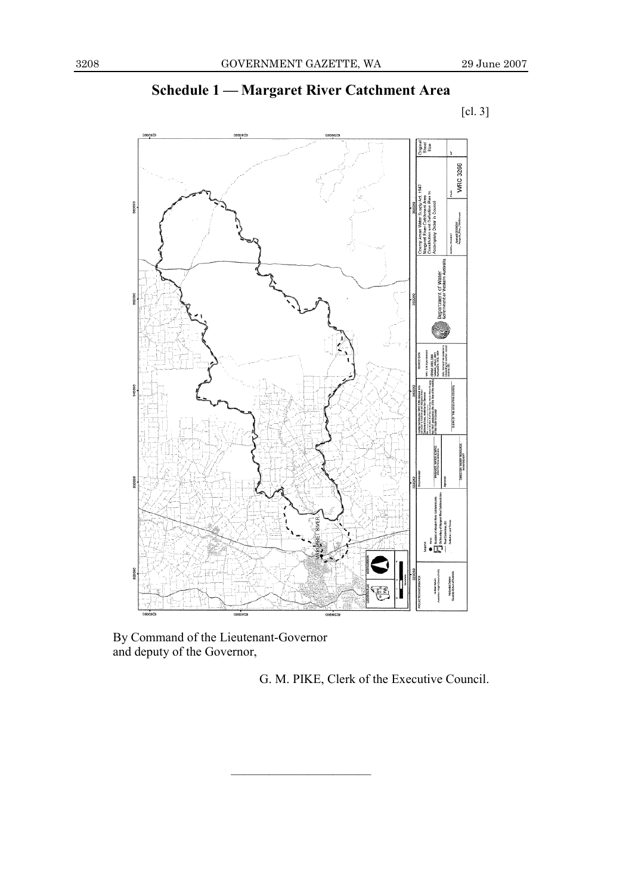## Schedule 1 — Margaret River Catchment Area

[cl. 3]

By Command of the Lieutenant-Governor
and deputy of the Governor,

G. M. PIKE, Clerk of the Executive Council.

---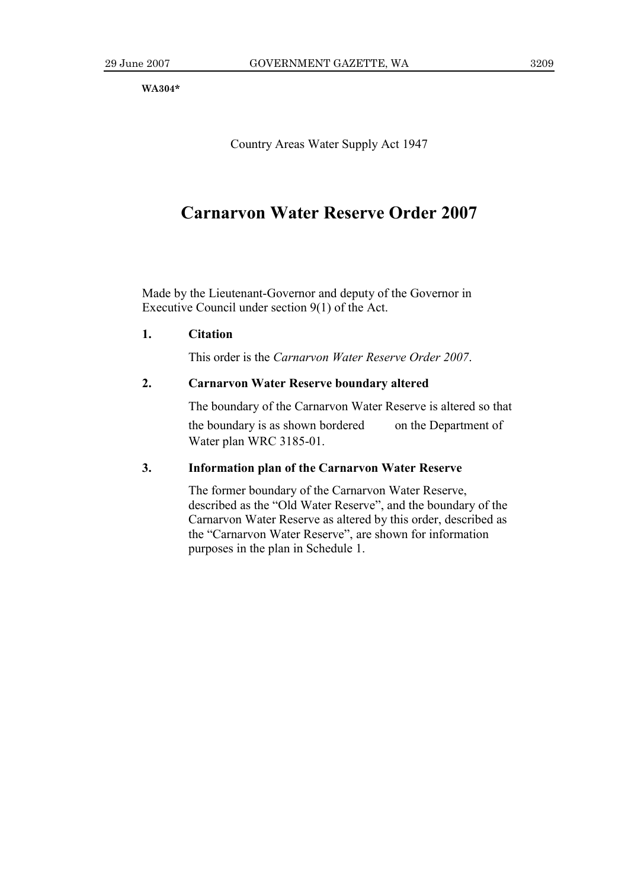WA304*

Country Areas Water Supply Act 1947

# Carnarvon Water Reserve Order 2007

Made by the Lieutenant-Governor and deputy of the Governor in Executive Council under section 9(1) of the Act.

**1. Citation**

This order is the *Carnarvon Water Reserve Order 2007*.

**2. Carnarvon Water Reserve boundary altered**

The boundary of the Carnarvon Water Reserve is altered so that the boundary is as shown bordered on the Department of Water plan WRC 3185-01.

**3. Information plan of the Carnarvon Water Reserve**

The former boundary of the Carnarvon Water Reserve, described as the "Old Water Reserve", and the boundary of the Carnarvon Water Reserve as altered by this order, described as the "Carnarvon Water Reserve", are shown for information purposes in the plan in Schedule 1.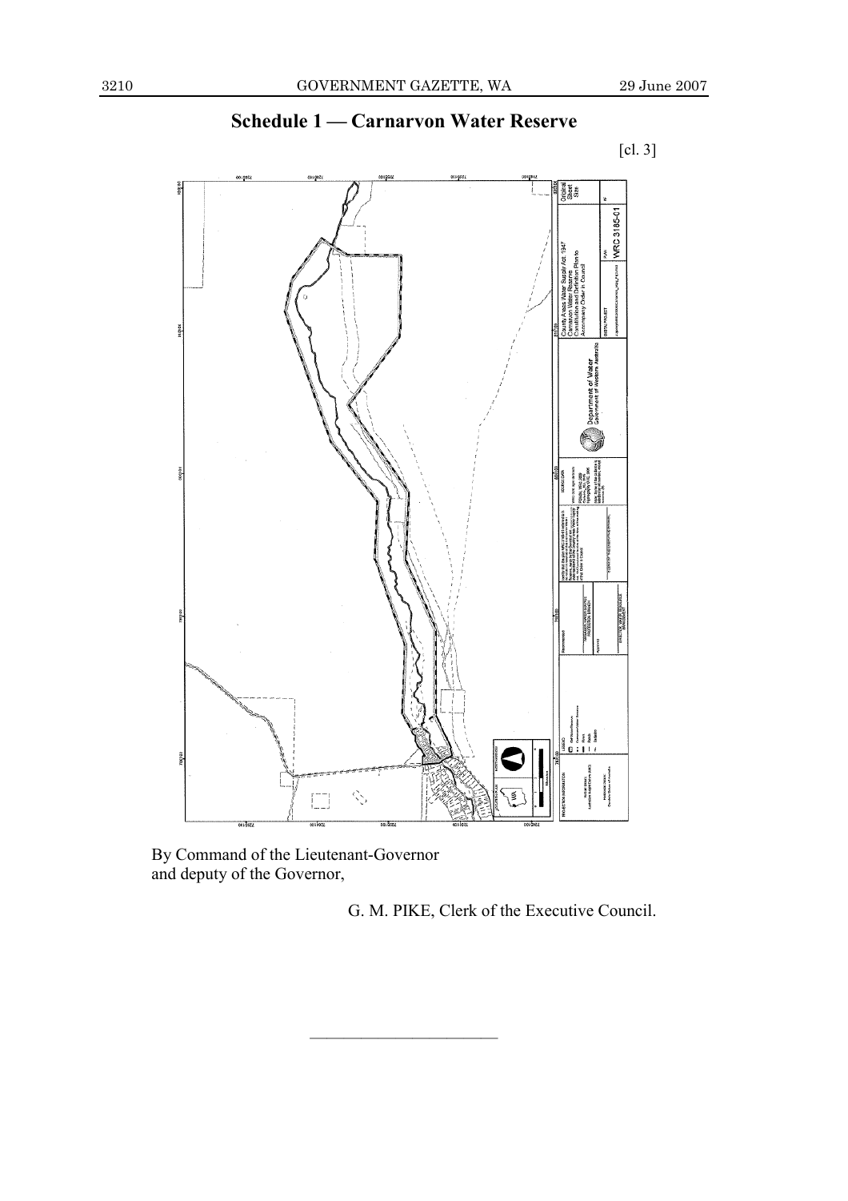## Schedule 1 — Carnarvon Water Reserve

[cl. 3]

By Command of the Lieutenant-Governor
and deputy of the Governor,

G. M. PIKE, Clerk of the Executive Council.

---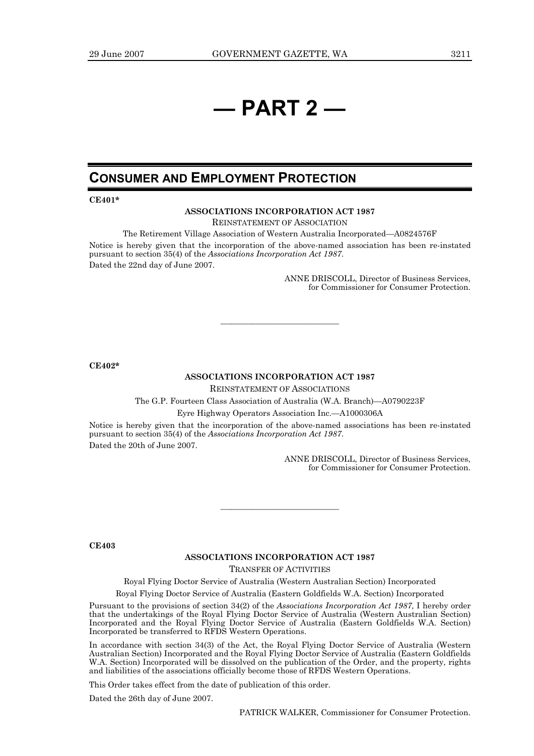# — PART 2 —

## CONSUMER AND EMPLOYMENT PROTECTION

**CE401***

**ASSOCIATIONS INCORPORATION ACT 1987**

REINSTATEMENT OF ASSOCIATION

The Retirement Village Association of Western Australia Incorporated—A0824576F

Notice is hereby given that the incorporation of the above-named association has been re-instated pursuant to section 35(4) of the *Associations Incorporation Act 1987*.

Dated the 22nd day of June 2007.

ANNE DRISCOLL, Director of Business Services,
for Commissioner for Consumer Protection.

---

**CE402***

**ASSOCIATIONS INCORPORATION ACT 1987**

REINSTATEMENT OF ASSOCIATIONS

The G.P. Fourteen Class Association of Australia (W.A. Branch)—A0790223F

Eyre Highway Operators Association Inc.—A1000306A

Notice is hereby given that the incorporation of the above-named associations has been re-instated pursuant to section 35(4) of the *Associations Incorporation Act 1987*.

Dated the 20th of June 2007.

ANNE DRISCOLL, Director of Business Services,
for Commissioner for Consumer Protection.

---

**CE403**

**ASSOCIATIONS INCORPORATION ACT 1987**

TRANSFER OF ACTIVITIES

Royal Flying Doctor Service of Australia (Western Australian Section) Incorporated

Royal Flying Doctor Service of Australia (Eastern Goldfields W.A. Section) Incorporated

Pursuant to the provisions of section 34(2) of the *Associations Incorporation Act 1987,* I hereby order that the undertakings of the Royal Flying Doctor Service of Australia (Western Australian Section) Incorporated and the Royal Flying Doctor Service of Australia (Eastern Goldfields W.A. Section) Incorporated be transferred to RFDS Western Operations.

In accordance with section 34(3) of the Act, the Royal Flying Doctor Service of Australia (Western Australian Section) Incorporated and the Royal Flying Doctor Service of Australia (Eastern Goldfields W.A. Section) Incorporated will be dissolved on the publication of the Order, and the property, rights and liabilities of the associations officially become those of RFDS Western Operations.

This Order takes effect from the date of publication of this order.

Dated the 26th day of June 2007.

PATRICK WALKER, Commissioner for Consumer Protection.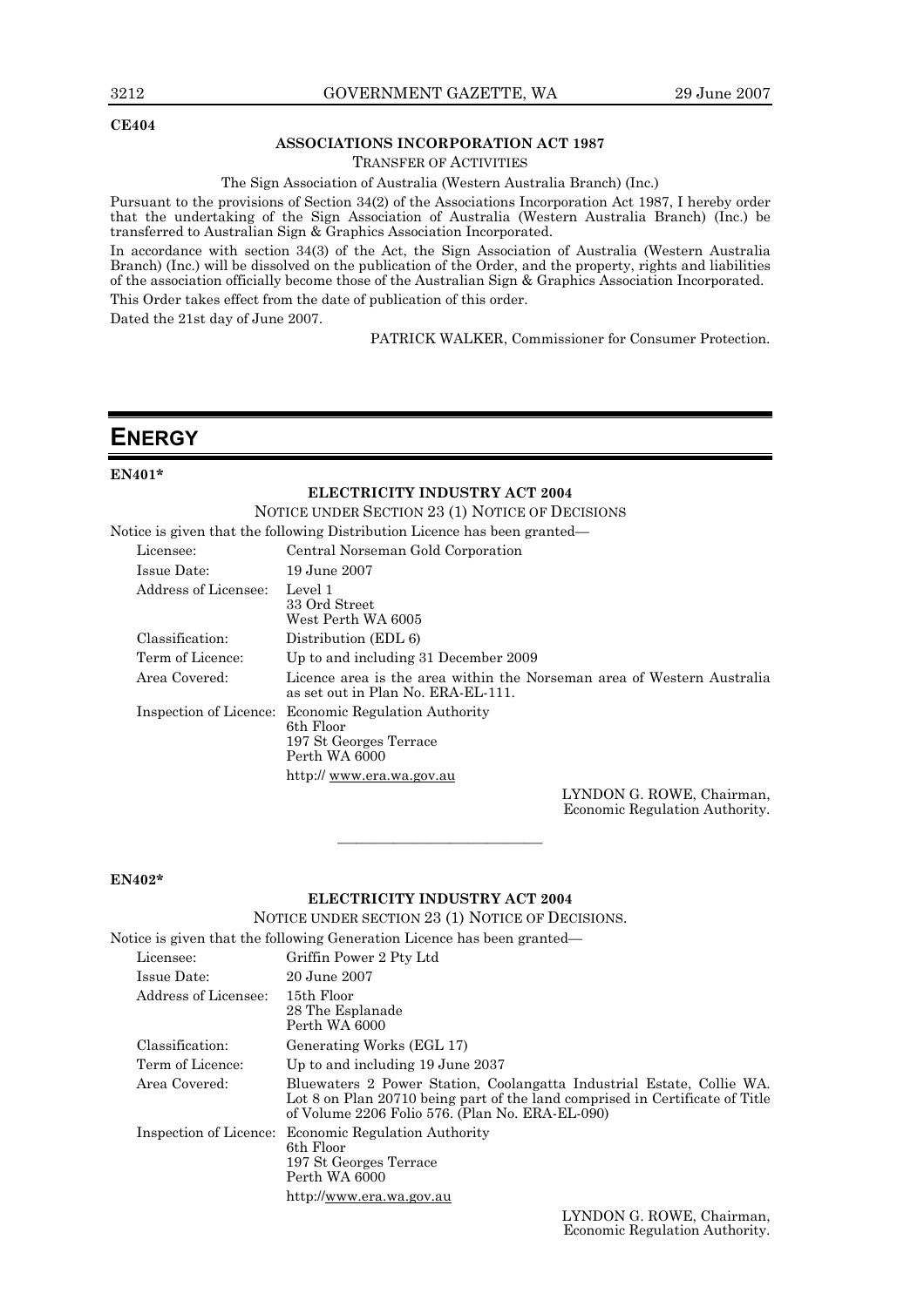**CE404**

**ASSOCIATIONS INCORPORATION ACT 1987**

TRANSFER OF ACTIVITIES

The Sign Association of Australia (Western Australia Branch) (Inc.)

Pursuant to the provisions of Section 34(2) of the Associations Incorporation Act 1987, I hereby order that the undertaking of the Sign Association of Australia (Western Australia Branch) (Inc.) be transferred to Australian Sign & Graphics Association Incorporated.

In accordance with section 34(3) of the Act, the Sign Association of Australia (Western Australia Branch) (Inc.) will be dissolved on the publication of the Order, and the property, rights and liabilities of the association officially become those of the Australian Sign & Graphics Association Incorporated.

This Order takes effect from the date of publication of this order.

Dated the 21st day of June 2007.

PATRICK WALKER, Commissioner for Consumer Protection.

# ENERGY

**EN401***

**ELECTRICITY INDUSTRY ACT 2004**

NOTICE UNDER SECTION 23 (1) NOTICE OF DECISIONS

Notice is given that the following Distribution Licence has been granted—

| | |
|---|---|
| Licensee: | Central Norseman Gold Corporation |
| Issue Date: | 19 June 2007 |
| Address of Licensee: | Level 1<br>33 Ord Street<br>West Perth WA 6005 |
| Classification: | Distribution (EDL 6) |
| Term of Licence: | Up to and including 31 December 2009 |
| Area Covered: | Licence area is the area within the Norseman area of Western Australia as set out in Plan No. ERA-EL-111. |
| Inspection of Licence: | Economic Regulation Authority<br>6th Floor<br>197 St Georges Terrace<br>Perth WA 6000<br>http:// www.era.wa.gov.au |

LYNDON G. ROWE, Chairman,
Economic Regulation Authority.

---

**EN402***

**ELECTRICITY INDUSTRY ACT 2004**

NOTICE UNDER SECTION 23 (1) NOTICE OF DECISIONS.

Notice is given that the following Generation Licence has been granted—

| | |
|---|---|
| Licensee: | Griffin Power 2 Pty Ltd |
| Issue Date: | 20 June 2007 |
| Address of Licensee: | 15th Floor<br>28 The Esplanade<br>Perth WA 6000 |
| Classification: | Generating Works (EGL 17) |
| Term of Licence: | Up to and including 19 June 2037 |
| Area Covered: | Bluewaters 2 Power Station, Coolangatta Industrial Estate, Collie WA. Lot 8 on Plan 20710 being part of the land comprised in Certificate of Title of Volume 2206 Folio 576. (Plan No. ERA-EL-090) |
| Inspection of Licence: | Economic Regulation Authority<br>6th Floor<br>197 St Georges Terrace<br>Perth WA 6000<br>http://www.era.wa.gov.au |

LYNDON G. ROWE, Chairman,
Economic Regulation Authority.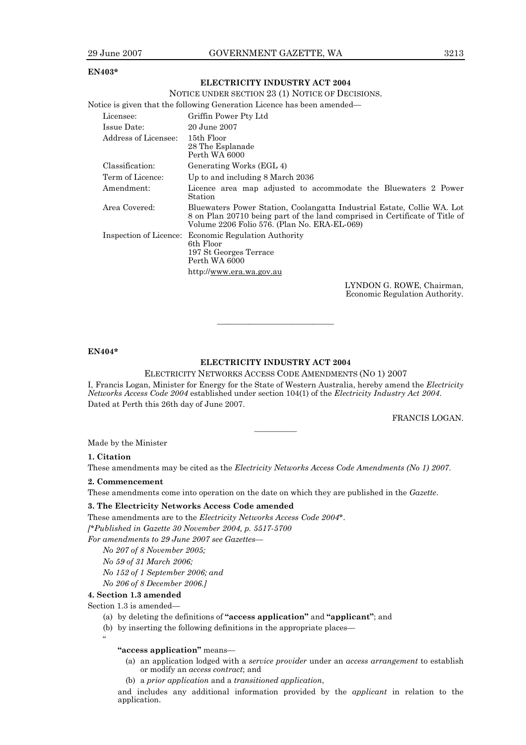**EN403***

## ELECTRICITY INDUSTRY ACT 2004

NOTICE UNDER SECTION 23 (1) NOTICE OF DECISIONS.

Notice is given that the following Generation Licence has been amended—

| | |
|---|---|
| Licensee: | Griffin Power Pty Ltd |
| Issue Date: | 20 June 2007 |
| Address of Licensee: | 15th Floor<br>28 The Esplanade<br>Perth WA 6000 |
| Classification: | Generating Works (EGL 4) |
| Term of Licence: | Up to and including 8 March 2036 |
| Amendment: | Licence area map adjusted to accommodate the Bluewaters 2 Power Station |
| Area Covered: | Bluewaters Power Station, Coolangatta Industrial Estate, Collie WA. Lot 8 on Plan 20710 being part of the land comprised in Certificate of Title of Volume 2206 Folio 576. (Plan No. ERA-EL-069) |
| Inspection of Licence: | Economic Regulation Authority<br>6th Floor<br>197 St Georges Terrace<br>Perth WA 6000<br>http://www.era.wa.gov.au |

LYNDON G. ROWE, Chairman,
Economic Regulation Authority.

---

**EN404***

## ELECTRICITY INDUSTRY ACT 2004

ELECTRICITY NETWORKS ACCESS CODE AMENDMENTS (NO 1) 2007

I, Francis Logan, Minister for Energy for the State of Western Australia, hereby amend the *Electricity Networks Access Code 2004* established under section 104(1) of the *Electricity Industry Act 2004.*

Dated at Perth this 26th day of June 2007.

FRANCIS LOGAN.

---

Made by the Minister

**1. Citation**

These amendments may be cited as the *Electricity Networks Access Code Amendments (No 1) 2007*.

**2. Commencement**

These amendments come into operation on the date on which they are published in the *Gazette*.

**3. The Electricity Networks Access Code amended**

These amendments are to the *Electricity Networks Access Code 2004**.

*[*Published in Gazette 30 November 2004, p. 5517-5700*

*For amendments to 29 June 2007 see Gazettes—*

*No 207 of 8 November 2005;*

*No 59 of 31 March 2006;*

*No 152 of 1 September 2006; and*

*No 206 of 8 December 2006.]*

**4. Section 1.3 amended**

Section 1.3 is amended—

(a) by deleting the definitions of **"access application"** and **"applicant"**; and

(b) by inserting the following definitions in the appropriate places—

"

**"access application"** means—

(a) an application lodged with a *service provider* under an *access arrangement* to establish or modify an *access contract*; and

(b) a *prior application* and a *transitioned application*,

and includes any additional information provided by the *applicant* in relation to the application.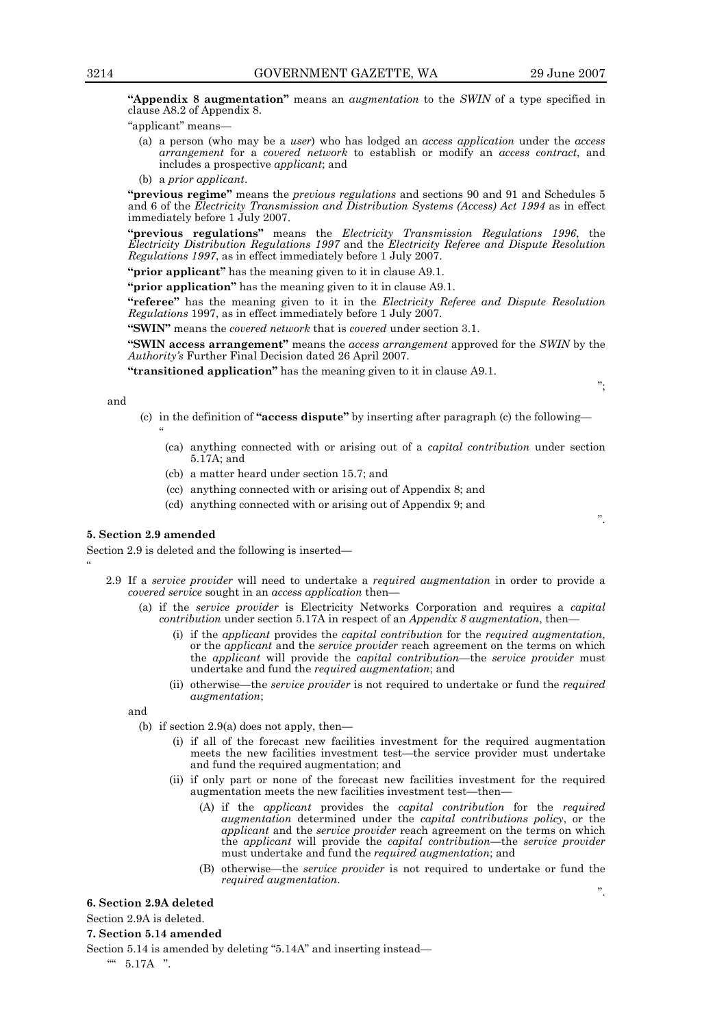**"Appendix 8 augmentation"** means an *augmentation* to the *SWIN* of a type specified in clause A8.2 of Appendix 8.

"applicant" means—

(a) a person (who may be a *user*) who has lodged an *access application* under the *access arrangement* for a *covered network* to establish or modify an *access contract*, and includes a prospective *applicant*; and

(b) a *prior applicant*.

**"previous regime"** means the *previous regulations* and sections 90 and 91 and Schedules 5 and 6 of the *Electricity Transmission and Distribution Systems (Access) Act 1994* as in effect immediately before 1 July 2007.

**"previous regulations"** means the *Electricity Transmission Regulations 1996*, the *Electricity Distribution Regulations 1997* and the *Electricity Referee and Dispute Resolution Regulations 1997*, as in effect immediately before 1 July 2007.

**"prior applicant"** has the meaning given to it in clause A9.1.

**"prior application"** has the meaning given to it in clause A9.1.

**"referee"** has the meaning given to it in the *Electricity Referee and Dispute Resolution Regulations* 1997, as in effect immediately before 1 July 2007.

**"SWIN"** means the *covered network* that is *covered* under section 3.1.

**"SWIN access arrangement"** means the *access arrangement* approved for the *SWIN* by the *Authority's* Further Final Decision dated 26 April 2007.

**"transitioned application"** has the meaning given to it in clause A9.1.

";

and

(c) in the definition of **"access dispute"** by inserting after paragraph (c) the following—

"

(ca) anything connected with or arising out of a *capital contribution* under section 5.17A; and

(cb) a matter heard under section 15.7; and

(cc) anything connected with or arising out of Appendix 8; and

(cd) anything connected with or arising out of Appendix 9; and

".

**5. Section 2.9 amended**

Section 2.9 is deleted and the following is inserted—

"

2.9 If a *service provider* will need to undertake a *required augmentation* in order to provide a *covered service* sought in an *access application* then—

(a) if the *service provider* is Electricity Networks Corporation and requires a *capital contribution* under section 5.17A in respect of an *Appendix 8 augmentation*, then—

(i) if the *applicant* provides the *capital contribution* for the *required augmentation*, or the *applicant* and the *service provider* reach agreement on the terms on which the *applicant* will provide the *capital contribution*—the *service provider* must undertake and fund the *required augmentation*; and

(ii) otherwise—the *service provider* is not required to undertake or fund the *required augmentation*;

and

(b) if section 2.9(a) does not apply, then—

(i) if all of the forecast new facilities investment for the required augmentation meets the new facilities investment test—the service provider must undertake and fund the required augmentation; and

(ii) if only part or none of the forecast new facilities investment for the required augmentation meets the new facilities investment test—then—

(A) if the *applicant* provides the *capital contribution* for the *required augmentation* determined under the *capital contributions policy*, or the *applicant* and the *service provider* reach agreement on the terms on which the *applicant* will provide the *capital contribution*—the *service provider* must undertake and fund the *required augmentation*; and

(B) otherwise—the *service provider* is not required to undertake or fund the *required augmentation*.

".

**6. Section 2.9A deleted**

Section 2.9A is deleted.

**7. Section 5.14 amended**

Section 5.14 is amended by deleting "5.14A" and inserting instead—

"" 5.17A ".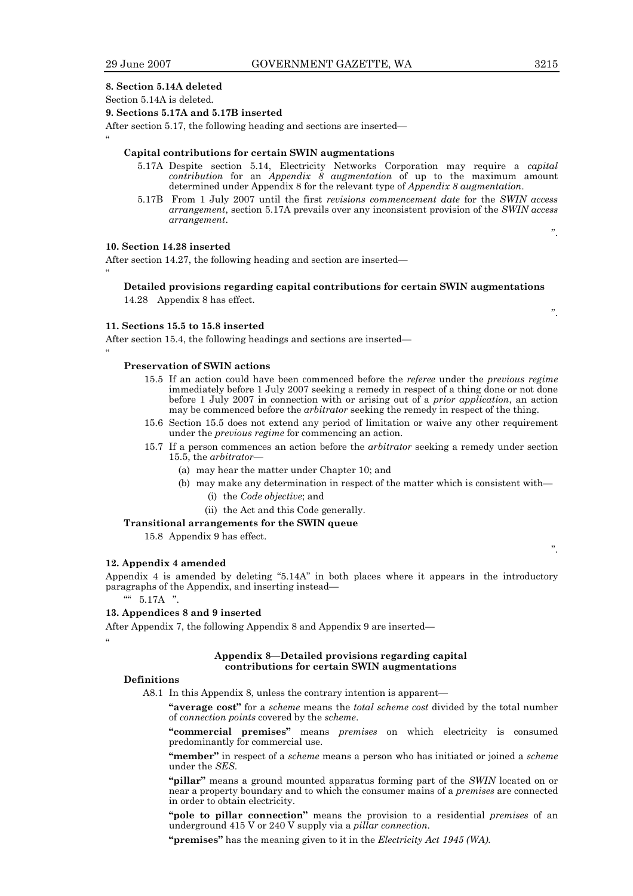**8. Section 5.14A deleted**

Section 5.14A is deleted.

**9. Sections 5.17A and 5.17B inserted**

After section 5.17, the following heading and sections are inserted—

"

**Capital contributions for certain SWIN augmentations**

5.17A Despite section 5.14, Electricity Networks Corporation may require a *capital contribution* for an *Appendix 8 augmentation* of up to the maximum amount determined under Appendix 8 for the relevant type of *Appendix 8 augmentation*.

5.17B From 1 July 2007 until the first *revisions commencement date* for the *SWIN access arrangement*, section 5.17A prevails over any inconsistent provision of the *SWIN access arrangement*.

".

**10. Section 14.28 inserted**

After section 14.27, the following heading and section are inserted—

"

**Detailed provisions regarding capital contributions for certain SWIN augmentations**

14.28 Appendix 8 has effect.

".

**11. Sections 15.5 to 15.8 inserted**

After section 15.4, the following headings and sections are inserted—

"

**Preservation of SWIN actions**

15.5 If an action could have been commenced before the *referee* under the *previous regime* immediately before 1 July 2007 seeking a remedy in respect of a thing done or not done before 1 July 2007 in connection with or arising out of a *prior application*, an action may be commenced before the *arbitrator* seeking the remedy in respect of the thing.

15.6 Section 15.5 does not extend any period of limitation or waive any other requirement under the *previous regime* for commencing an action.

15.7 If a person commences an action before the *arbitrator* seeking a remedy under section 15.5, the *arbitrator*—

(a) may hear the matter under Chapter 10; and

(b) may make any determination in respect of the matter which is consistent with—

(i) the *Code objective*; and

(ii) the Act and this Code generally.

**Transitional arrangements for the SWIN queue**

15.8 Appendix 9 has effect.

".

**12. Appendix 4 amended**

Appendix 4 is amended by deleting "5.14A" in both places where it appears in the introductory paragraphs of the Appendix, and inserting instead—

"" 5.17A ".

**13. Appendices 8 and 9 inserted**

After Appendix 7, the following Appendix 8 and Appendix 9 are inserted—

"

**Appendix 8—Detailed provisions regarding capital contributions for certain SWIN augmentations**

**Definitions**

A8.1 In this Appendix 8, unless the contrary intention is apparent—

**"average cost"** for a *scheme* means the *total scheme cost* divided by the total number of *connection points* covered by the *scheme*.

**"commercial premises"** means *premises* on which electricity is consumed predominantly for commercial use.

**"member"** in respect of a *scheme* means a person who has initiated or joined a *scheme* under the *SES*.

**"pillar"** means a ground mounted apparatus forming part of the *SWIN* located on or near a property boundary and to which the consumer mains of a *premises* are connected in order to obtain electricity.

**"pole to pillar connection"** means the provision to a residential *premises* of an underground 415 V or 240 V supply via a *pillar connection*.

**"premises"** has the meaning given to it in the *Electricity Act 1945 (WA)*.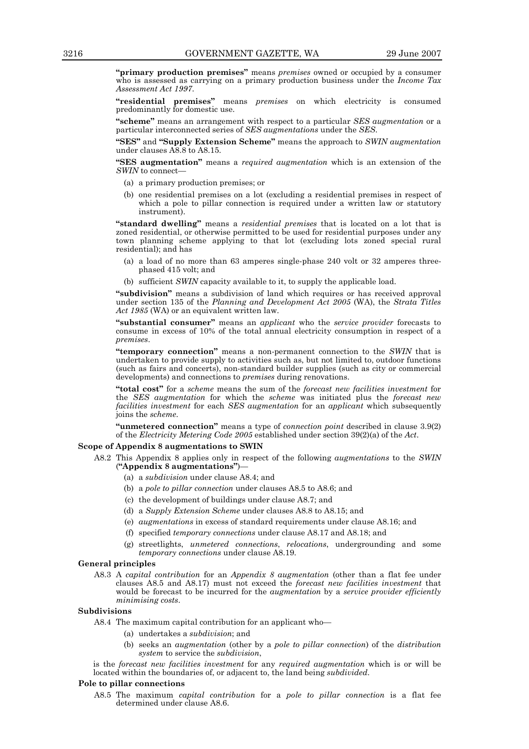**"primary production premises"** means *premises* owned or occupied by a consumer who is assessed as carrying on a primary production business under the *Income Tax Assessment Act 1997*.

**"residential premises"** means *premises* on which electricity is consumed predominantly for domestic use.

**"scheme"** means an arrangement with respect to a particular *SES augmentation* or a particular interconnected series of *SES augmentations* under the *SES*.

**"SES"** and **"Supply Extension Scheme"** means the approach to *SWIN augmentation* under clauses A8.8 to A8.15.

**"SES augmentation"** means a *required augmentation* which is an extension of the *SWIN* to connect—

- (a) a primary production premises; or
- (b) one residential premises on a lot (excluding a residential premises in respect of which a pole to pillar connection is required under a written law or statutory instrument).

**"standard dwelling"** means a *residential premises* that is located on a lot that is zoned residential, or otherwise permitted to be used for residential purposes under any town planning scheme applying to that lot (excluding lots zoned special rural residential); and has

- (a) a load of no more than 63 amperes single-phase 240 volt or 32 amperes three-phased 415 volt; and
- (b) sufficient *SWIN* capacity available to it, to supply the applicable load.

**"subdivision"** means a subdivision of land which requires or has received approval under section 135 of the *Planning and Development Act 2005* (WA), the *Strata Titles Act 1985* (WA) or an equivalent written law.

**"substantial consumer"** means an *applicant* who the *service provider* forecasts to consume in excess of 10% of the total annual electricity consumption in respect of a *premises*.

**"temporary connection"** means a non-permanent connection to the *SWIN* that is undertaken to provide supply to activities such as, but not limited to, outdoor functions (such as fairs and concerts), non-standard builder supplies (such as city or commercial developments) and connections to *premises* during renovations.

**"total cost"** for a *scheme* means the sum of the *forecast new facilities investment* for the *SES augmentation* for which the *scheme* was initiated plus the *forecast new facilities investment* for each *SES augmentation* for an *applicant* which subsequently joins the *scheme*.

**"unmetered connection"** means a type of *connection point* described in clause 3.9(2) of the *Electricity Metering Code 2005* established under section 39(2)(a) of the *Act*.

**Scope of Appendix 8 augmentations to SWIN**

A8.2 This Appendix 8 applies only in respect of the following *augmentations* to the *SWIN* (**"Appendix 8 augmentations"**)—

- (a) a *subdivision* under clause A8.4; and
- (b) a *pole to pillar connection* under clauses A8.5 to A8.6; and
- (c) the development of buildings under clause A8.7; and
- (d) a *Supply Extension Scheme* under clauses A8.8 to A8.15; and
- (e) *augmentations* in excess of standard requirements under clause A8.16; and
- (f) specified *temporary connections* under clause A8.17 and A8.18; and
- (g) streetlights, *unmetered connections*, *relocations*, undergrounding and some *temporary connections* under clause A8.19.

**General principles**

A8.3 A *capital contribution* for an *Appendix 8 augmentation* (other than a flat fee under clauses A8.5 and A8.17) must not exceed the *forecast new facilities investment* that would be forecast to be incurred for the *augmentation* by a *service provider efficiently minimising costs*.

**Subdivisions**

A8.4 The maximum capital contribution for an applicant who—

- (a) undertakes a *subdivision*; and
- (b) seeks an *augmentation* (other by a *pole to pillar connection*) of the *distribution system* to service the *subdivision*,

is the *forecast new facilities investment* for any *required augmentation* which is or will be located within the boundaries of, or adjacent to, the land being *subdivided*.

**Pole to pillar connections**

A8.5 The maximum *capital contribution* for a *pole to pillar connection* is a flat fee determined under clause A8.6.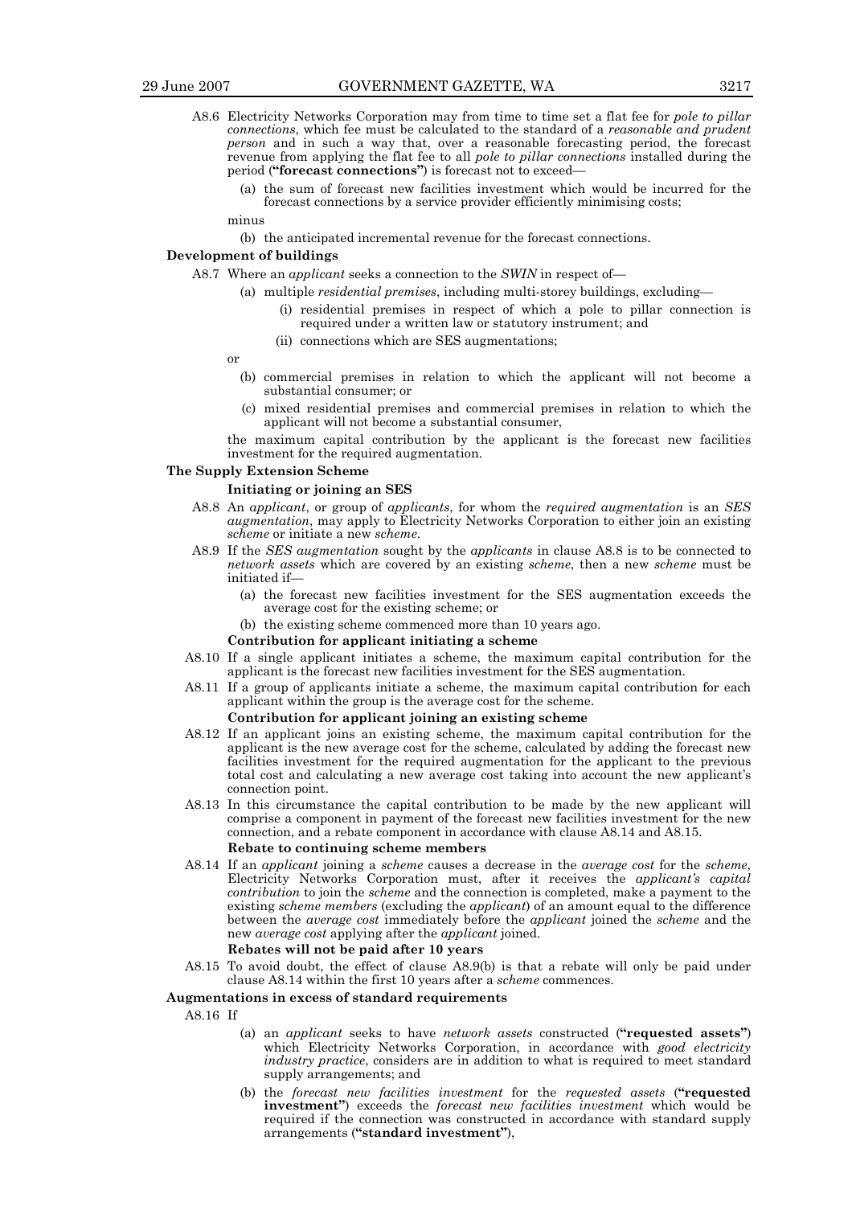A8.6 Electricity Networks Corporation may from time to time set a flat fee for *pole to pillar connections*, which fee must be calculated to the standard of a *reasonable and prudent person* and in such a way that, over a reasonable forecasting period, the forecast revenue from applying the flat fee to all *pole to pillar connections* installed during the period (**"forecast connections"**) is forecast not to exceed—

(a) the sum of forecast new facilities investment which would be incurred for the forecast connections by a service provider efficiently minimising costs;

minus

(b) the anticipated incremental revenue for the forecast connections.

**Development of buildings**

A8.7 Where an *applicant* seeks a connection to the *SWIN* in respect of—

(a) multiple *residential premises*, including multi-storey buildings, excluding—

(i) residential premises in respect of which a pole to pillar connection is required under a written law or statutory instrument; and

(ii) connections which are SES augmentations;

or

(b) commercial premises in relation to which the applicant will not become a substantial consumer; or

(c) mixed residential premises and commercial premises in relation to which the applicant will not become a substantial consumer,

the maximum capital contribution by the applicant is the forecast new facilities investment for the required augmentation.

**The Supply Extension Scheme**

**Initiating or joining an SES**

A8.8 An *applicant*, or group of *applicants*, for whom the *required augmentation* is an *SES augmentation*, may apply to Electricity Networks Corporation to either join an existing *scheme* or initiate a new *scheme*.

A8.9 If the *SES augmentation* sought by the *applicants* in clause A8.8 is to be connected to *network assets* which are covered by an existing *scheme*, then a new *scheme* must be initiated if—

(a) the forecast new facilities investment for the SES augmentation exceeds the average cost for the existing scheme; or

(b) the existing scheme commenced more than 10 years ago.

**Contribution for applicant initiating a scheme**

A8.10 If a single applicant initiates a scheme, the maximum capital contribution for the applicant is the forecast new facilities investment for the SES augmentation.

A8.11 If a group of applicants initiate a scheme, the maximum capital contribution for each applicant within the group is the average cost for the scheme.

**Contribution for applicant joining an existing scheme**

A8.12 If an applicant joins an existing scheme, the maximum capital contribution for the applicant is the new average cost for the scheme, calculated by adding the forecast new facilities investment for the required augmentation for the applicant to the previous total cost and calculating a new average cost taking into account the new applicant's connection point.

A8.13 In this circumstance the capital contribution to be made by the new applicant will comprise a component in payment of the forecast new facilities investment for the new connection, and a rebate component in accordance with clause A8.14 and A8.15.

**Rebate to continuing scheme members**

A8.14 If an *applicant* joining a *scheme* causes a decrease in the *average cost* for the *scheme*, Electricity Networks Corporation must, after it receives the *applicant's capital contribution* to join the *scheme* and the connection is completed, make a payment to the existing *scheme members* (excluding the *applicant*) of an amount equal to the difference between the *average cost* immediately before the *applicant* joined the *scheme* and the new *average cost* applying after the *applicant* joined.

**Rebates will not be paid after 10 years**

A8.15 To avoid doubt, the effect of clause A8.9(b) is that a rebate will only be paid under clause A8.14 within the first 10 years after a *scheme* commences.

**Augmentations in excess of standard requirements**

A8.16 If

(a) an *applicant* seeks to have *network assets* constructed (**"requested assets"**) which Electricity Networks Corporation, in accordance with *good electricity industry practice*, considers are in addition to what is required to meet standard supply arrangements; and

(b) the *forecast new facilities investment* for the *requested assets* (**"requested investment"**) exceeds the *forecast new facilities investment* which would be required if the connection was constructed in accordance with standard supply arrangements (**"standard investment"**),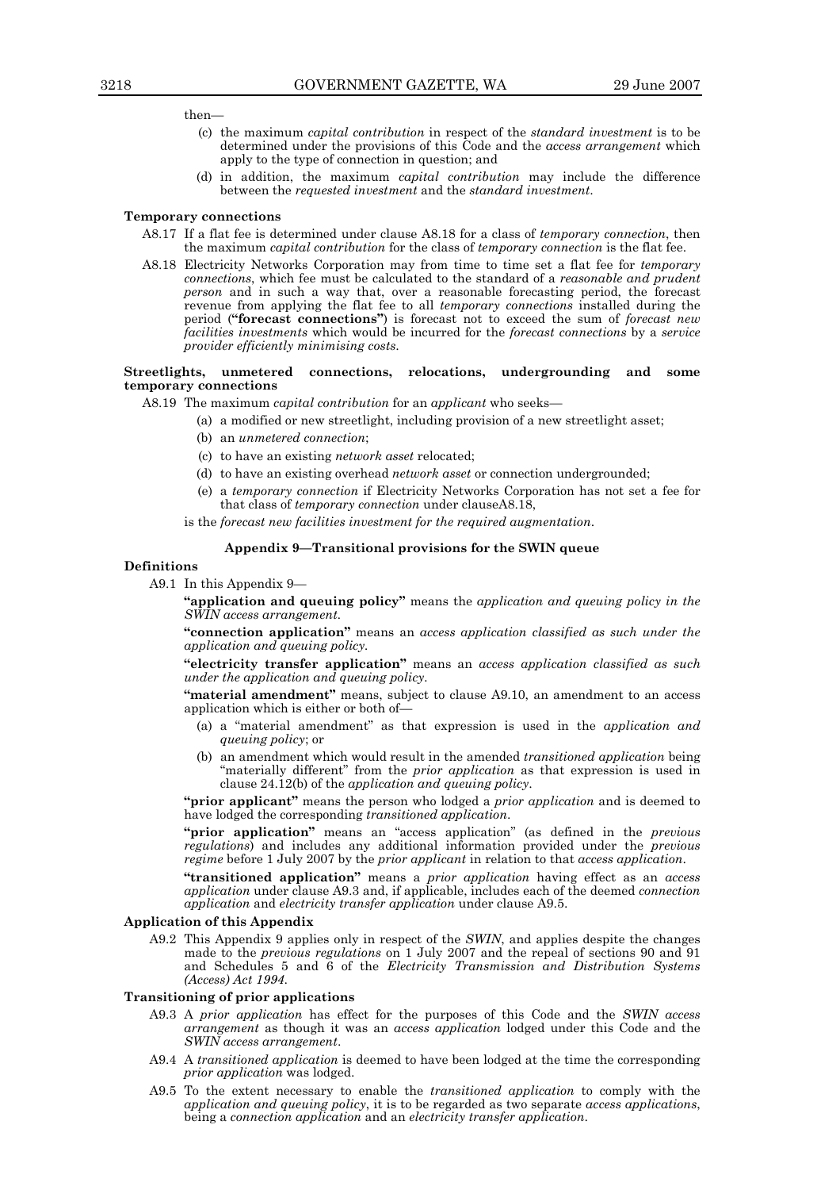then—

(c) the maximum *capital contribution* in respect of the *standard investment* is to be determined under the provisions of this Code and the *access arrangement* which apply to the type of connection in question; and

(d) in addition, the maximum *capital contribution* may include the difference between the *requested investment* and the *standard investment*.

**Temporary connections**

A8.17 If a flat fee is determined under clause A8.18 for a class of *temporary connection*, then the maximum *capital contribution* for the class of *temporary connection* is the flat fee.

A8.18 Electricity Networks Corporation may from time to time set a flat fee for *temporary connections*, which fee must be calculated to the standard of a *reasonable and prudent person* and in such a way that, over a reasonable forecasting period, the forecast revenue from applying the flat fee to all *temporary connections* installed during the period (**"forecast connections"**) is forecast not to exceed the sum of *forecast new facilities investments* which would be incurred for the *forecast connections* by a *service provider efficiently minimising costs*.

**Streetlights, unmetered connections, relocations, undergrounding and some temporary connections**

A8.19 The maximum *capital contribution* for an *applicant* who seeks—

(a) a modified or new streetlight, including provision of a new streetlight asset;

(b) an *unmetered connection*;

(c) to have an existing *network asset* relocated;

(d) to have an existing overhead *network asset* or connection undergrounded;

(e) a *temporary connection* if Electricity Networks Corporation has not set a fee for that class of *temporary connection* under clauseA8.18,

is the *forecast new facilities investment for the required augmentation*.

## Appendix 9—Transitional provisions for the SWIN queue

**Definitions**

A9.1 In this Appendix 9—

**"application and queuing policy"** means the *application and queuing policy in the SWIN access arrangement*.

**"connection application"** means an *access application classified as such under the application and queuing policy*.

**"electricity transfer application"** means an *access application classified as such under the application and queuing policy*.

**"material amendment"** means, subject to clause A9.10, an amendment to an access application which is either or both of—

(a) a "material amendment" as that expression is used in the *application and queuing policy*; or

(b) an amendment which would result in the amended *transitioned application* being "materially different" from the *prior application* as that expression is used in clause 24.12(b) of the *application and queuing policy*.

**"prior applicant"** means the person who lodged a *prior application* and is deemed to have lodged the corresponding *transitioned application*.

**"prior application"** means an "access application" (as defined in the *previous regulations*) and includes any additional information provided under the *previous regime* before 1 July 2007 by the *prior applicant* in relation to that *access application*.

**"transitioned application"** means a *prior application* having effect as an *access application* under clause A9.3 and, if applicable, includes each of the deemed *connection application* and *electricity transfer application* under clause A9.5.

**Application of this Appendix**

A9.2 This Appendix 9 applies only in respect of the *SWIN*, and applies despite the changes made to the *previous regulations* on 1 July 2007 and the repeal of sections 90 and 91 and Schedules 5 and 6 of the *Electricity Transmission and Distribution Systems (Access) Act 1994*.

**Transitioning of prior applications**

A9.3 A *prior application* has effect for the purposes of this Code and the *SWIN access arrangement* as though it was an *access application* lodged under this Code and the *SWIN access arrangement*.

A9.4 A *transitioned application* is deemed to have been lodged at the time the corresponding *prior application* was lodged.

A9.5 To the extent necessary to enable the *transitioned application* to comply with the *application and queuing policy*, it is to be regarded as two separate *access applications*, being a *connection application* and an *electricity transfer application*.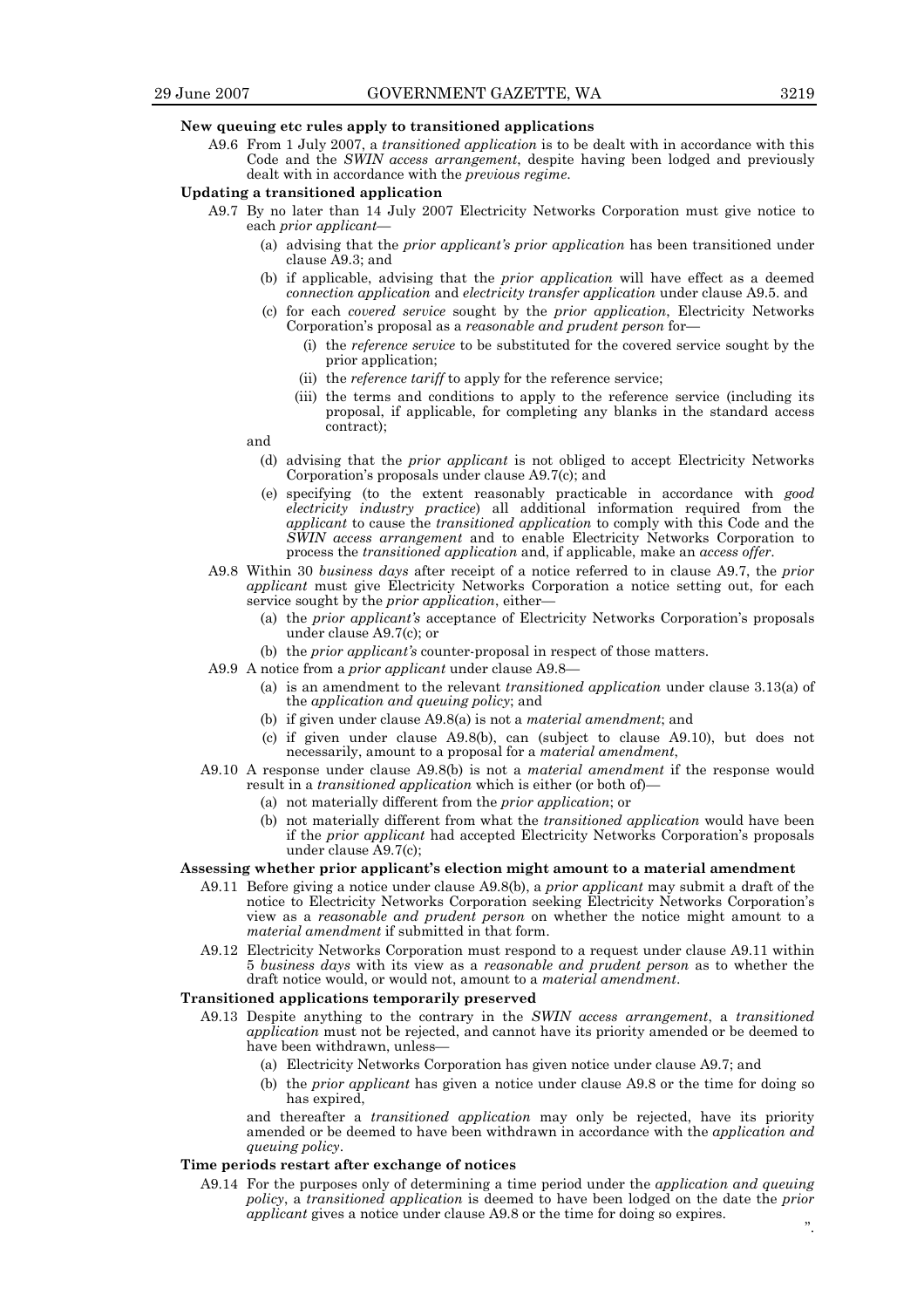**New queuing etc rules apply to transitioned applications**

A9.6 From 1 July 2007, a *transitioned application* is to be dealt with in accordance with this Code and the *SWIN access arrangement*, despite having been lodged and previously dealt with in accordance with the *previous regime*.

**Updating a transitioned application**

A9.7 By no later than 14 July 2007 Electricity Networks Corporation must give notice to each *prior applicant*—

(a) advising that the *prior applicant's prior application* has been transitioned under clause A9.3; and

(b) if applicable, advising that the *prior application* will have effect as a deemed *connection application* and *electricity transfer application* under clause A9.5. and

(c) for each *covered service* sought by the *prior application*, Electricity Networks Corporation's proposal as a *reasonable and prudent person* for—

(i) the *reference service* to be substituted for the covered service sought by the prior application;

(ii) the *reference tariff* to apply for the reference service;

(iii) the terms and conditions to apply to the reference service (including its proposal, if applicable, for completing any blanks in the standard access contract);

and

(d) advising that the *prior applicant* is not obliged to accept Electricity Networks Corporation's proposals under clause A9.7(c); and

(e) specifying (to the extent reasonably practicable in accordance with *good electricity industry practice*) all additional information required from the *applicant* to cause the *transitioned application* to comply with this Code and the *SWIN access arrangement* and to enable Electricity Networks Corporation to process the *transitioned application* and, if applicable, make an *access offer*.

A9.8 Within 30 *business days* after receipt of a notice referred to in clause A9.7, the *prior applicant* must give Electricity Networks Corporation a notice setting out, for each service sought by the *prior application*, either—

(a) the *prior applicant's* acceptance of Electricity Networks Corporation's proposals under clause A9.7(c); or

(b) the *prior applicant's* counter-proposal in respect of those matters.

A9.9 A notice from a *prior applicant* under clause A9.8—

(a) is an amendment to the relevant *transitioned application* under clause 3.13(a) of the *application and queuing policy*; and

(b) if given under clause A9.8(a) is not a *material amendment*; and

(c) if given under clause A9.8(b), can (subject to clause A9.10), but does not necessarily, amount to a proposal for a *material amendment*,

A9.10 A response under clause A9.8(b) is not a *material amendment* if the response would result in a *transitioned application* which is either (or both of)—

(a) not materially different from the *prior application*; or

(b) not materially different from what the *transitioned application* would have been if the *prior applicant* had accepted Electricity Networks Corporation's proposals under clause A9.7(c);

**Assessing whether prior applicant's election might amount to a material amendment**

A9.11 Before giving a notice under clause A9.8(b), a *prior applicant* may submit a draft of the notice to Electricity Networks Corporation seeking Electricity Networks Corporation's view as a *reasonable and prudent person* on whether the notice might amount to a *material amendment* if submitted in that form.

A9.12 Electricity Networks Corporation must respond to a request under clause A9.11 within 5 *business days* with its view as a *reasonable and prudent person* as to whether the draft notice would, or would not, amount to a *material amendment*.

**Transitioned applications temporarily preserved**

A9.13 Despite anything to the contrary in the *SWIN access arrangement*, a *transitioned application* must not be rejected, and cannot have its priority amended or be deemed to have been withdrawn, unless—

(a) Electricity Networks Corporation has given notice under clause A9.7; and

(b) the *prior applicant* has given a notice under clause A9.8 or the time for doing so has expired,

and thereafter a *transitioned application* may only be rejected, have its priority amended or be deemed to have been withdrawn in accordance with the *application and queuing policy*.

**Time periods restart after exchange of notices**

A9.14 For the purposes only of determining a time period under the *application and queuing policy*, a *transitioned application* is deemed to have been lodged on the date the *prior applicant* gives a notice under clause A9.8 or the time for doing so expires.

".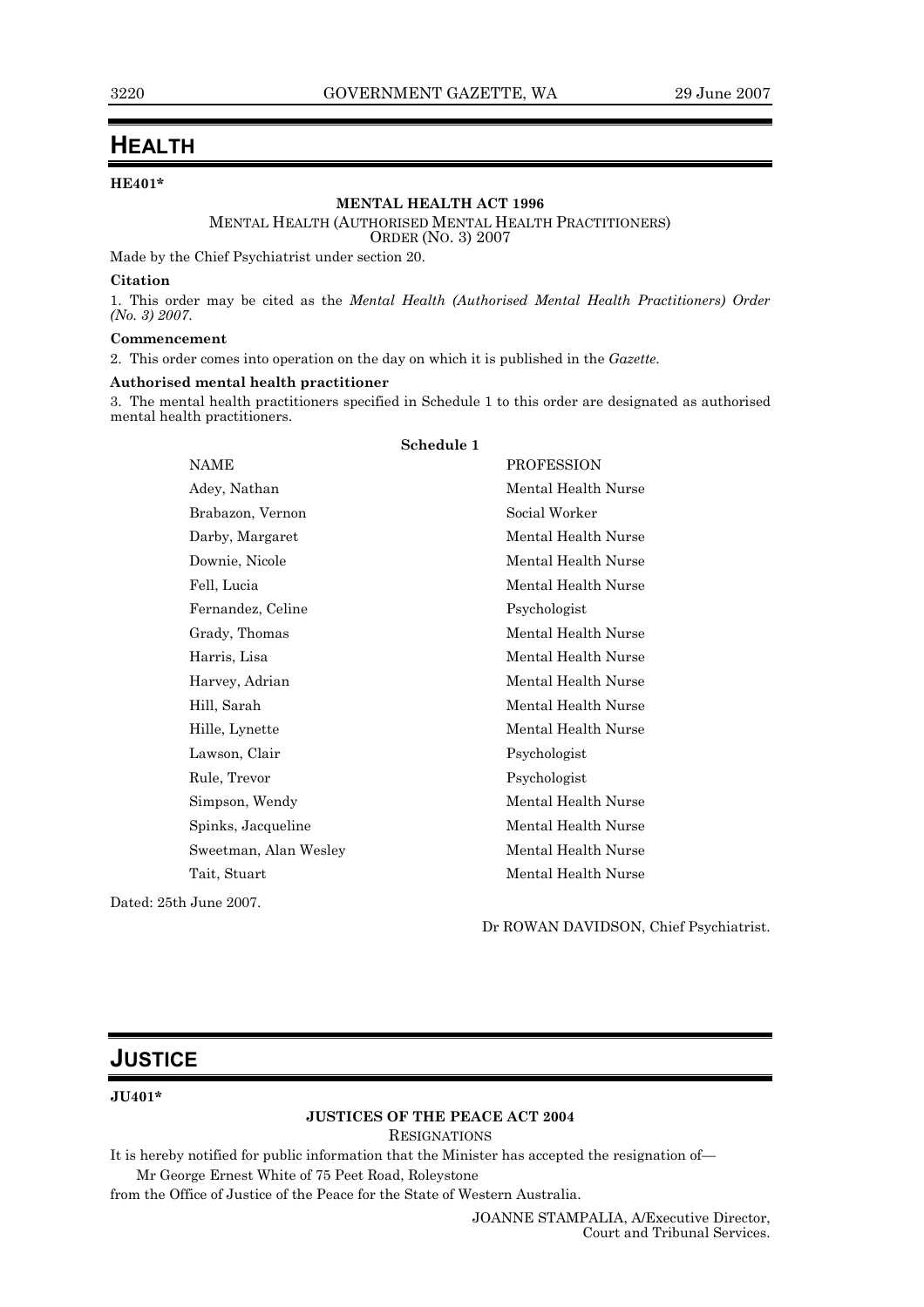# HEALTH

**HE401***

**MENTAL HEALTH ACT 1996**

MENTAL HEALTH (AUTHORISED MENTAL HEALTH PRACTITIONERS) ORDER (NO. 3) 2007

Made by the Chief Psychiatrist under section 20.

**Citation**

1. This order may be cited as the *Mental Health (Authorised Mental Health Practitioners) Order (No. 3) 2007*.

**Commencement**

2. This order comes into operation on the day on which it is published in the *Gazette*.

**Authorised mental health practitioner**

3. The mental health practitioners specified in Schedule 1 to this order are designated as authorised mental health practitioners.

**Schedule 1**

| NAME | PROFESSION |
|---|---|
| Adey, Nathan | Mental Health Nurse |
| Brabazon, Vernon | Social Worker |
| Darby, Margaret | Mental Health Nurse |
| Downie, Nicole | Mental Health Nurse |
| Fell, Lucia | Mental Health Nurse |
| Fernandez, Celine | Psychologist |
| Grady, Thomas | Mental Health Nurse |
| Harris, Lisa | Mental Health Nurse |
| Harvey, Adrian | Mental Health Nurse |
| Hill, Sarah | Mental Health Nurse |
| Hille, Lynette | Mental Health Nurse |
| Lawson, Clair | Psychologist |
| Rule, Trevor | Psychologist |
| Simpson, Wendy | Mental Health Nurse |
| Spinks, Jacqueline | Mental Health Nurse |
| Sweetman, Alan Wesley | Mental Health Nurse |
| Tait, Stuart | Mental Health Nurse |

Dated: 25th June 2007.

Dr ROWAN DAVIDSON, Chief Psychiatrist.

# JUSTICE

**JU401***

**JUSTICES OF THE PEACE ACT 2004**

RESIGNATIONS

It is hereby notified for public information that the Minister has accepted the resignation of—

Mr George Ernest White of 75 Peet Road, Roleystone

from the Office of Justice of the Peace for the State of Western Australia.

JOANNE STAMPALIA, A/Executive Director,
Court and Tribunal Services.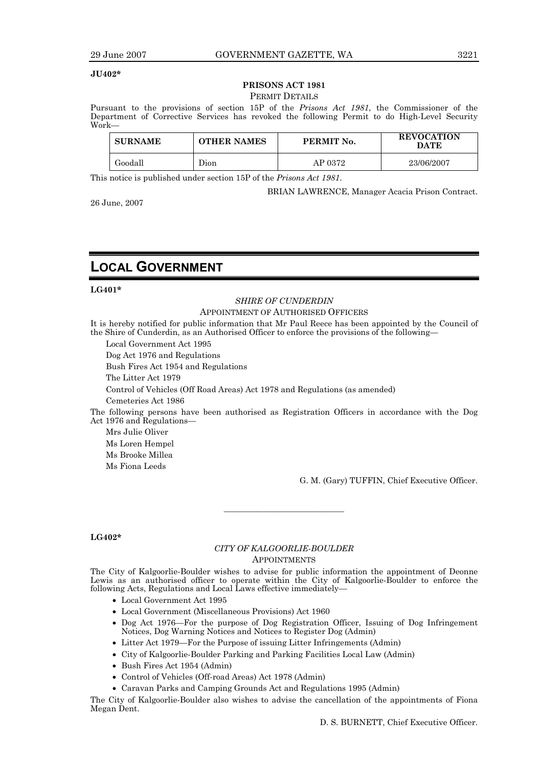**JU402***

## PRISONS ACT 1981

PERMIT DETAILS

Pursuant to the provisions of section 15P of the *Prisons Act 1981*, the Commissioner of the Department of Corrective Services has revoked the following Permit to do High-Level Security Work—

| SURNAME | OTHER NAMES | PERMIT No. | REVOCATION DATE |
|---|---|---|---|
| Goodall | Dion | AP 0372 | 23/06/2007 |

This notice is published under section 15P of the *Prisons Act 1981*.

BRIAN LAWRENCE, Manager Acacia Prison Contract.

26 June, 2007

# LOCAL GOVERNMENT

**LG401***

## *SHIRE OF CUNDERDIN*

APPOINTMENT OF AUTHORISED OFFICERS

It is hereby notified for public information that Mr Paul Reece has been appointed by the Council of the Shire of Cunderdin, as an Authorised Officer to enforce the provisions of the following—

Local Government Act 1995

Dog Act 1976 and Regulations

Bush Fires Act 1954 and Regulations

The Litter Act 1979

Control of Vehicles (Off Road Areas) Act 1978 and Regulations (as amended)

Cemeteries Act 1986

The following persons have been authorised as Registration Officers in accordance with the Dog Act 1976 and Regulations—

Mrs Julie Oliver

Ms Loren Hempel

Ms Brooke Millea

Ms Fiona Leeds

G. M. (Gary) TUFFIN, Chief Executive Officer.

---

**LG402***

## *CITY OF KALGOORLIE-BOULDER*

APPOINTMENTS

The City of Kalgoorlie-Boulder wishes to advise for public information the appointment of Deonne Lewis as an authorised officer to operate within the City of Kalgoorlie-Boulder to enforce the following Acts, Regulations and Local Laws effective immediately—

- Local Government Act 1995
- Local Government (Miscellaneous Provisions) Act 1960
- Dog Act 1976—For the purpose of Dog Registration Officer, Issuing of Dog Infringement Notices, Dog Warning Notices and Notices to Register Dog (Admin)
- Litter Act 1979—For the Purpose of issuing Litter Infringements (Admin)
- City of Kalgoorlie-Boulder Parking and Parking Facilities Local Law (Admin)
- Bush Fires Act 1954 (Admin)
- Control of Vehicles (Off-road Areas) Act 1978 (Admin)
- Caravan Parks and Camping Grounds Act and Regulations 1995 (Admin)

The City of Kalgoorlie-Boulder also wishes to advise the cancellation of the appointments of Fiona Megan Dent.

D. S. BURNETT, Chief Executive Officer.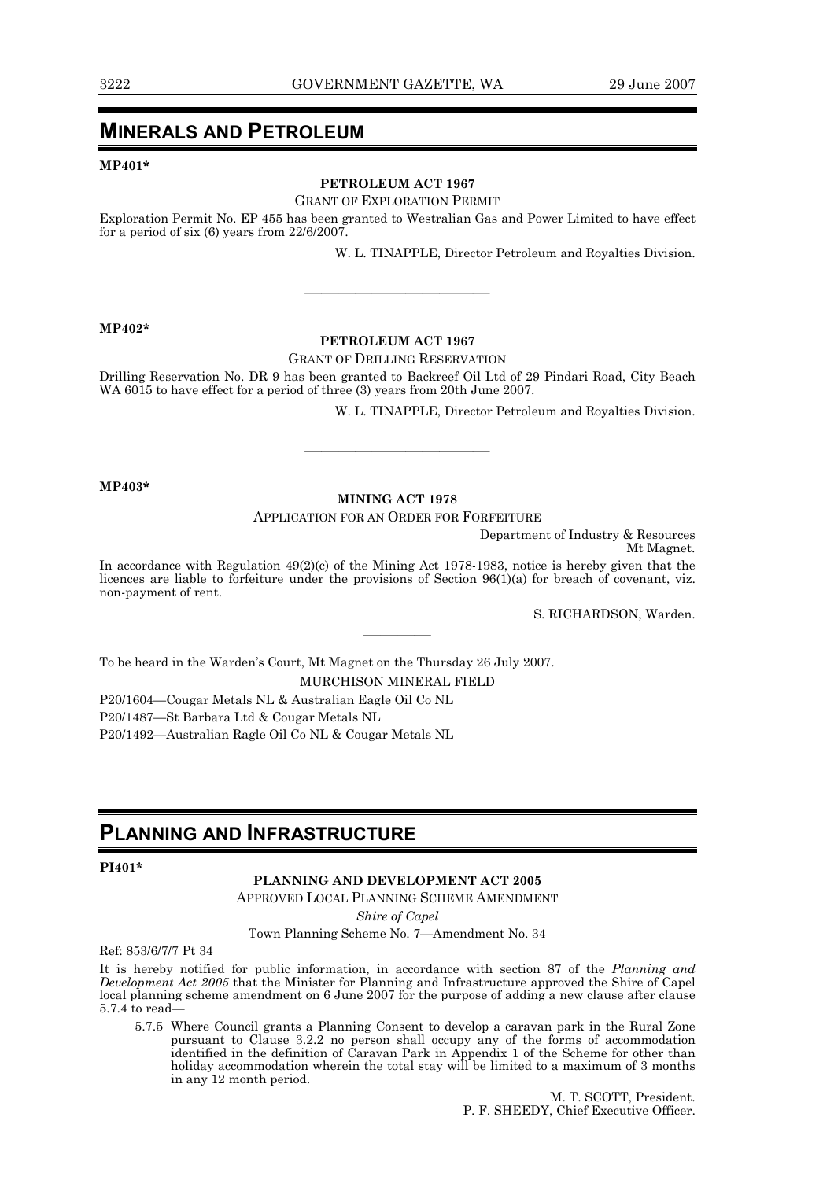# MINERALS AND PETROLEUM

**MP401***

**PETROLEUM ACT 1967**

GRANT OF EXPLORATION PERMIT

Exploration Permit No. EP 455 has been granted to Westralian Gas and Power Limited to have effect for a period of six (6) years from 22/6/2007.

W. L. TINAPPLE, Director Petroleum and Royalties Division.

---

**MP402***

**PETROLEUM ACT 1967**

GRANT OF DRILLING RESERVATION

Drilling Reservation No. DR 9 has been granted to Backreef Oil Ltd of 29 Pindari Road, City Beach WA 6015 to have effect for a period of three (3) years from 20th June 2007.

W. L. TINAPPLE, Director Petroleum and Royalties Division.

---

**MP403***

**MINING ACT 1978**

APPLICATION FOR AN ORDER FOR FORFEITURE

Department of Industry & Resources
Mt Magnet.

In accordance with Regulation 49(2)(c) of the Mining Act 1978-1983, notice is hereby given that the licences are liable to forfeiture under the provisions of Section 96(1)(a) for breach of covenant, viz. non-payment of rent.

S. RICHARDSON, Warden.

---

To be heard in the Warden's Court, Mt Magnet on the Thursday 26 July 2007.

MURCHISON MINERAL FIELD

P20/1604—Cougar Metals NL & Australian Eagle Oil Co NL

P20/1487—St Barbara Ltd & Cougar Metals NL

P20/1492—Australian Ragle Oil Co NL & Cougar Metals NL

# PLANNING AND INFRASTRUCTURE

**PI401***

**PLANNING AND DEVELOPMENT ACT 2005**

APPROVED LOCAL PLANNING SCHEME AMENDMENT

*Shire of Capel*

Town Planning Scheme No. 7—Amendment No. 34

Ref: 853/6/7/7 Pt 34

It is hereby notified for public information, in accordance with section 87 of the *Planning and Development Act 2005* that the Minister for Planning and Infrastructure approved the Shire of Capel local planning scheme amendment on 6 June 2007 for the purpose of adding a new clause after clause 5.7.4 to read—

5.7.5 Where Council grants a Planning Consent to develop a caravan park in the Rural Zone pursuant to Clause 3.2.2 no person shall occupy any of the forms of accommodation identified in the definition of Caravan Park in Appendix 1 of the Scheme for other than holiday accommodation wherein the total stay will be limited to a maximum of 3 months in any 12 month period.

M. T. SCOTT, President.
P. F. SHEEDY, Chief Executive Officer.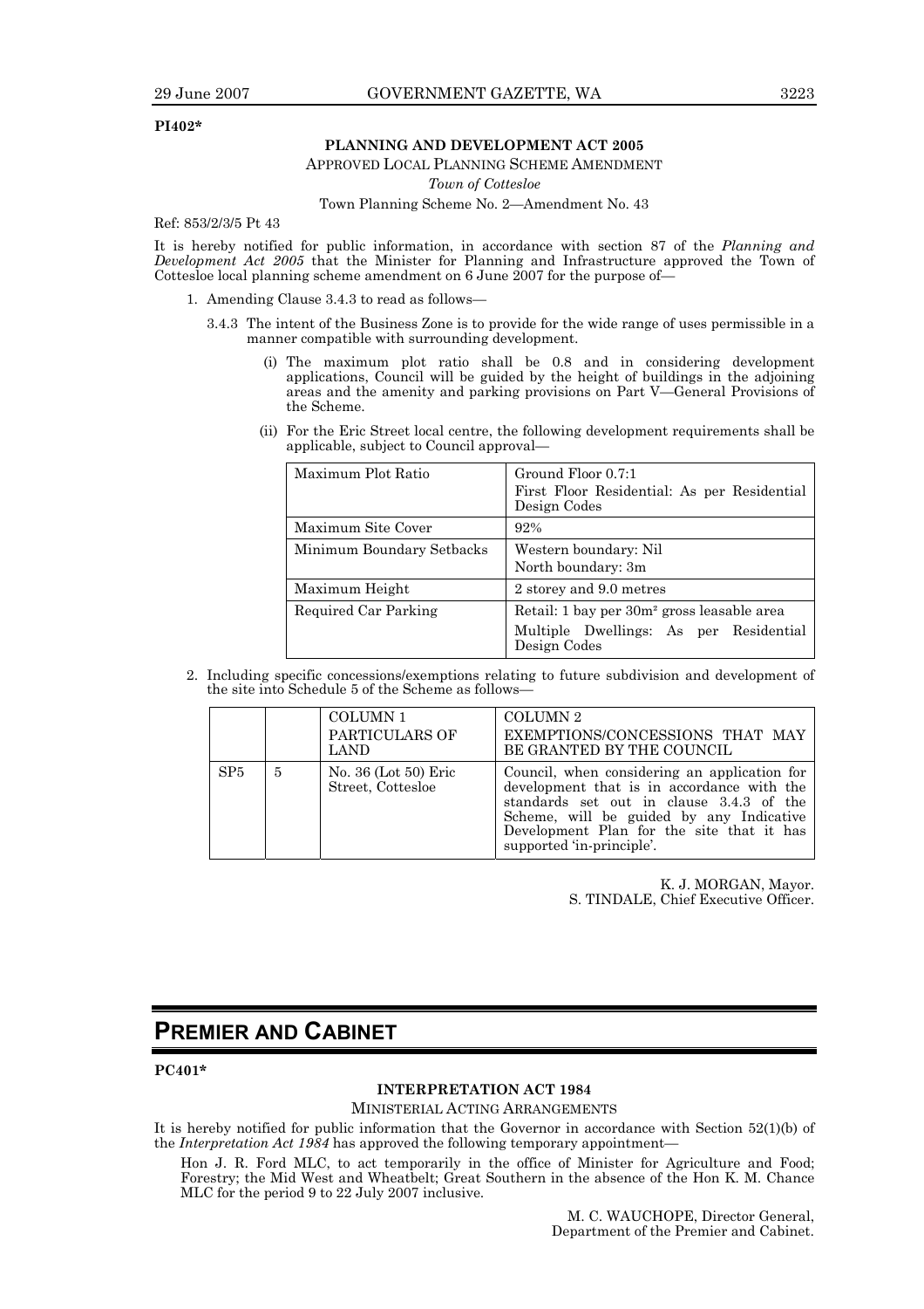**PI402***

**PLANNING AND DEVELOPMENT ACT 2005**

APPROVED LOCAL PLANNING SCHEME AMENDMENT

*Town of Cottesloe*

Town Planning Scheme No. 2—Amendment No. 43

Ref: 853/2/3/5 Pt 43

It is hereby notified for public information, in accordance with section 87 of the *Planning and Development Act 2005* that the Minister for Planning and Infrastructure approved the Town of Cottesloe local planning scheme amendment on 6 June 2007 for the purpose of—

1. Amending Clause 3.4.3 to read as follows—

   3.4.3 The intent of the Business Zone is to provide for the wide range of uses permissible in a manner compatible with surrounding development.

   (i) The maximum plot ratio shall be 0.8 and in considering development applications, Council will be guided by the height of buildings in the adjoining areas and the amenity and parking provisions on Part V—General Provisions of the Scheme.

   (ii) For the Eric Street local centre, the following development requirements shall be applicable, subject to Council approval—

| | |
|---|---|
| Maximum Plot Ratio | Ground Floor 0.7:1<br>First Floor Residential: As per Residential Design Codes |
| Maximum Site Cover | 92% |
| Minimum Boundary Setbacks | Western boundary: Nil<br>North boundary: 3m |
| Maximum Height | 2 storey and 9.0 metres |
| Required Car Parking | Retail: 1 bay per 30m² gross leasable area<br>Multiple Dwellings: As per Residential Design Codes |

2. Including specific concessions/exemptions relating to future subdivision and development of the site into Schedule 5 of the Scheme as follows—

| | | COLUMN 1<br>PARTICULARS OF LAND | COLUMN 2<br>EXEMPTIONS/CONCESSIONS THAT MAY BE GRANTED BY THE COUNCIL |
|---|---|---|---|
| SP5 | 5 | No. 36 (Lot 50) Eric Street, Cottesloe | Council, when considering an application for development that is in accordance with the standards set out in clause 3.4.3 of the Scheme, will be guided by any Indicative Development Plan for the site that it has supported 'in-principle'. |

K. J. MORGAN, Mayor.
S. TINDALE, Chief Executive Officer.

# PREMIER AND CABINET

**PC401***

**INTERPRETATION ACT 1984**

MINISTERIAL ACTING ARRANGEMENTS

It is hereby notified for public information that the Governor in accordance with Section 52(1)(b) of the *Interpretation Act 1984* has approved the following temporary appointment—

Hon J. R. Ford MLC, to act temporarily in the office of Minister for Agriculture and Food; Forestry; the Mid West and Wheatbelt; Great Southern in the absence of the Hon K. M. Chance MLC for the period 9 to 22 July 2007 inclusive.

M. C. WAUCHOPE, Director General,
Department of the Premier and Cabinet.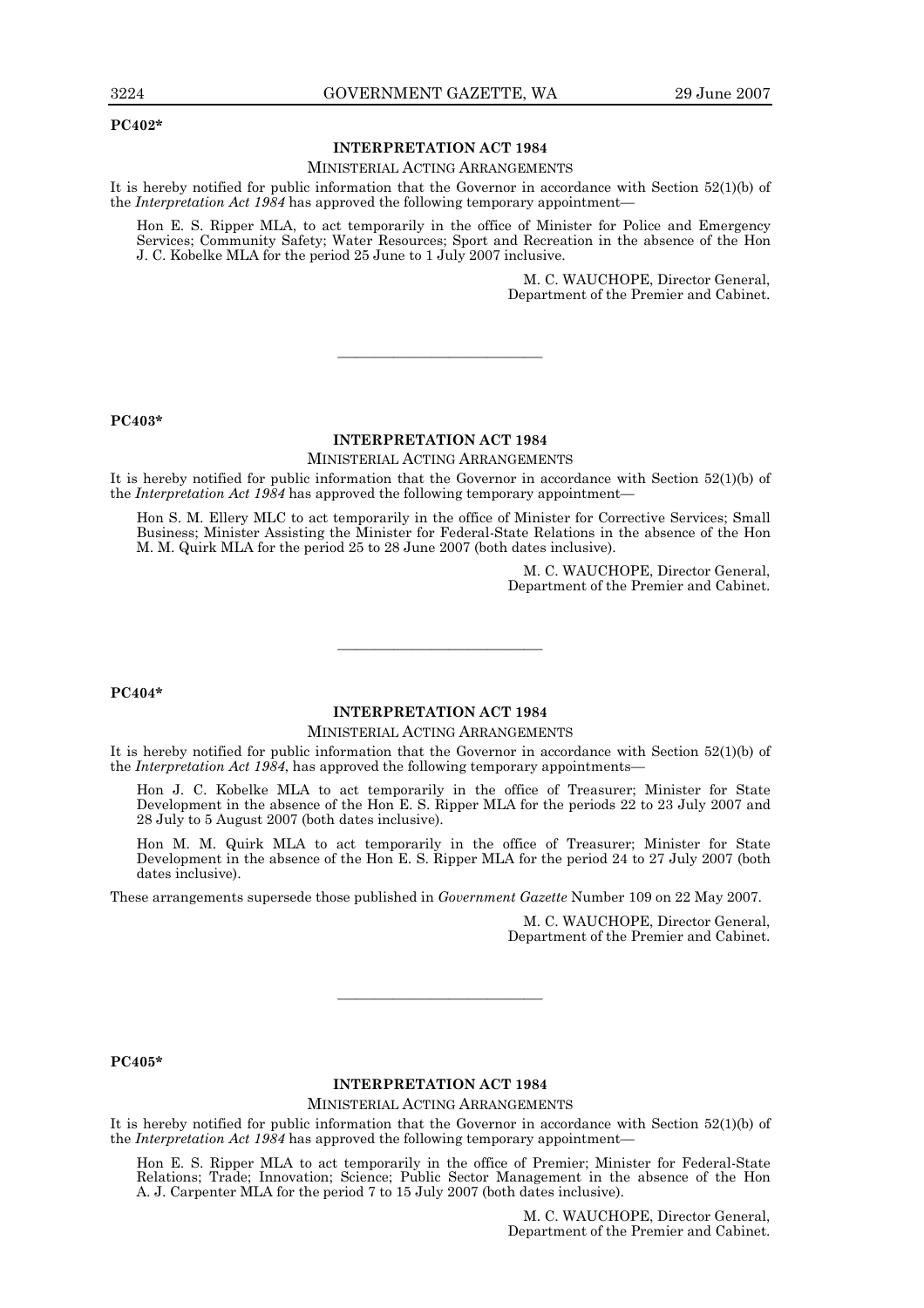**PC402***

## INTERPRETATION ACT 1984

MINISTERIAL ACTING ARRANGEMENTS

It is hereby notified for public information that the Governor in accordance with Section 52(1)(b) of the *Interpretation Act 1984* has approved the following temporary appointment—

Hon E. S. Ripper MLA, to act temporarily in the office of Minister for Police and Emergency Services; Community Safety; Water Resources; Sport and Recreation in the absence of the Hon J. C. Kobelke MLA for the period 25 June to 1 July 2007 inclusive.

M. C. WAUCHOPE, Director General,
Department of the Premier and Cabinet.

---

**PC403***

## INTERPRETATION ACT 1984

MINISTERIAL ACTING ARRANGEMENTS

It is hereby notified for public information that the Governor in accordance with Section 52(1)(b) of the *Interpretation Act 1984* has approved the following temporary appointment—

Hon S. M. Ellery MLC to act temporarily in the office of Minister for Corrective Services; Small Business; Minister Assisting the Minister for Federal-State Relations in the absence of the Hon M. M. Quirk MLA for the period 25 to 28 June 2007 (both dates inclusive).

M. C. WAUCHOPE, Director General,
Department of the Premier and Cabinet.

---

**PC404***

## INTERPRETATION ACT 1984

MINISTERIAL ACTING ARRANGEMENTS

It is hereby notified for public information that the Governor in accordance with Section 52(1)(b) of the *Interpretation Act 1984*, has approved the following temporary appointments—

Hon J. C. Kobelke MLA to act temporarily in the office of Treasurer; Minister for State Development in the absence of the Hon E. S. Ripper MLA for the periods 22 to 23 July 2007 and 28 July to 5 August 2007 (both dates inclusive).

Hon M. M. Quirk MLA to act temporarily in the office of Treasurer; Minister for State Development in the absence of the Hon E. S. Ripper MLA for the period 24 to 27 July 2007 (both dates inclusive).

These arrangements supersede those published in *Government Gazette* Number 109 on 22 May 2007.

M. C. WAUCHOPE, Director General,
Department of the Premier and Cabinet.

---

**PC405***

## INTERPRETATION ACT 1984

MINISTERIAL ACTING ARRANGEMENTS

It is hereby notified for public information that the Governor in accordance with Section 52(1)(b) of the *Interpretation Act 1984* has approved the following temporary appointment—

Hon E. S. Ripper MLA to act temporarily in the office of Premier; Minister for Federal-State Relations; Trade; Innovation; Science; Public Sector Management in the absence of the Hon A. J. Carpenter MLA for the period 7 to 15 July 2007 (both dates inclusive).

M. C. WAUCHOPE, Director General,
Department of the Premier and Cabinet.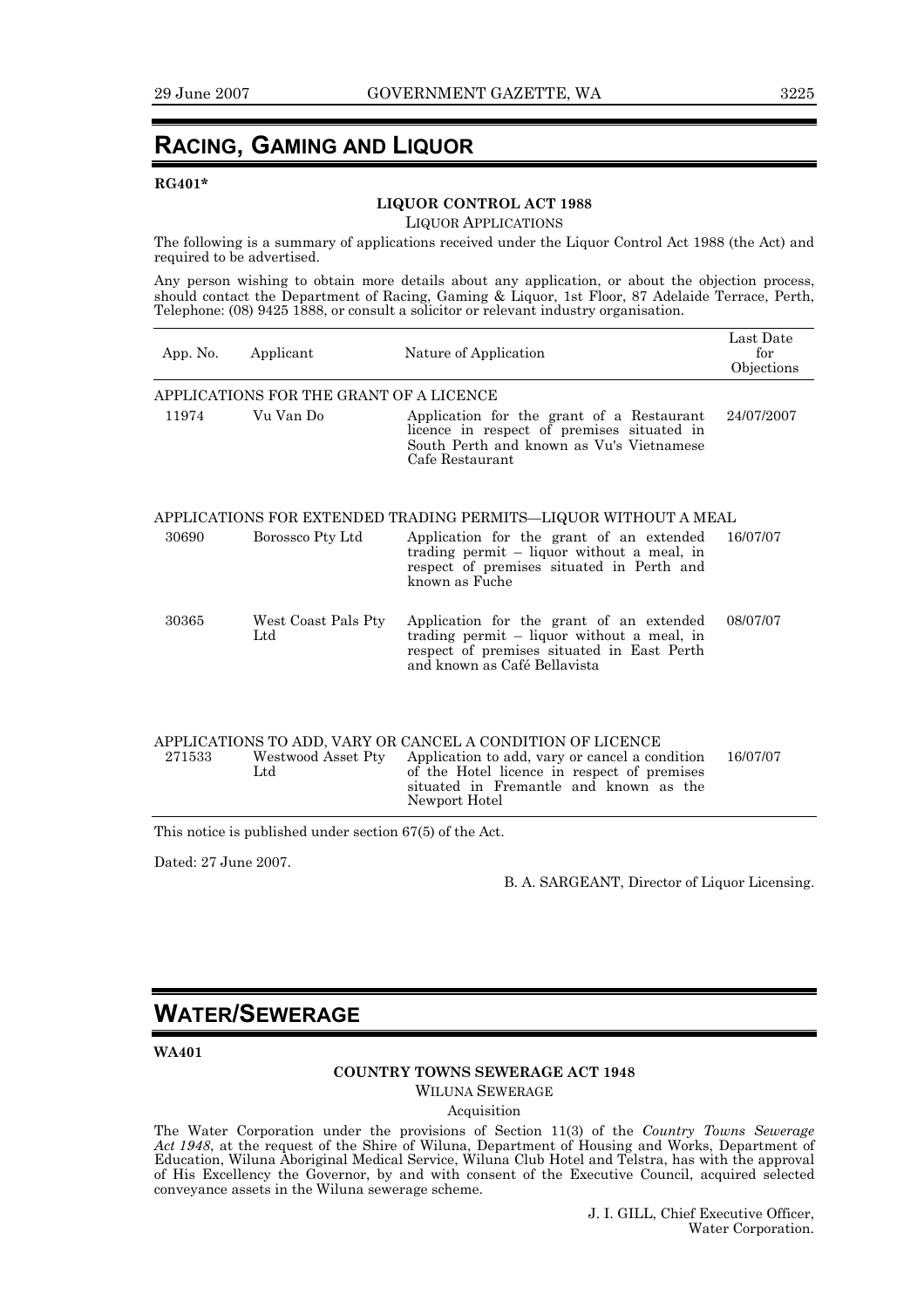# RACING, GAMING AND LIQUOR

**RG401***

**LIQUOR CONTROL ACT 1988**

LIQUOR APPLICATIONS

The following is a summary of applications received under the Liquor Control Act 1988 (the Act) and required to be advertised.

Any person wishing to obtain more details about any application, or about the objection process, should contact the Department of Racing, Gaming & Liquor, 1st Floor, 87 Adelaide Terrace, Perth, Telephone: (08) 9425 1888, or consult a solicitor or relevant industry organisation.

| App. No. | Applicant | Nature of Application | Last Date for Objections |
|---|---|---|---|
| APPLICATIONS FOR THE GRANT OF A LICENCE | | | |
| 11974 | Vu Van Do | Application for the grant of a Restaurant licence in respect of premises situated in South Perth and known as Vu's Vietnamese Cafe Restaurant | 24/07/2007 |
| APPLICATIONS FOR EXTENDED TRADING PERMITS—LIQUOR WITHOUT A MEAL | | | |
| 30690 | Borossco Pty Ltd | Application for the grant of an extended trading permit – liquor without a meal, in respect of premises situated in Perth and known as Fuche | 16/07/07 |
| 30365 | West Coast Pals Pty Ltd | Application for the grant of an extended trading permit – liquor without a meal, in respect of premises situated in East Perth and known as Café Bellavista | 08/07/07 |
| APPLICATIONS TO ADD, VARY OR CANCEL A CONDITION OF LICENCE | | | |
| 271533 | Westwood Asset Pty Ltd | Application to add, vary or cancel a condition of the Hotel licence in respect of premises situated in Fremantle and known as the Newport Hotel | 16/07/07 |

This notice is published under section 67(5) of the Act.

Dated: 27 June 2007.

B. A. SARGEANT, Director of Liquor Licensing.

# WATER/SEWERAGE

**WA401**

**COUNTRY TOWNS SEWERAGE ACT 1948**

WILUNA SEWERAGE

Acquisition

The Water Corporation under the provisions of Section 11(3) of the *Country Towns Sewerage Act 1948*, at the request of the Shire of Wiluna, Department of Housing and Works, Department of Education, Wiluna Aboriginal Medical Service, Wiluna Club Hotel and Telstra, has with the approval of His Excellency the Governor, by and with consent of the Executive Council, acquired selected conveyance assets in the Wiluna sewerage scheme.

J. I. GILL, Chief Executive Officer,
Water Corporation.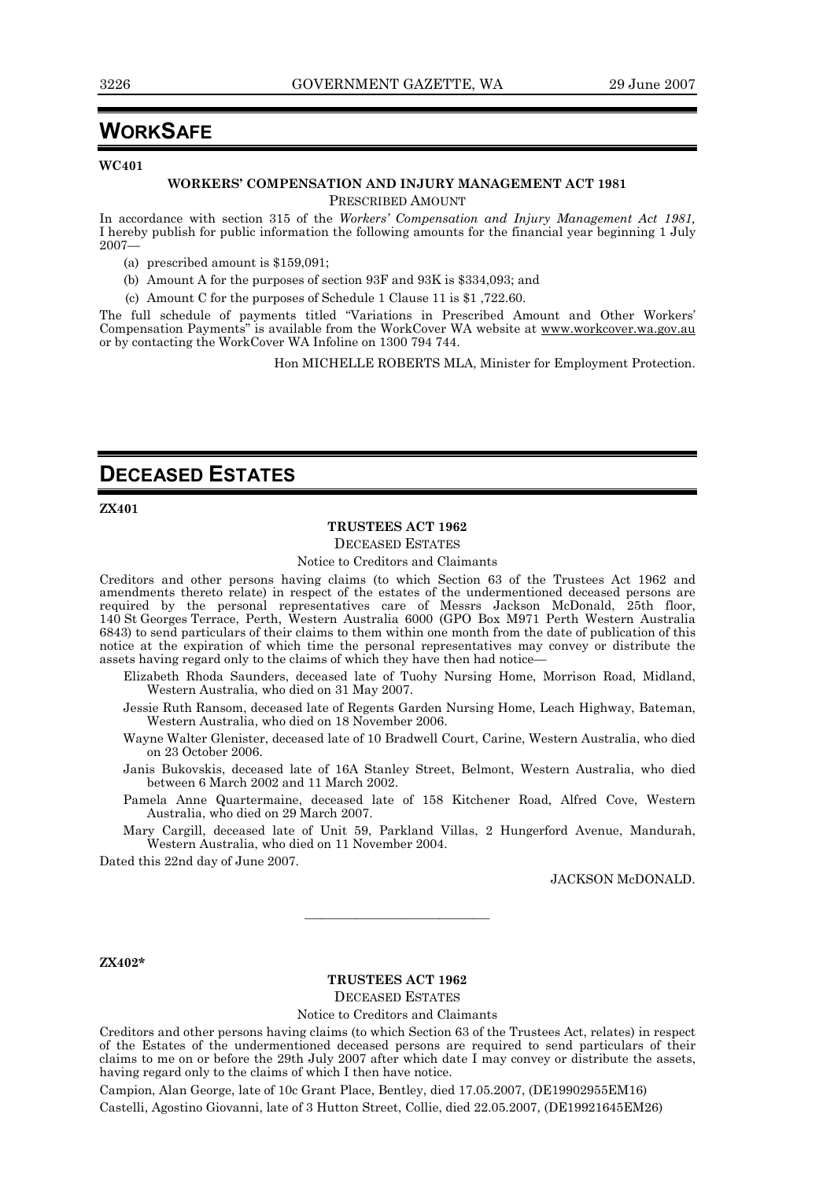# WORKSAFE

**WC401**

**WORKERS' COMPENSATION AND INJURY MANAGEMENT ACT 1981**

PRESCRIBED AMOUNT

In accordance with section 315 of the *Workers' Compensation and Injury Management Act 1981,* I hereby publish for public information the following amounts for the financial year beginning 1 July 2007—

(a) prescribed amount is $159,091;

(b) Amount A for the purposes of section 93F and 93K is $334,093; and

(c) Amount C for the purposes of Schedule 1 Clause 11 is $1 ,722.60.

The full schedule of payments titled "Variations in Prescribed Amount and Other Workers' Compensation Payments" is available from the WorkCover WA website at www.workcover.wa.gov.au or by contacting the WorkCover WA Infoline on 1300 794 744.

Hon MICHELLE ROBERTS MLA, Minister for Employment Protection.

# DECEASED ESTATES

**ZX401**

**TRUSTEES ACT 1962**

DECEASED ESTATES

Notice to Creditors and Claimants

Creditors and other persons having claims (to which Section 63 of the Trustees Act 1962 and amendments thereto relate) in respect of the estates of the undermentioned deceased persons are required by the personal representatives care of Messrs Jackson McDonald, 25th floor, 140 St Georges Terrace, Perth, Western Australia 6000 (GPO Box M971 Perth Western Australia 6843) to send particulars of their claims to them within one month from the date of publication of this notice at the expiration of which time the personal representatives may convey or distribute the assets having regard only to the claims of which they have then had notice—

Elizabeth Rhoda Saunders, deceased late of Tuohy Nursing Home, Morrison Road, Midland, Western Australia, who died on 31 May 2007.

Jessie Ruth Ransom, deceased late of Regents Garden Nursing Home, Leach Highway, Bateman, Western Australia, who died on 18 November 2006.

Wayne Walter Glenister, deceased late of 10 Bradwell Court, Carine, Western Australia, who died on 23 October 2006.

Janis Bukovskis, deceased late of 16A Stanley Street, Belmont, Western Australia, who died between 6 March 2002 and 11 March 2002.

Pamela Anne Quartermaine, deceased late of 158 Kitchener Road, Alfred Cove, Western Australia, who died on 29 March 2007.

Mary Cargill, deceased late of Unit 59, Parkland Villas, 2 Hungerford Avenue, Mandurah, Western Australia, who died on 11 November 2004.

Dated this 22nd day of June 2007.

JACKSON McDONALD.

---

**ZX402***

**TRUSTEES ACT 1962**

DECEASED ESTATES

Notice to Creditors and Claimants

Creditors and other persons having claims (to which Section 63 of the Trustees Act, relates) in respect of the Estates of the undermentioned deceased persons are required to send particulars of their claims to me on or before the 29th July 2007 after which date I may convey or distribute the assets, having regard only to the claims of which I then have notice.

Campion, Alan George, late of 10c Grant Place, Bentley, died 17.05.2007, (DE19902955EM16)

Castelli, Agostino Giovanni, late of 3 Hutton Street, Collie, died 22.05.2007, (DE19921645EM26)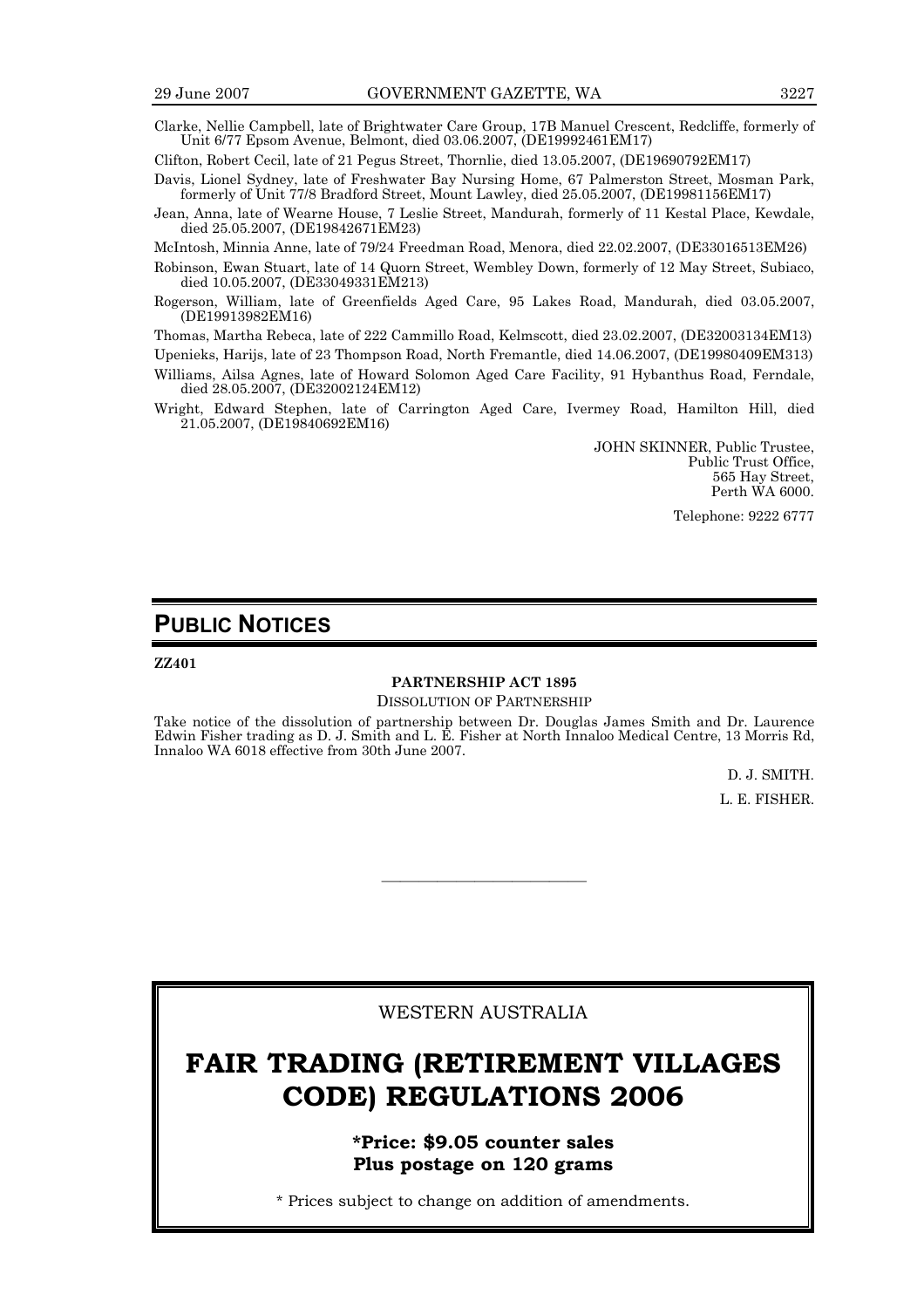Clarke, Nellie Campbell, late of Brightwater Care Group, 17B Manuel Crescent, Redcliffe, formerly of Unit 6/77 Epsom Avenue, Belmont, died 03.06.2007, (DE19992461EM17)

Clifton, Robert Cecil, late of 21 Pegus Street, Thornlie, died 13.05.2007, (DE19690792EM17)

Davis, Lionel Sydney, late of Freshwater Bay Nursing Home, 67 Palmerston Street, Mosman Park, formerly of Unit 77/8 Bradford Street, Mount Lawley, died 25.05.2007, (DE19981156EM17)

Jean, Anna, late of Wearne House, 7 Leslie Street, Mandurah, formerly of 11 Kestal Place, Kewdale, died 25.05.2007, (DE19842671EM23)

McIntosh, Minnia Anne, late of 79/24 Freedman Road, Menora, died 22.02.2007, (DE33016513EM26)

Robinson, Ewan Stuart, late of 14 Quorn Street, Wembley Down, formerly of 12 May Street, Subiaco, died 10.05.2007, (DE33049331EM213)

Rogerson, William, late of Greenfields Aged Care, 95 Lakes Road, Mandurah, died 03.05.2007, (DE19913982EM16)

Thomas, Martha Rebeca, late of 222 Cammillo Road, Kelmscott, died 23.02.2007, (DE32003134EM13)

Upenieks, Harijs, late of 23 Thompson Road, North Fremantle, died 14.06.2007, (DE19980409EM313)

Williams, Ailsa Agnes, late of Howard Solomon Aged Care Facility, 91 Hybanthus Road, Ferndale, died 28.05.2007, (DE32002124EM12)

Wright, Edward Stephen, late of Carrington Aged Care, Ivermey Road, Hamilton Hill, died 21.05.2007, (DE19840692EM16)

JOHN SKINNER, Public Trustee,
Public Trust Office,
565 Hay Street,
Perth WA 6000.

Telephone: 9222 6777

# PUBLIC NOTICES

**ZZ401**

**PARTNERSHIP ACT 1895**

DISSOLUTION OF PARTNERSHIP

Take notice of the dissolution of partnership between Dr. Douglas James Smith and Dr. Laurence Edwin Fisher trading as D. J. Smith and L. E. Fisher at North Innaloo Medical Centre, 13 Morris Rd, Innaloo WA 6018 effective from 30th June 2007.

D. J. SMITH.

L. E. FISHER.

---

WESTERN AUSTRALIA

## FAIR TRADING (RETIREMENT VILLAGES CODE) REGULATIONS 2006

**\*Price: $9.05 counter sales**
**Plus postage on 120 grams**

\* Prices subject to change on addition of amendments.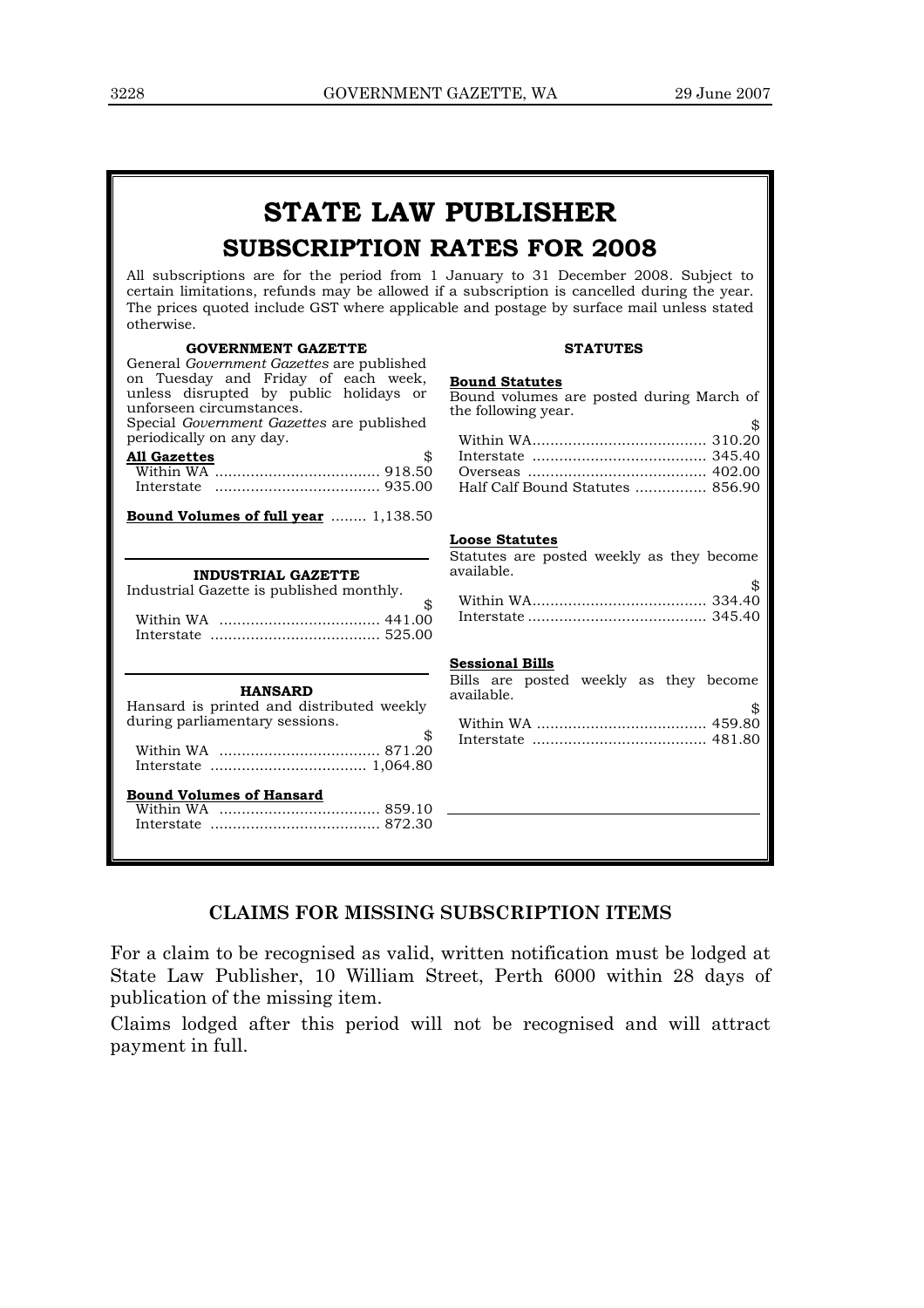# STATE LAW PUBLISHER

## SUBSCRIPTION RATES FOR 2008

All subscriptions are for the period from 1 January to 31 December 2008. Subject to certain limitations, refunds may be allowed if a subscription is cancelled during the year. The prices quoted include GST where applicable and postage by surface mail unless stated otherwise.

### GOVERNMENT GAZETTE

General *Government Gazettes* are published on Tuesday and Friday of each week, unless disrupted by public holidays or unforseen circumstances.

Special *Government Gazettes* are published periodically on any day.

**All Gazettes**

| | $ |
|---|---|
| Within WA | 918.50 |
| Interstate | 935.00 |

**Bound Volumes of full year** ........ 1,138.50

### INDUSTRIAL GAZETTE

Industrial Gazette is published monthly.

| | $ |
|---|---|
| Within WA | 441.00 |
| Interstate | 525.00 |

### HANSARD

Hansard is printed and distributed weekly during parliamentary sessions.

| | $ |
|---|---|
| Within WA | 871.20 |
| Interstate | 1,064.80 |

**Bound Volumes of Hansard**

| | |
|---|---|
| Within WA | 859.10 |
| Interstate | 872.30 |

### STATUTES

**Bound Statutes**

Bound volumes are posted during March of the following year.

| | $ |
|---|---|
| Within WA | 310.20 |
| Interstate | 345.40 |
| Overseas | 402.00 |
| Half Calf Bound Statutes | 856.90 |

**Loose Statutes**

Statutes are posted weekly as they become available.

| | $ |
|---|---|
| Within WA | 334.40 |
| Interstate | 345.40 |

**Sessional Bills**

Bills are posted weekly as they become available.

| | $ |
|---|---|
| Within WA | 459.80 |
| Interstate | 481.80 |

## CLAIMS FOR MISSING SUBSCRIPTION ITEMS

For a claim to be recognised as valid, written notification must be lodged at State Law Publisher, 10 William Street, Perth 6000 within 28 days of publication of the missing item.

Claims lodged after this period will not be recognised and will attract payment in full.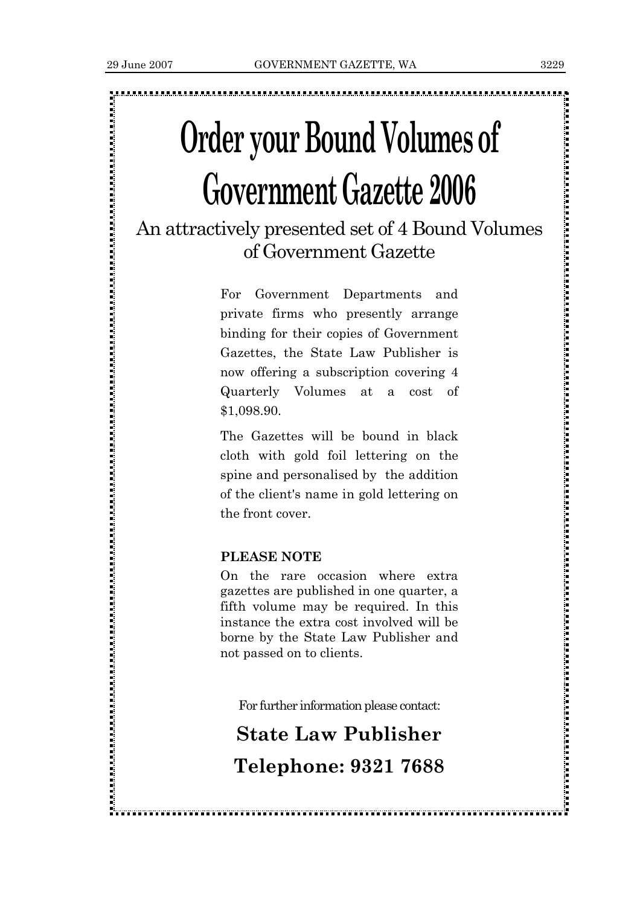# Order your Bound Volumes of Government Gazette 2006

## An attractively presented set of 4 Bound Volumes of Government Gazette

For Government Departments and private firms who presently arrange binding for their copies of Government Gazettes, the State Law Publisher is now offering a subscription covering 4 Quarterly Volumes at a cost of $1,098.90.

The Gazettes will be bound in black cloth with gold foil lettering on the spine and personalised by the addition of the client's name in gold lettering on the front cover.

**PLEASE NOTE**

On the rare occasion where extra gazettes are published in one quarter, a fifth volume may be required. In this instance the extra cost involved will be borne by the State Law Publisher and not passed on to clients.

For further information please contact:

**State Law Publisher**

**Telephone: 9321 7688**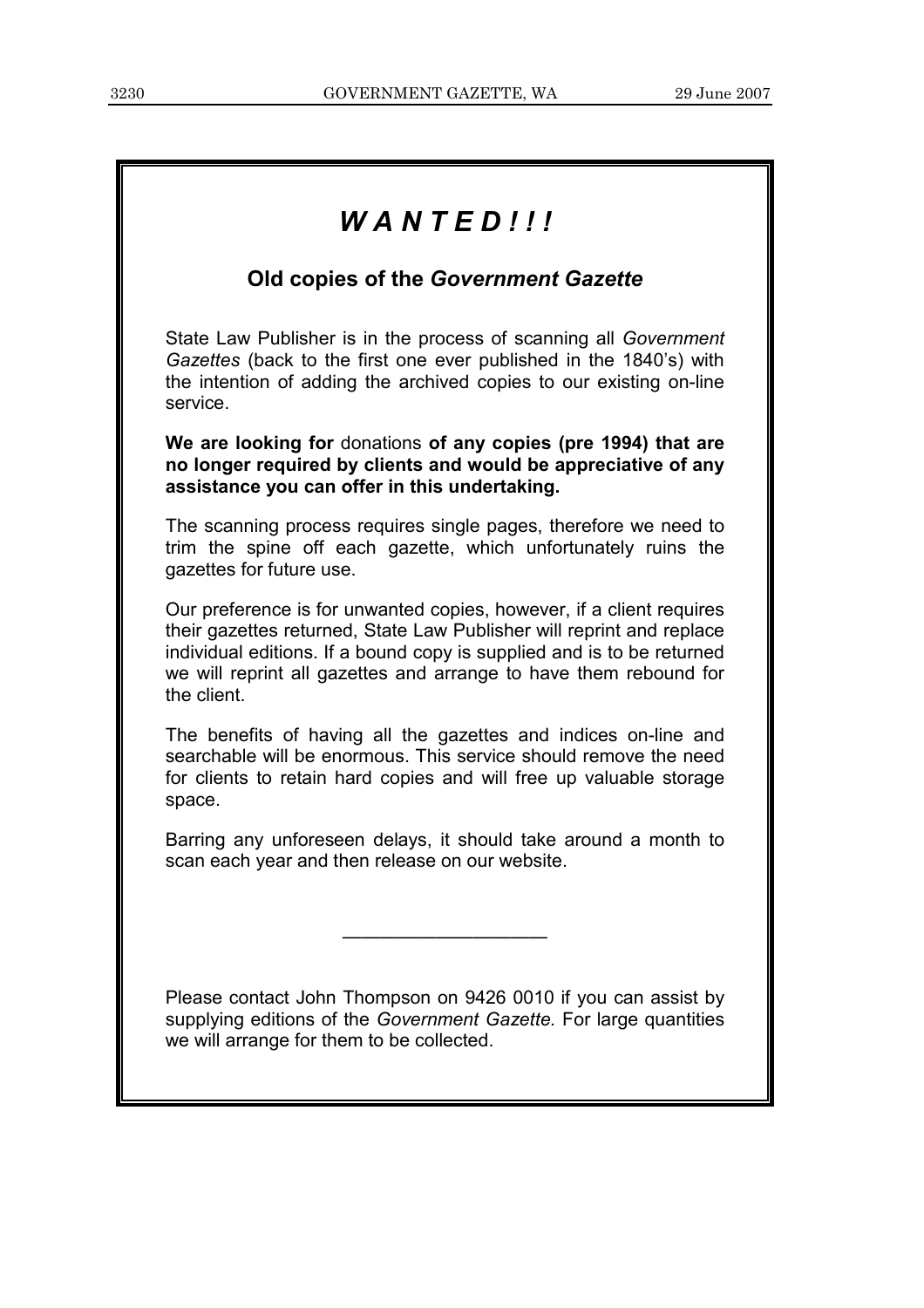# *W A N T E D ! ! !*

## Old copies of the *Government Gazette*

State Law Publisher is in the process of scanning all *Government Gazettes* (back to the first one ever published in the 1840's) with the intention of adding the archived copies to our existing on-line service.

**We are looking for** donations **of any copies (pre 1994) that are no longer required by clients and would be appreciative of any assistance you can offer in this undertaking.**

The scanning process requires single pages, therefore we need to trim the spine off each gazette, which unfortunately ruins the gazettes for future use.

Our preference is for unwanted copies, however, if a client requires their gazettes returned, State Law Publisher will reprint and replace individual editions. If a bound copy is supplied and is to be returned we will reprint all gazettes and arrange to have them rebound for the client.

The benefits of having all the gazettes and indices on-line and searchable will be enormous. This service should remove the need for clients to retain hard copies and will free up valuable storage space.

Barring any unforeseen delays, it should take around a month to scan each year and then release on our website.

---

Please contact John Thompson on 9426 0010 if you can assist by supplying editions of the *Government Gazette.* For large quantities we will arrange for them to be collected.